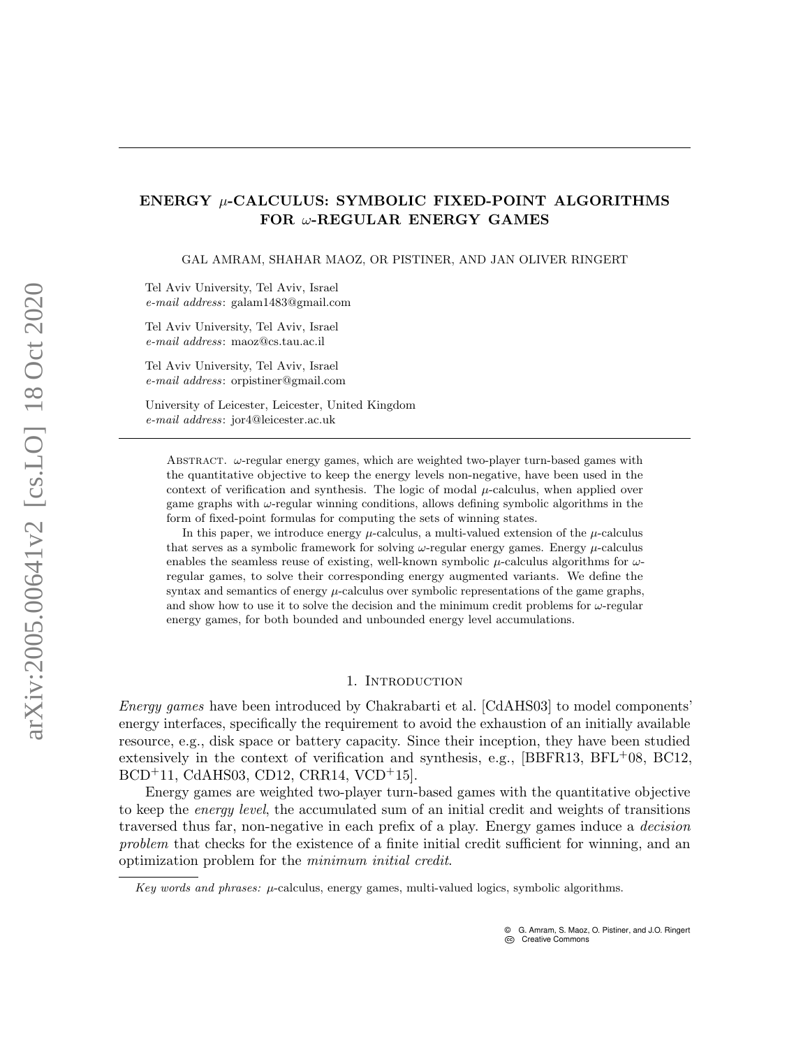# ENERGY $\mu$-CALCULUS: SYMBOLIC FIXED-POINT ALGORITHMS FOR $\omega$-REGULAR ENERGY GAMES

GAL AMRAM, SHAHAR MAOZ, OR PISTINER, AND JAN OLIVER RINGERT

Tel Aviv University, Tel Aviv, Israel
*e-mail address*: galam1483@gmail.com

Tel Aviv University, Tel Aviv, Israel
*e-mail address*: maoz@cs.tau.ac.il

Tel Aviv University, Tel Aviv, Israel
*e-mail address*: orpistiner@gmail.com

University of Leicester, Leicester, United Kingdom
*e-mail address*: jor4@leicester.ac.uk

Abstract. $\omega$-regular energy games, which are weighted two-player turn-based games with the quantitative objective to keep the energy levels non-negative, have been used in the context of verification and synthesis. The logic of modal $\mu$-calculus, when applied over game graphs with $\omega$-regular winning conditions, allows defining symbolic algorithms in the form of fixed-point formulas for computing the sets of winning states.

In this paper, we introduce energy $\mu$-calculus, a multi-valued extension of the $\mu$-calculus that serves as a symbolic framework for solving $\omega$-regular energy games. Energy $\mu$-calculus enables the seamless reuse of existing, well-known symbolic $\mu$-calculus algorithms for $\omega$-regular games, to solve their corresponding energy augmented variants. We define the syntax and semantics of energy $\mu$-calculus over symbolic representations of the game graphs, and show how to use it to solve the decision and the minimum credit problems for $\omega$-regular energy games, for both bounded and unbounded energy level accumulations.

## 1. Introduction

*Energy games* have been introduced by Chakrabarti et al. [CdAHS03] to model components' energy interfaces, specifically the requirement to avoid the exhaustion of an initially available resource, e.g., disk space or battery capacity. Since their inception, they have been studied extensively in the context of verification and synthesis, e.g., [BBFR13, BFL+08, BC12, BCD+11, CdAHS03, CD12, CRR14, VCD+15].

Energy games are weighted two-player turn-based games with the quantitative objective to keep the *energy level*, the accumulated sum of an initial credit and weights of transitions traversed thus far, non-negative in each prefix of a play. Energy games induce a *decision problem* that checks for the existence of a finite initial credit sufficient for winning, and an optimization problem for the *minimum initial credit*.

*Key words and phrases:* $\mu$-calculus, energy games, multi-valued logics, symbolic algorithms.

© G. Amram, S. Maoz, O. Pistiner, and J.O. Ringert
Creative Commons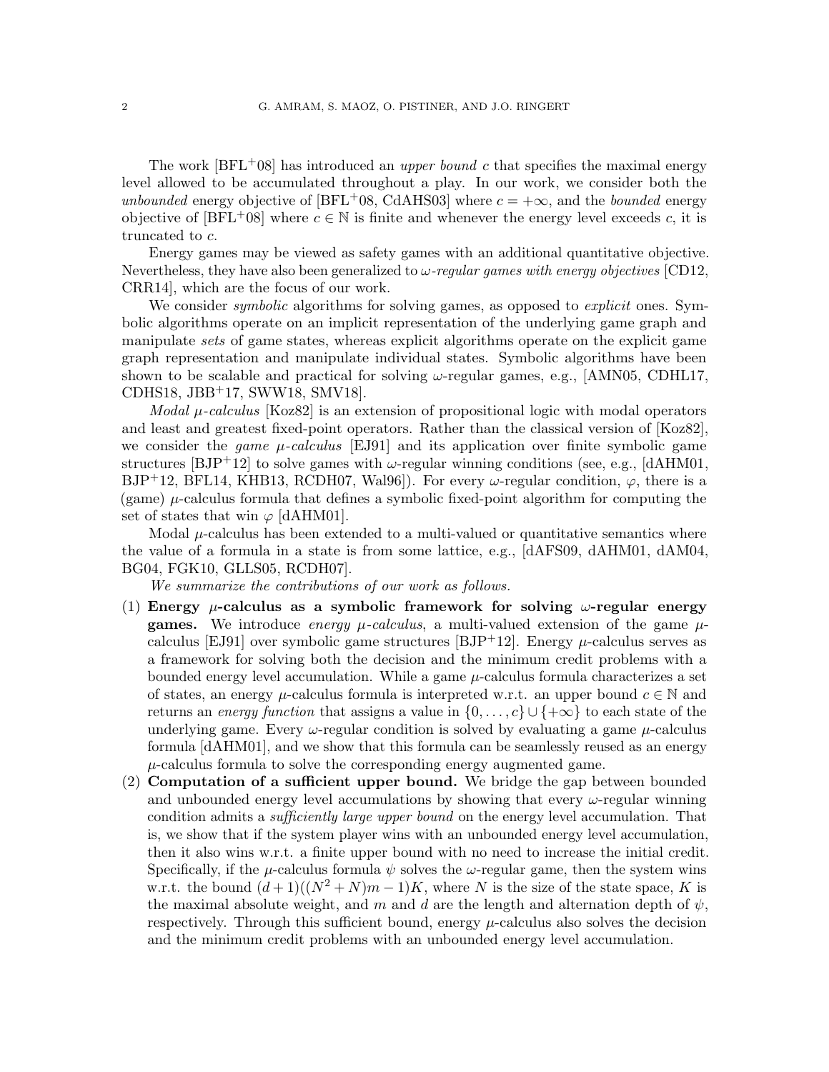The work [BFL$^+$08] has introduced an *upper bound* $c$ that specifies the maximal energy level allowed to be accumulated throughout a play. In our work, we consider both the *unbounded* energy objective of [BFL$^+$08, CdAHS03] where $c = +\infty$, and the *bounded* energy objective of [BFL$^+$08] where $c \in \mathbb{N}$ is finite and whenever the energy level exceeds $c$, it is truncated to $c$.

Energy games may be viewed as safety games with an additional quantitative objective. Nevertheless, they have also been generalized to *$\omega$-regular games with energy objectives* [CD12, CRR14], which are the focus of our work.

We consider *symbolic* algorithms for solving games, as opposed to *explicit* ones. Symbolic algorithms operate on an implicit representation of the underlying game graph and manipulate *sets* of game states, whereas explicit algorithms operate on the explicit game graph representation and manipulate individual states. Symbolic algorithms have been shown to be scalable and practical for solving $\omega$-regular games, e.g., [AMN05, CDHL17, CDHS18, JBB$^+$17, SWW18, SMV18].

*Modal $\mu$-calculus* [Koz82] is an extension of propositional logic with modal operators and least and greatest fixed-point operators. Rather than the classical version of [Koz82], we consider the *game $\mu$-calculus* [EJ91] and its application over finite symbolic game structures [BJP$^+$12] to solve games with $\omega$-regular winning conditions (see, e.g., [dAHM01, BJP$^+$12, BFL14, KHB13, RCDH07, Wal96]). For every $\omega$-regular condition, $\varphi$, there is a (game) $\mu$-calculus formula that defines a symbolic fixed-point algorithm for computing the set of states that win $\varphi$ [dAHM01].

Modal $\mu$-calculus has been extended to a multi-valued or quantitative semantics where the value of a formula in a state is from some lattice, e.g., [dAFS09, dAHM01, dAM04, BG04, FGK10, GLLS05, RCDH07].

*We summarize the contributions of our work as follows.*

1. **Energy $\mu$-calculus as a symbolic framework for solving $\omega$-regular energy games.** We introduce *energy $\mu$-calculus*, a multi-valued extension of the game $\mu$-calculus [EJ91] over symbolic game structures [BJP$^+$12]. Energy $\mu$-calculus serves as a framework for solving both the decision and the minimum credit problems with a bounded energy level accumulation. While a game $\mu$-calculus formula characterizes a set of states, an energy $\mu$-calculus formula is interpreted w.r.t. an upper bound $c \in \mathbb{N}$ and returns an *energy function* that assigns a value in $\{0, \dots, c\} \cup \{+\infty\}$ to each state of the underlying game. Every $\omega$-regular condition is solved by evaluating a game $\mu$-calculus formula [dAHM01], and we show that this formula can be seamlessly reused as an energy $\mu$-calculus formula to solve the corresponding energy augmented game.
2. **Computation of a sufficient upper bound.** We bridge the gap between bounded and unbounded energy level accumulations by showing that every $\omega$-regular winning condition admits a *sufficiently large upper bound* on the energy level accumulation. That is, we show that if the system player wins with an unbounded energy level accumulation, then it also wins w.r.t. a finite upper bound with no need to increase the initial credit. Specifically, if the $\mu$-calculus formula $\psi$ solves the $\omega$-regular game, then the system wins w.r.t. the bound $(d+1)((N^2+N)m-1)K$, where $N$ is the size of the state space, $K$ is the maximal absolute weight, and $m$ and $d$ are the length and alternation depth of $\psi$, respectively. Through this sufficient bound, energy $\mu$-calculus also solves the decision and the minimum credit problems with an unbounded energy level accumulation.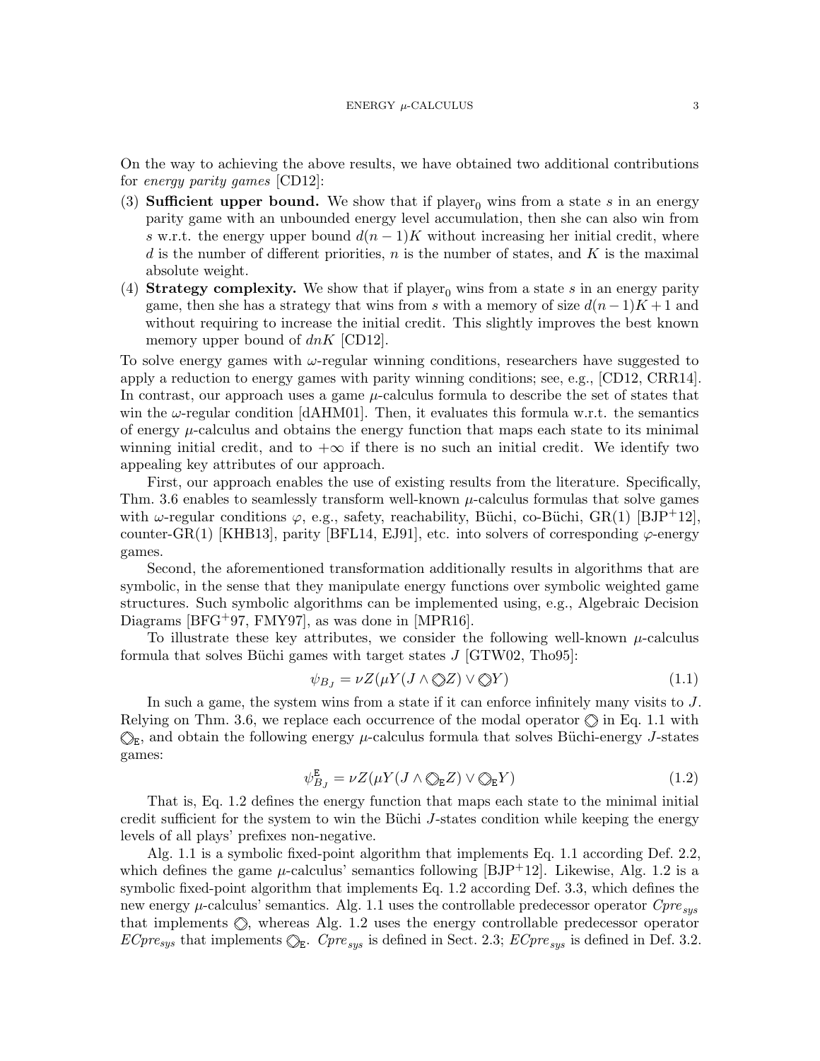On the way to achieving the above results, we have obtained two additional contributions for *energy parity games* [CD12]:

(3) **Sufficient upper bound.** We show that if $\text{player}_0$ wins from a state $s$ in an energy parity game with an unbounded energy level accumulation, then she can also win from $s$ w.r.t. the energy upper bound $d(n-1)K$ without increasing her initial credit, where $d$ is the number of different priorities, $n$ is the number of states, and $K$ is the maximal absolute weight.

(4) **Strategy complexity.** We show that if $\text{player}_0$ wins from a state $s$ in an energy parity game, then she has a strategy that wins from $s$ with a memory of size $d(n-1)K+1$ and without requiring to increase the initial credit. This slightly improves the best known memory upper bound of $dnK$ [CD12].

To solve energy games with $\omega$-regular winning conditions, researchers have suggested to apply a reduction to energy games with parity winning conditions; see, e.g., [CD12, CRR14]. In contrast, our approach uses a game $\mu$-calculus formula to describe the set of states that win the $\omega$-regular condition [dAHM01]. Then, it evaluates this formula w.r.t. the semantics of energy $\mu$-calculus and obtains the energy function that maps each state to its minimal winning initial credit, and to $+\infty$ if there is no such an initial credit. We identify two appealing key attributes of our approach.

First, our approach enables the use of existing results from the literature. Specifically, Thm. 3.6 enables to seamlessly transform well-known $\mu$-calculus formulas that solve games with $\omega$-regular conditions $\varphi$, e.g., safety, reachability, Büchi, co-Büchi, GR(1) [BJP⁺12], counter-GR(1) [KHB13], parity [BFL14, EJ91], etc. into solvers of corresponding $\varphi$-energy games.

Second, the aforementioned transformation additionally results in algorithms that are symbolic, in the sense that they manipulate energy functions over symbolic weighted game structures. Such symbolic algorithms can be implemented using, e.g., Algebraic Decision Diagrams [BFG⁺97, FMY97], as was done in [MPR16].

To illustrate these key attributes, we consider the following well-known $\mu$-calculus formula that solves Büchi games with target states $J$ [GTW02, Tho95]:

$$\psi_{B_J} = \nu Z(\mu Y(J \wedge \bigcirc\!\!\!\!\diamond Z) \vee \bigcirc\!\!\!\!\diamond Y) \tag{1.1}$$

In such a game, the system wins from a state if it can enforce infinitely many visits to $J$. Relying on Thm. 3.6, we replace each occurrence of the modal operator $\bigcirc\!\!\!\!\diamond$ in Eq. 1.1 with $\bigcirc\!\!\!\!\diamond_{\mathtt{E}}$, and obtain the following energy $\mu$-calculus formula that solves Büchi-energy $J$-states games:

$$\psi^{\mathtt{E}}_{B_J} = \nu Z(\mu Y(J \wedge \bigcirc\!\!\!\!\diamond_{\mathtt{E}} Z) \vee \bigcirc\!\!\!\!\diamond_{\mathtt{E}} Y) \tag{1.2}$$

That is, Eq. 1.2 defines the energy function that maps each state to the minimal initial credit sufficient for the system to win the Büchi $J$-states condition while keeping the energy levels of all plays' prefixes non-negative.

Alg. 1.1 is a symbolic fixed-point algorithm that implements Eq. 1.1 according Def. 2.2, which defines the game $\mu$-calculus' semantics following [BJP⁺12]. Likewise, Alg. 1.2 is a symbolic fixed-point algorithm that implements Eq. 1.2 according Def. 3.3, which defines the new energy $\mu$-calculus' semantics. Alg. 1.1 uses the controllable predecessor operator $Cpre_{sys}$ that implements $\bigcirc\!\!\!\!\diamond$, whereas Alg. 1.2 uses the energy controllable predecessor operator $ECpre_{sys}$ that implements $\bigcirc\!\!\!\!\diamond_{\mathtt{E}}$. $Cpre_{sys}$ is defined in Sect. 2.3; $ECpre_{sys}$ is defined in Def. 3.2.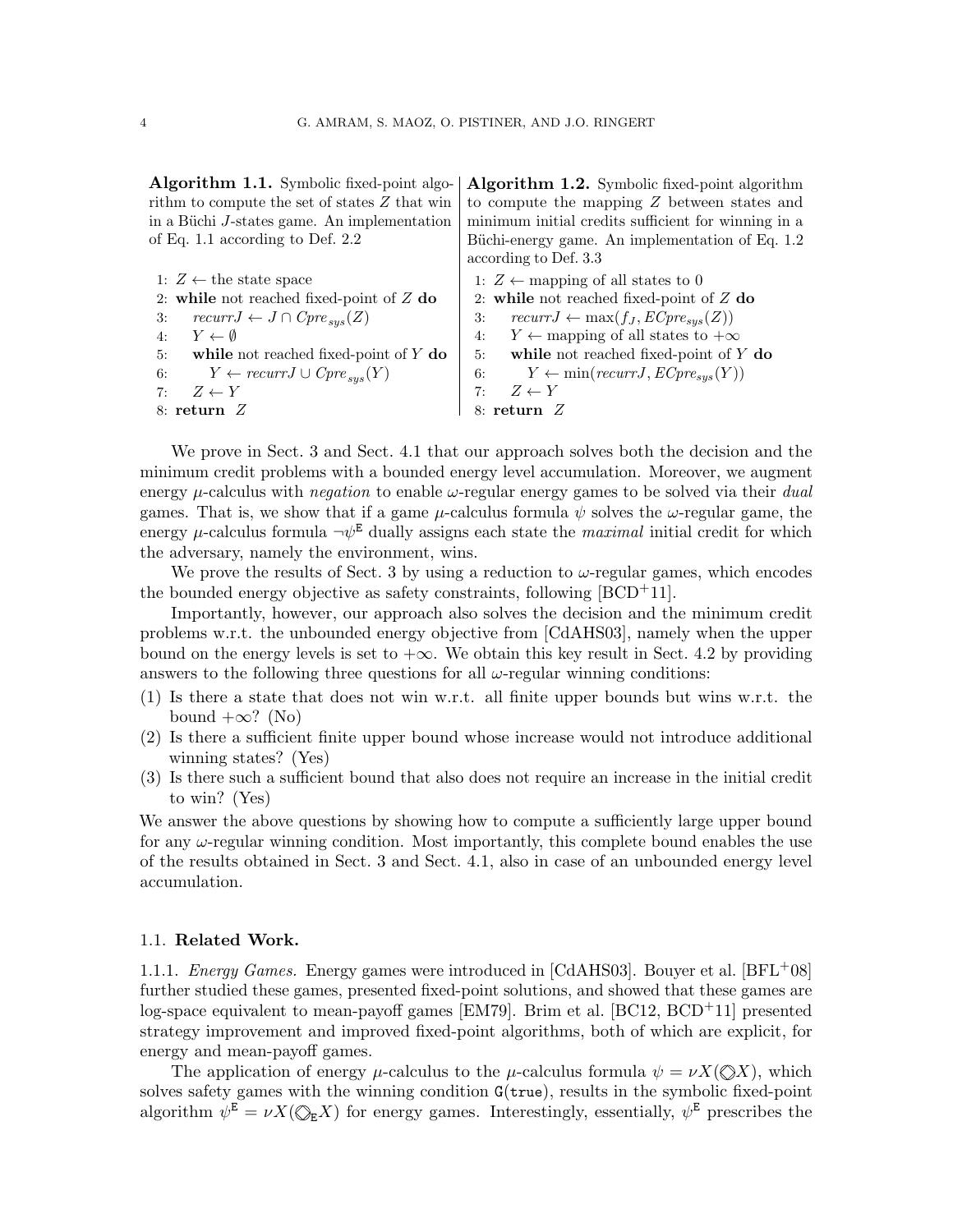**Algorithm 1.1.** Symbolic fixed-point algorithm to compute the set of states $Z$ that win in a Büchi $J$-states game. An implementation of Eq. 1.1 according to Def. 2.2

```
1: Z ← the state space
2: while not reached fixed-point of Z do
3:    recurrJ ← J ∩ Cpre_sys(Z)
4:    Y ← ∅
5:    while not reached fixed-point of Y do
6:       Y ← recurrJ ∪ Cpre_sys(Y)
7:    Z ← Y
8: return Z
```

**Algorithm 1.2.** Symbolic fixed-point algorithm to compute the mapping $Z$ between states and minimum initial credits sufficient for winning in a Büchi-energy game. An implementation of Eq. 1.2 according to Def. 3.3

```
1: Z ← mapping of all states to 0
2: while not reached fixed-point of Z do
3:    recurrJ ← max(f_J, ECpre_sys(Z))
4:    Y ← mapping of all states to +∞
5:    while not reached fixed-point of Y do
6:       Y ← min(recurrJ, ECpre_sys(Y))
7:    Z ← Y
8: return Z
```

We prove in Sect. 3 and Sect. 4.1 that our approach solves both the decision and the minimum credit problems with a bounded energy level accumulation. Moreover, we augment energy $\mu$-calculus with *negation* to enable $\omega$-regular energy games to be solved via their *dual* games. That is, we show that if a game $\mu$-calculus formula $\psi$ solves the $\omega$-regular game, the energy $\mu$-calculus formula $\neg\psi^{\mathtt{E}}$ dually assigns each state the *maximal* initial credit for which the adversary, namely the environment, wins.

We prove the results of Sect. 3 by using a reduction to $\omega$-regular games, which encodes the bounded energy objective as safety constraints, following [BCD+11].

Importantly, however, our approach also solves the decision and the minimum credit problems w.r.t. the unbounded energy objective from [CdAHS03], namely when the upper bound on the energy levels is set to $+\infty$. We obtain this key result in Sect. 4.2 by providing answers to the following three questions for all $\omega$-regular winning conditions:

(1) Is there a state that does not win w.r.t. all finite upper bounds but wins w.r.t. the bound $+\infty$? (No)
(2) Is there a sufficient finite upper bound whose increase would not introduce additional winning states? (Yes)
(3) Is there such a sufficient bound that also does not require an increase in the initial credit to win? (Yes)

We answer the above questions by showing how to compute a sufficiently large upper bound for any $\omega$-regular winning condition. Most importantly, this complete bound enables the use of the results obtained in Sect. 3 and Sect. 4.1, also in case of an unbounded energy level accumulation.

### 1.1. **Related Work.**

1.1.1. *Energy Games.* Energy games were introduced in [CdAHS03]. Bouyer et al. [BFL+08] further studied these games, presented fixed-point solutions, and showed that these games are log-space equivalent to mean-payoff games [EM79]. Brim et al. [BC12, BCD+11] presented strategy improvement and improved fixed-point algorithms, both of which are explicit, for energy and mean-payoff games.

The application of energy $\mu$-calculus to the $\mu$-calculus formula $\psi = \nu X(\circledcirc X)$, which solves safety games with the winning condition $\mathtt{G}(\mathtt{true})$, results in the symbolic fixed-point algorithm $\psi^{\mathtt{E}} = \nu X(\circledcirc_{\mathtt{E}} X)$ for energy games. Interestingly, essentially, $\psi^{\mathtt{E}}$ prescribes the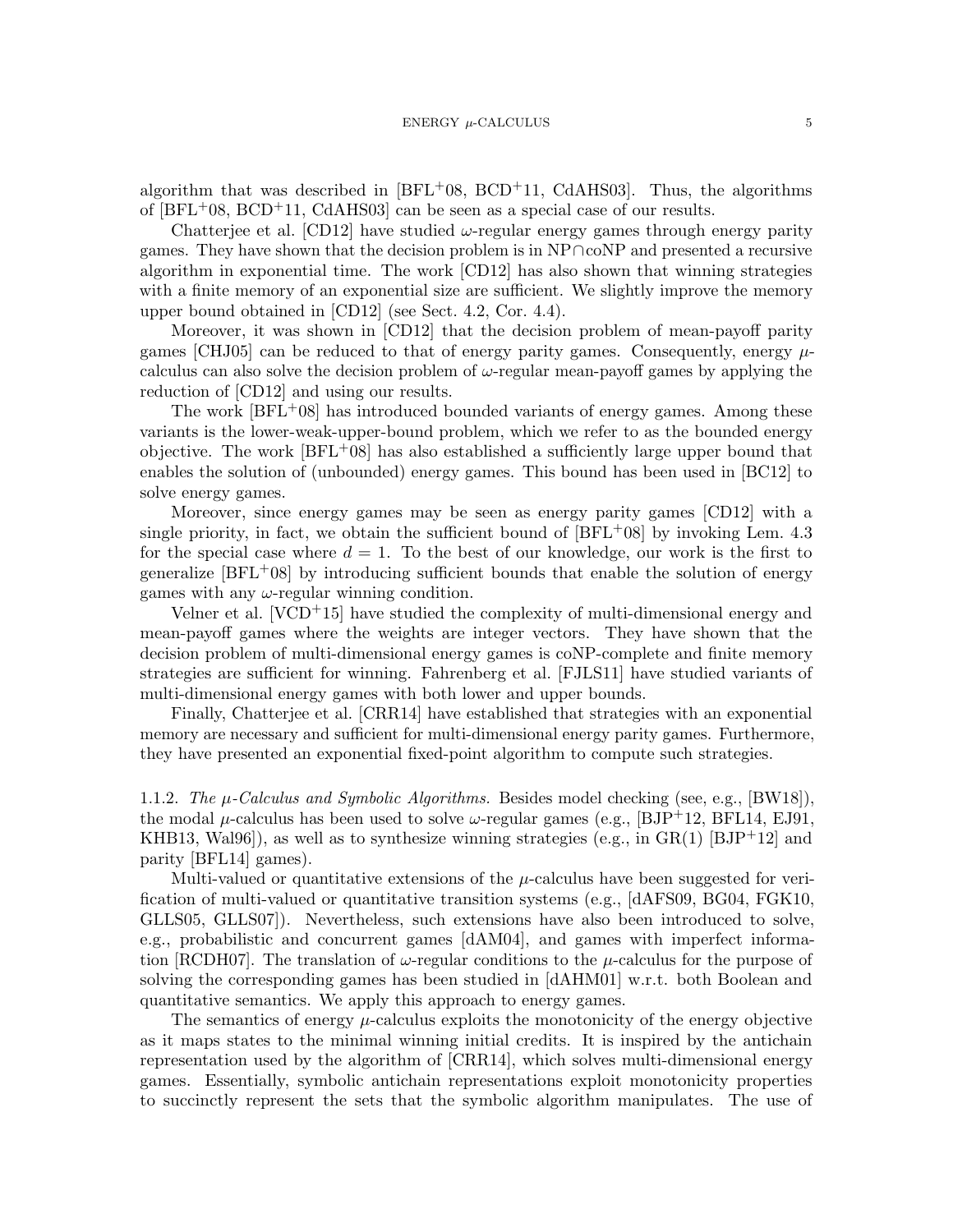algorithm that was described in [BFL+08, BCD+11, CdAHS03]. Thus, the algorithms of [BFL+08, BCD+11, CdAHS03] can be seen as a special case of our results.

Chatterjee et al. [CD12] have studied $\omega$-regular energy games through energy parity games. They have shown that the decision problem is in NP$\cap$coNP and presented a recursive algorithm in exponential time. The work [CD12] has also shown that winning strategies with a finite memory of an exponential size are sufficient. We slightly improve the memory upper bound obtained in [CD12] (see Sect. 4.2, Cor. 4.4).

Moreover, it was shown in [CD12] that the decision problem of mean-payoff parity games [CHJ05] can be reduced to that of energy parity games. Consequently, energy $\mu$-calculus can also solve the decision problem of $\omega$-regular mean-payoff games by applying the reduction of [CD12] and using our results.

The work [BFL+08] has introduced bounded variants of energy games. Among these variants is the lower-weak-upper-bound problem, which we refer to as the bounded energy objective. The work [BFL+08] has also established a sufficiently large upper bound that enables the solution of (unbounded) energy games. This bound has been used in [BC12] to solve energy games.

Moreover, since energy games may be seen as energy parity games [CD12] with a single priority, in fact, we obtain the sufficient bound of [BFL+08] by invoking Lem. 4.3 for the special case where $d = 1$. To the best of our knowledge, our work is the first to generalize [BFL+08] by introducing sufficient bounds that enable the solution of energy games with any $\omega$-regular winning condition.

Velner et al. [VCD+15] have studied the complexity of multi-dimensional energy and mean-payoff games where the weights are integer vectors. They have shown that the decision problem of multi-dimensional energy games is coNP-complete and finite memory strategies are sufficient for winning. Fahrenberg et al. [FJLS11] have studied variants of multi-dimensional energy games with both lower and upper bounds.

Finally, Chatterjee et al. [CRR14] have established that strategies with an exponential memory are necessary and sufficient for multi-dimensional energy parity games. Furthermore, they have presented an exponential fixed-point algorithm to compute such strategies.

1.1.2. *The $\mu$-Calculus and Symbolic Algorithms.* Besides model checking (see, e.g., [BW18]), the modal $\mu$-calculus has been used to solve $\omega$-regular games (e.g., [BJP+12, BFL14, EJ91, KHB13, Wal96]), as well as to synthesize winning strategies (e.g., in GR(1) [BJP+12] and parity [BFL14] games).

Multi-valued or quantitative extensions of the $\mu$-calculus have been suggested for verification of multi-valued or quantitative transition systems (e.g., [dAFS09, BG04, FGK10, GLLS05, GLLS07]). Nevertheless, such extensions have also been introduced to solve, e.g., probabilistic and concurrent games [dAM04], and games with imperfect information [RCDH07]. The translation of $\omega$-regular conditions to the $\mu$-calculus for the purpose of solving the corresponding games has been studied in [dAHM01] w.r.t. both Boolean and quantitative semantics. We apply this approach to energy games.

The semantics of energy $\mu$-calculus exploits the monotonicity of the energy objective as it maps states to the minimal winning initial credits. It is inspired by the antichain representation used by the algorithm of [CRR14], which solves multi-dimensional energy games. Essentially, symbolic antichain representations exploit monotonicity properties to succinctly represent the sets that the symbolic algorithm manipulates. The use of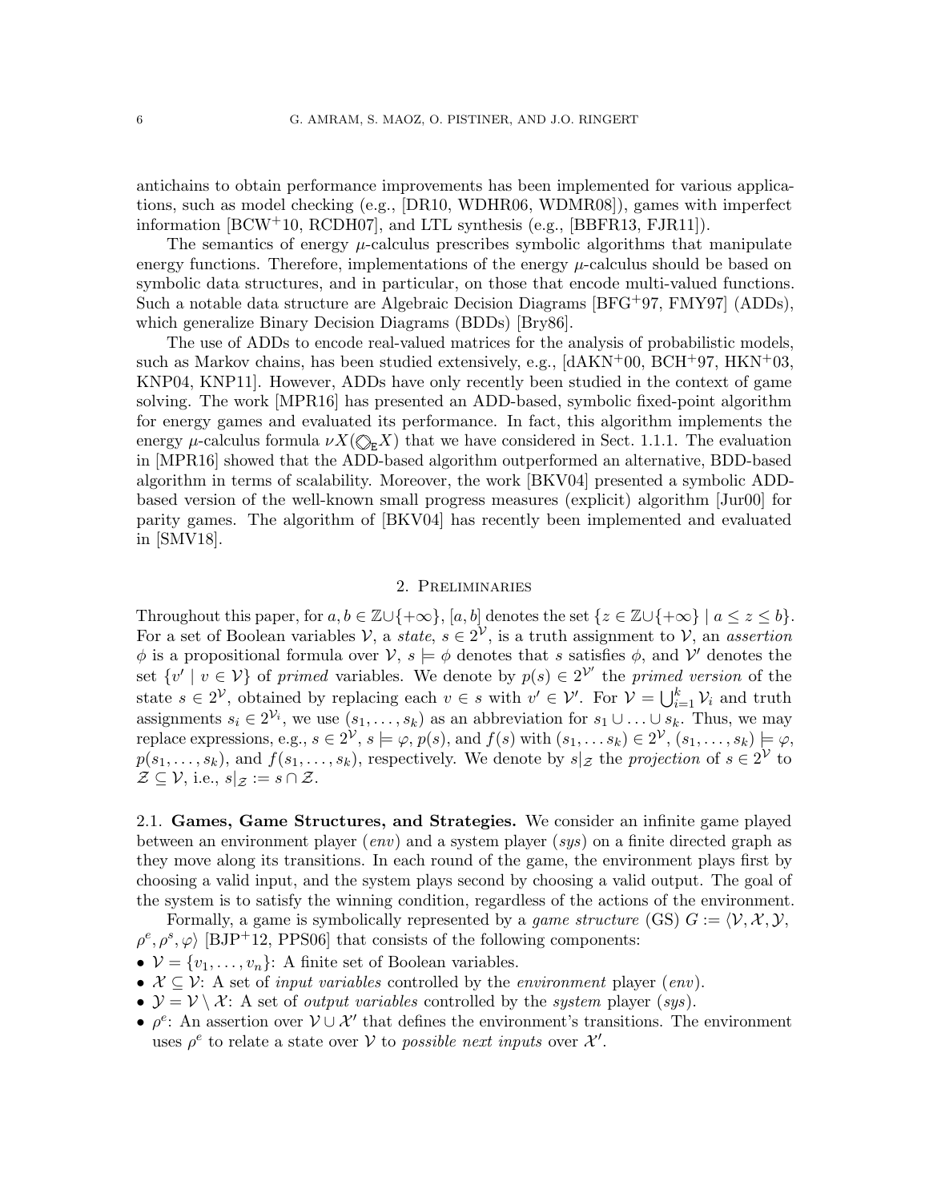antichains to obtain performance improvements has been implemented for various applications, such as model checking (e.g., [DR10, WDHR06, WDMR08]), games with imperfect information [BCW+10, RCDH07], and LTL synthesis (e.g., [BBFR13, FJR11]).

The semantics of energy $\mu$-calculus prescribes symbolic algorithms that manipulate energy functions. Therefore, implementations of the energy $\mu$-calculus should be based on symbolic data structures, and in particular, on those that encode multi-valued functions. Such a notable data structure are Algebraic Decision Diagrams [BFG+97, FMY97] (ADDs), which generalize Binary Decision Diagrams (BDDs) [Bry86].

The use of ADDs to encode real-valued matrices for the analysis of probabilistic models, such as Markov chains, has been studied extensively, e.g., [dAKN+00, BCH+97, HKN+03, KNP04, KNP11]. However, ADDs have only recently been studied in the context of game solving. The work [MPR16] has presented an ADD-based, symbolic fixed-point algorithm for energy games and evaluated its performance. In fact, this algorithm implements the energy $\mu$-calculus formula $\nu X(\circledcirc_{\mathtt{E}} X)$ that we have considered in Sect. 1.1.1. The evaluation in [MPR16] showed that the ADD-based algorithm outperformed an alternative, BDD-based algorithm in terms of scalability. Moreover, the work [BKV04] presented a symbolic ADD-based version of the well-known small progress measures (explicit) algorithm [Jur00] for parity games. The algorithm of [BKV04] has recently been implemented and evaluated in [SMV18].

## 2. Preliminaries

Throughout this paper, for $a, b \in \mathbb{Z} \cup \{+\infty\}$, $[a, b]$ denotes the set $\{z \in \mathbb{Z} \cup \{+\infty\} \mid a \le z \le b\}$. For a set of Boolean variables $\mathcal{V}$, a *state*, $s \in 2^{\mathcal{V}}$, is a truth assignment to $\mathcal{V}$, an *assertion* $\phi$ is a propositional formula over $\mathcal{V}$, $s \models \phi$ denotes that $s$ satisfies $\phi$, and $\mathcal{V}'$ denotes the set $\{v' \mid v \in \mathcal{V}\}$ of *primed* variables. We denote by $p(s) \in 2^{\mathcal{V}'}$ the *primed version* of the state $s \in 2^{\mathcal{V}}$, obtained by replacing each $v \in s$ with $v' \in \mathcal{V}'$. For $\mathcal{V} = \bigcup_{i=1}^{k} \mathcal{V}_i$ and truth assignments $s_i \in 2^{\mathcal{V}_i}$, we use $(s_1, \ldots, s_k)$ as an abbreviation for $s_1 \cup \ldots \cup s_k$. Thus, we may replace expressions, e.g., $s \in 2^{\mathcal{V}}$, $s \models \varphi$, $p(s)$, and $f(s)$ with $(s_1, \ldots s_k) \in 2^{\mathcal{V}}$, $(s_1, \ldots, s_k) \models \varphi$, $p(s_1, \ldots, s_k)$, and $f(s_1, \ldots, s_k)$, respectively. We denote by $s|_{\mathcal{Z}}$ the *projection* of $s \in 2^{\mathcal{V}}$ to $\mathcal{Z} \subseteq \mathcal{V}$, i.e., $s|_{\mathcal{Z}} := s \cap \mathcal{Z}$.

### 2.1. Games, Game Structures, and Strategies.

We consider an infinite game played between an environment player (*env*) and a system player (*sys*) on a finite directed graph as they move along its transitions. In each round of the game, the environment plays first by choosing a valid input, and the system plays second by choosing a valid output. The goal of the system is to satisfy the winning condition, regardless of the actions of the environment.

Formally, a game is symbolically represented by a *game structure* (GS) $G := \langle \mathcal{V}, \mathcal{X}, \mathcal{Y}, \rho^e, \rho^s, \varphi \rangle$ [BJP+12, PPS06] that consists of the following components:

- $\mathcal{V} = \{v_1, \ldots, v_n\}$: A finite set of Boolean variables.
- $\mathcal{X} \subseteq \mathcal{V}$: A set of *input variables* controlled by the *environment* player (*env*).
- $\mathcal{Y} = \mathcal{V} \setminus \mathcal{X}$: A set of *output variables* controlled by the *system* player (*sys*).
- $\rho^e$: An assertion over $\mathcal{V} \cup \mathcal{X}'$ that defines the environment's transitions. The environment uses $\rho^e$ to relate a state over $\mathcal{V}$ to *possible next inputs* over $\mathcal{X}'$.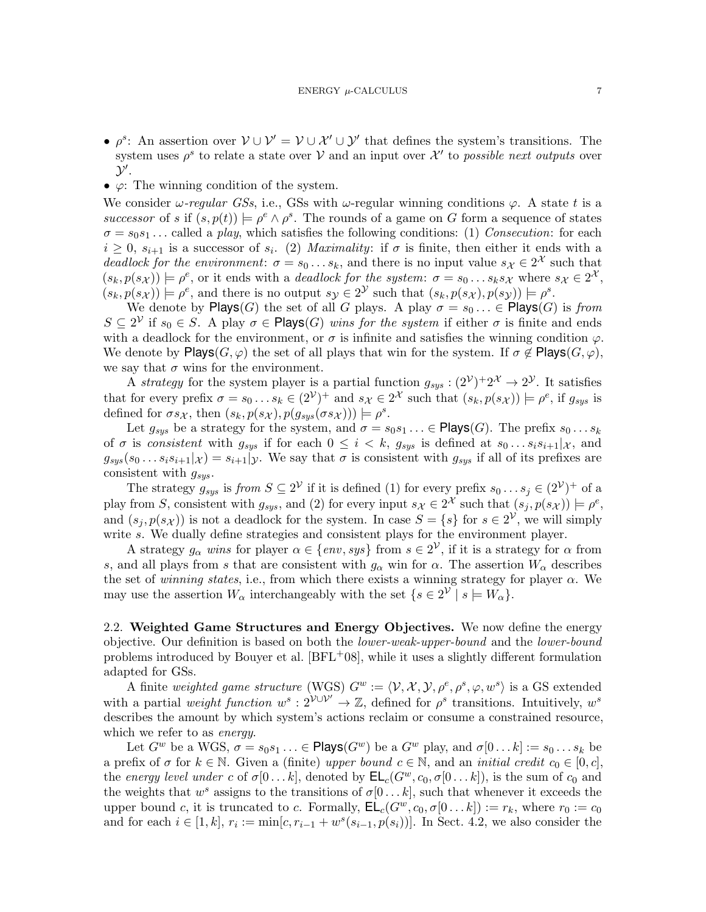- $\rho^s$: An assertion over $\mathcal{V} \cup \mathcal{V}' = \mathcal{V} \cup \mathcal{X}' \cup \mathcal{Y}'$ that defines the system's transitions. The system uses $\rho^s$ to relate a state over $\mathcal{V}$ and an input over $\mathcal{X}'$ to *possible next outputs* over $\mathcal{Y}'$.
- $\varphi$: The winning condition of the system.

We consider *$\omega$-regular GSs*, i.e., GSs with $\omega$-regular winning conditions $\varphi$. A state $t$ is a *successor* of $s$ if $(s, p(t)) \models \rho^e \wedge \rho^s$. The rounds of a game on $G$ form a sequence of states $\sigma = s_0 s_1 \dots$ called a *play*, which satisfies the following conditions: (1) *Consecution*: for each $i \geq 0$, $s_{i+1}$ is a successor of $s_i$. (2) *Maximality*: if $\sigma$ is finite, then either it ends with a *deadlock for the environment*: $\sigma = s_0 \dots s_k$, and there is no input value $s_\mathcal{X} \in 2^\mathcal{X}$ such that $(s_k, p(s_\mathcal{X})) \models \rho^e$, or it ends with a *deadlock for the system*: $\sigma = s_0 \dots s_k s_\mathcal{X}$ where $s_\mathcal{X} \in 2^\mathcal{X}$, $(s_k, p(s_\mathcal{X})) \models \rho^e$, and there is no output $s_\mathcal{Y} \in 2^\mathcal{Y}$ such that $(s_k, p(s_\mathcal{X}), p(s_\mathcal{Y})) \models \rho^s$.

We denote by $\mathsf{Plays}(G)$ the set of all $G$ plays. A play $\sigma = s_0 \dots \in \mathsf{Plays}(G)$ is *from* $S \subseteq 2^\mathcal{V}$ if $s_0 \in S$. A play $\sigma \in \mathsf{Plays}(G)$ *wins for the system* if either $\sigma$ is finite and ends with a deadlock for the environment, or $\sigma$ is infinite and satisfies the winning condition $\varphi$. We denote by $\mathsf{Plays}(G, \varphi)$ the set of all plays that win for the system. If $\sigma \notin \mathsf{Plays}(G, \varphi)$, we say that $\sigma$ wins for the environment.

A *strategy* for the system player is a partial function $g_{sys} : (2^\mathcal{V})^+ 2^\mathcal{X} \to 2^\mathcal{Y}$. It satisfies that for every prefix $\sigma = s_0 \dots s_k \in (2^\mathcal{V})^+$ and $s_\mathcal{X} \in 2^\mathcal{X}$ such that $(s_k, p(s_\mathcal{X})) \models \rho^e$, if $g_{sys}$ is defined for $\sigma s_\mathcal{X}$, then $(s_k, p(s_\mathcal{X}), p(g_{sys}(\sigma s_\mathcal{X}))) \models \rho^s$.

Let $g_{sys}$ be a strategy for the system, and $\sigma = s_0 s_1 \dots \in \mathsf{Plays}(G)$. The prefix $s_0 \dots s_k$ of $\sigma$ is *consistent* with $g_{sys}$ if for each $0 \leq i < k$, $g_{sys}$ is defined at $s_0 \dots s_i s_{i+1}|_\mathcal{X}$, and $g_{sys}(s_0 \dots s_i s_{i+1}|_\mathcal{X}) = s_{i+1}|_\mathcal{Y}$. We say that $\sigma$ is consistent with $g_{sys}$ if all of its prefixes are consistent with $g_{sys}$.

The strategy $g_{sys}$ is *from* $S \subseteq 2^\mathcal{V}$ if it is defined (1) for every prefix $s_0 \dots s_j \in (2^\mathcal{V})^+$ of a play from $S$, consistent with $g_{sys}$, and (2) for every input $s_\mathcal{X} \in 2^\mathcal{X}$ such that $(s_j, p(s_\mathcal{X})) \models \rho^e$, and $(s_j, p(s_\mathcal{X}))$ is not a deadlock for the system. In case $S = \{s\}$ for $s \in 2^\mathcal{V}$, we will simply write $s$. We dually define strategies and consistent plays for the environment player.

A strategy $g_\alpha$ *wins* for player $\alpha \in \{env, sys\}$ from $s \in 2^\mathcal{V}$, if it is a strategy for $\alpha$ from $s$, and all plays from $s$ that are consistent with $g_\alpha$ win for $\alpha$. The assertion $W_\alpha$ describes the set of *winning states*, i.e., from which there exists a winning strategy for player $\alpha$. We may use the assertion $W_\alpha$ interchangeably with the set $\{s \in 2^\mathcal{V} \mid s \models W_\alpha\}$.

## 2.2. Weighted Game Structures and Energy Objectives.

We now define the energy objective. Our definition is based on both the *lower-weak-upper-bound* and the *lower-bound* problems introduced by Bouyer et al. [BFL+08], while it uses a slightly different formulation adapted for GSs.

A finite *weighted game structure* (WGS) $G^w := \langle \mathcal{V}, \mathcal{X}, \mathcal{Y}, \rho^e, \rho^s, \varphi, w^s \rangle$ is a GS extended with a partial *weight function* $w^s : 2^{\mathcal{V} \cup \mathcal{V}'} \to \mathbb{Z}$, defined for $\rho^s$ transitions. Intuitively, $w^s$ describes the amount by which system's actions reclaim or consume a constrained resource, which we refer to as *energy*.

Let $G^w$ be a WGS, $\sigma = s_0 s_1 \dots \in \mathsf{Plays}(G^w)$ be a $G^w$ play, and $\sigma[0 \dots k] := s_0 \dots s_k$ be a prefix of $\sigma$ for $k \in \mathbb{N}$. Given a (finite) *upper bound* $c \in \mathbb{N}$, and an *initial credit* $c_0 \in [0, c]$, the *energy level under* $c$ of $\sigma[0 \dots k]$, denoted by $\mathsf{EL}_c(G^w, c_0, \sigma[0 \dots k])$, is the sum of $c_0$ and the weights that $w^s$ assigns to the transitions of $\sigma[0 \dots k]$, such that whenever it exceeds the upper bound $c$, it is truncated to $c$. Formally, $\mathsf{EL}_c(G^w, c_0, \sigma[0 \dots k]) := r_k$, where $r_0 := c_0$ and for each $i \in [1, k]$, $r_i := \min[c, r_{i-1} + w^s(s_{i-1}, p(s_i))]$. In Sect. 4.2, we also consider the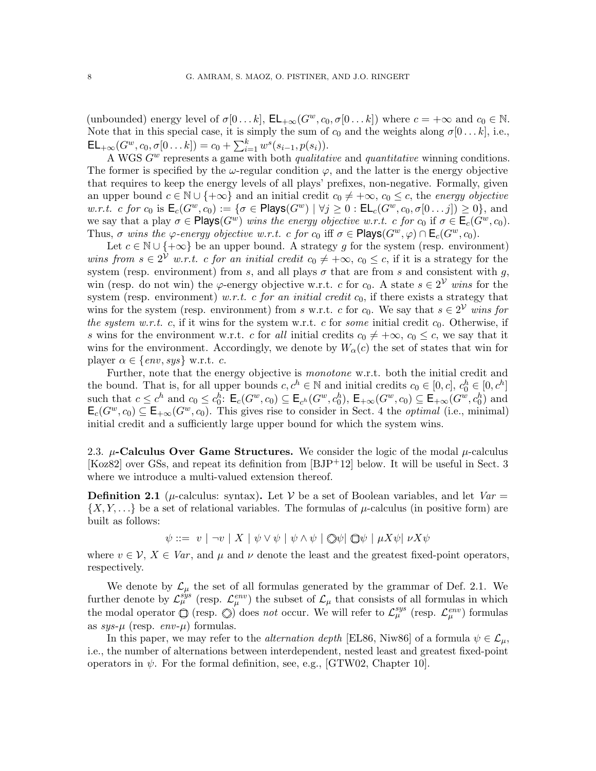(unbounded) energy level of $\sigma[0\ldots k]$, $\mathsf{EL}_{+\infty}(G^w, c_0, \sigma[0\ldots k])$ where $c = +\infty$ and $c_0 \in \mathbb{N}$. Note that in this special case, it is simply the sum of $c_0$ and the weights along $\sigma[0\ldots k]$, i.e., $\mathsf{EL}_{+\infty}(G^w, c_0, \sigma[0\ldots k]) = c_0 + \sum_{i=1}^{k} w^s(s_{i-1}, p(s_i))$.

A WGS $G^w$ represents a game with both *qualitative* and *quantitative* winning conditions. The former is specified by the $\omega$-regular condition $\varphi$, and the latter is the energy objective that requires to keep the energy levels of all plays' prefixes, non-negative. Formally, given an upper bound $c \in \mathbb{N} \cup \{+\infty\}$ and an initial credit $c_0 \neq +\infty$, $c_0 \leq c$, the *energy objective w.r.t. $c$ for $c_0$* is $\mathsf{E}_c(G^w, c_0) := \{\sigma \in \mathsf{Plays}(G^w) \mid \forall j \geq 0 : \mathsf{EL}_c(G^w, c_0, \sigma[0\ldots j]) \geq 0\}$, and we say that a play $\sigma \in \mathsf{Plays}(G^w)$ *wins the energy objective w.r.t. $c$ for $c_0$* if $\sigma \in \mathsf{E}_c(G^w, c_0)$. Thus, $\sigma$ *wins the $\varphi$-energy objective w.r.t. $c$ for $c_0$* iff $\sigma \in \mathsf{Plays}(G^w, \varphi) \cap \mathsf{E}_c(G^w, c_0)$.

Let $c \in \mathbb{N} \cup \{+\infty\}$ be an upper bound. A strategy $g$ for the system (resp. environment) *wins from $s \in 2^{\mathcal{V}}$ w.r.t. $c$ for an initial credit $c_0 \neq +\infty$, $c_0 \leq c$*, if it is a strategy for the system (resp. environment) from $s$, and all plays $\sigma$ that are from $s$ and consistent with $g$, win (resp. do not win) the $\varphi$-energy objective w.r.t. $c$ for $c_0$. A state $s \in 2^{\mathcal{V}}$ *wins* for the system (resp. environment) *w.r.t. $c$ for an initial credit $c_0$*, if there exists a strategy that wins for the system (resp. environment) from $s$ w.r.t. $c$ for $c_0$. We say that $s \in 2^{\mathcal{V}}$ *wins for the system w.r.t. $c$*, if it wins for the system w.r.t. $c$ for *some* initial credit $c_0$. Otherwise, if $s$ wins for the environment w.r.t. $c$ for *all* initial credits $c_0 \neq +\infty$, $c_0 \leq c$, we say that it wins for the environment. Accordingly, we denote by $W_\alpha(c)$ the set of states that win for player $\alpha \in \{env, sys\}$ w.r.t. $c$.

Further, note that the energy objective is *monotone* w.r.t. both the initial credit and the bound. That is, for all upper bounds $c, c^h \in \mathbb{N}$ and initial credits $c_0 \in [0, c]$, $c_0^h \in [0, c^h]$ such that $c \leq c^h$ and $c_0 \leq c_0^h$: $\mathsf{E}_c(G^w, c_0) \subseteq \mathsf{E}_{c^h}(G^w, c_0^h)$, $\mathsf{E}_{+\infty}(G^w, c_0) \subseteq \mathsf{E}_{+\infty}(G^w, c_0^h)$ and $\mathsf{E}_c(G^w, c_0) \subseteq \mathsf{E}_{+\infty}(G^w, c_0)$. This gives rise to consider in Sect. 4 the *optimal* (i.e., minimal) initial credit and a sufficiently large upper bound for which the system wins.

### 2.3. $\mu$-Calculus Over Game Structures.

We consider the logic of the modal $\mu$-calculus [Koz82] over GSs, and repeat its definition from [BJP+12] below. It will be useful in Sect. 3 where we introduce a multi-valued extension thereof.

**Definition 2.1** ($\mu$-calculus: syntax)**.** Let $\mathcal{V}$ be a set of Boolean variables, and let $Var = \{X, Y, \ldots\}$ be a set of relational variables. The formulas of $\mu$-calculus (in positive form) are built as follows:

$$\psi ::= \; v \mid \neg v \mid X \mid \psi \vee \psi \mid \psi \wedge \psi \mid \circlearrowleft\!\!\!\!\Diamond\psi \mid \circlearrowleft\!\!\!\!\Box\psi \mid \mu X\psi \mid \nu X\psi$$

where $v \in \mathcal{V}$, $X \in Var$, and $\mu$ and $\nu$ denote the least and the greatest fixed-point operators, respectively.

We denote by $\mathcal{L}_\mu$ the set of all formulas generated by the grammar of Def. 2.1. We further denote by $\mathcal{L}_\mu^{sys}$ (resp. $\mathcal{L}_\mu^{env}$) the subset of $\mathcal{L}_\mu$ that consists of all formulas in which the modal operator $\circlearrowleft\!\!\!\!\Box$ (resp. $\circlearrowleft\!\!\!\!\Diamond$) does *not* occur. We will refer to $\mathcal{L}_\mu^{sys}$ (resp. $\mathcal{L}_\mu^{env}$) formulas as *sys-$\mu$* (resp. *env-$\mu$*) formulas.

In this paper, we may refer to the *alternation depth* [EL86, Niw86] of a formula $\psi \in \mathcal{L}_\mu$, i.e., the number of alternations between interdependent, nested least and greatest fixed-point operators in $\psi$. For the formal definition, see, e.g., [GTW02, Chapter 10].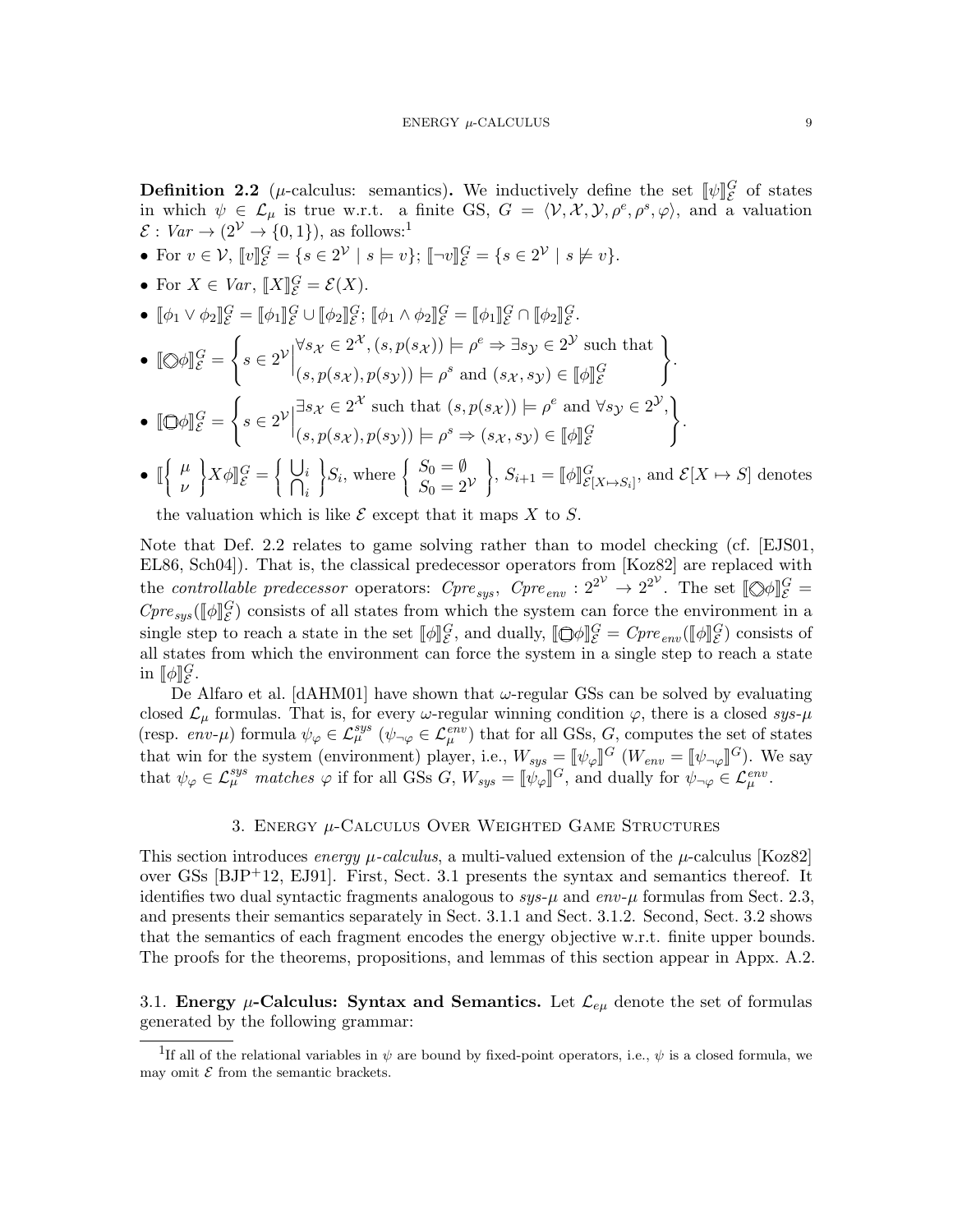**Definition 2.2** (μ-calculus: semantics)**.** We inductively define the set $[\![\psi]\!]^G_{\mathcal{E}}$ of states in which $\psi \in \mathcal{L}_\mu$ is true w.r.t. a finite GS, $G = \langle \mathcal{V}, \mathcal{X}, \mathcal{Y}, \rho^e, \rho^s, \varphi \rangle$, and a valuation $\mathcal{E} : Var \to (2^{\mathcal{V}} \to \{0,1\})$, as follows:[1]

- For $v \in \mathcal{V}$, $[\![v]\!]^G_{\mathcal{E}} = \{s \in 2^{\mathcal{V}} \mid s \models v\}$; $[\![\neg v]\!]^G_{\mathcal{E}} = \{s \in 2^{\mathcal{V}} \mid s \not\models v\}$.
- For $X \in Var$, $[\![X]\!]^G_{\mathcal{E}} = \mathcal{E}(X)$.
- $[\![\phi_1 \vee \phi_2]\!]^G_{\mathcal{E}} = [\![\phi_1]\!]^G_{\mathcal{E}} \cup [\![\phi_2]\!]^G_{\mathcal{E}}$; $[\![\phi_1 \wedge \phi_2]\!]^G_{\mathcal{E}} = [\![\phi_1]\!]^G_{\mathcal{E}} \cap [\![\phi_2]\!]^G_{\mathcal{E}}$.
- $[\![\Diamond\phi]\!]^G_{\mathcal{E}} = \left\{ s \in 2^{\mathcal{V}} \middle| \begin{array}{l} \forall s_{\mathcal{X}} \in 2^{\mathcal{X}}, (s, p(s_{\mathcal{X}})) \models \rho^e \Rightarrow \exists s_{\mathcal{Y}} \in 2^{\mathcal{Y}} \text{ such that} \\ (s, p(s_{\mathcal{X}}), p(s_{\mathcal{Y}})) \models \rho^s \text{ and } (s_{\mathcal{X}}, s_{\mathcal{Y}}) \in [\![\phi]\!]^G_{\mathcal{E}} \end{array} \right\}$.
- $[\![\Box\phi]\!]^G_{\mathcal{E}} = \left\{ s \in 2^{\mathcal{V}} \middle| \begin{array}{l} \exists s_{\mathcal{X}} \in 2^{\mathcal{X}} \text{ such that } (s, p(s_{\mathcal{X}})) \models \rho^e \text{ and } \forall s_{\mathcal{Y}} \in 2^{\mathcal{Y}}, \\ (s, p(s_{\mathcal{X}}), p(s_{\mathcal{Y}})) \models \rho^s \Rightarrow (s_{\mathcal{X}}, s_{\mathcal{Y}}) \in [\![\phi]\!]^G_{\mathcal{E}} \end{array} \right\}$.
- $[\![\left\{ \begin{array}{c} \mu \\ \nu \end{array} \right\} X \phi]\!]^G_{\mathcal{E}} = \left\{ \begin{array}{c} \bigcup_i \\ \bigcap_i \end{array} \right\} S_i$, where $\left\{ \begin{array}{l} S_0 = \emptyset \\ S_0 = 2^{\mathcal{V}} \end{array} \right\}$, $S_{i+1} = [\![\phi]\!]^G_{\mathcal{E}[X \mapsto S_i]}$, and $\mathcal{E}[X \mapsto S]$ denotes the valuation which is like $\mathcal{E}$ except that it maps $X$ to $S$.

Note that Def. 2.2 relates to game solving rather than to model checking (cf. [EJS01, EL86, Sch04]). That is, the classical predecessor operators from [Koz82] are replaced with the *controllable predecessor* operators: $Cpre_{sys}$, $Cpre_{env} : 2^{2^{\mathcal{V}}} \to 2^{2^{\mathcal{V}}}$. The set $[\![\Diamond\phi]\!]^G_{\mathcal{E}} = Cpre_{sys}([\![\phi]\!]^G_{\mathcal{E}})$ consists of all states from which the system can force the environment in a single step to reach a state in the set $[\![\phi]\!]^G_{\mathcal{E}}$, and dually, $[\![\Box\phi]\!]^G_{\mathcal{E}} = Cpre_{env}([\![\phi]\!]^G_{\mathcal{E}})$ consists of all states from which the environment can force the system in a single step to reach a state in $[\![\phi]\!]^G_{\mathcal{E}}$.

De Alfaro et al. [dAHM01] have shown that ω-regular GSs can be solved by evaluating closed $\mathcal{L}_\mu$ formulas. That is, for every ω-regular winning condition $\varphi$, there is a closed *sys-μ* (resp. *env-μ*) formula $\psi_\varphi \in \mathcal{L}^{sys}_\mu$ ($\psi_{\neg\varphi} \in \mathcal{L}^{env}_\mu$) that for all GSs, $G$, computes the set of states that win for the system (environment) player, i.e., $W_{sys} = [\![\psi_\varphi]\!]^G$ ($W_{env} = [\![\psi_{\neg\varphi}]\!]^G$). We say that $\psi_\varphi \in \mathcal{L}^{sys}_\mu$ *matches* $\varphi$ if for all GSs $G$, $W_{sys} = [\![\psi_\varphi]\!]^G$, and dually for $\psi_{\neg\varphi} \in \mathcal{L}^{env}_\mu$.

## 3. Energy μ-Calculus Over Weighted Game Structures

This section introduces *energy μ-calculus*, a multi-valued extension of the μ-calculus [Koz82] over GSs [BJP+12, EJ91]. First, Sect. 3.1 presents the syntax and semantics thereof. It identifies two dual syntactic fragments analogous to *sys-μ* and *env-μ* formulas from Sect. 2.3, and presents their semantics separately in Sect. 3.1.1 and Sect. 3.1.2. Second, Sect. 3.2 shows that the semantics of each fragment encodes the energy objective w.r.t. finite upper bounds. The proofs for the theorems, propositions, and lemmas of this section appear in Appx. A.2.

### 3.1. Energy μ-Calculus: Syntax and Semantics.

Let $\mathcal{L}_{e\mu}$ denote the set of formulas generated by the following grammar:

[1] If all of the relational variables in $\psi$ are bound by fixed-point operators, i.e., $\psi$ is a closed formula, we may omit $\mathcal{E}$ from the semantic brackets.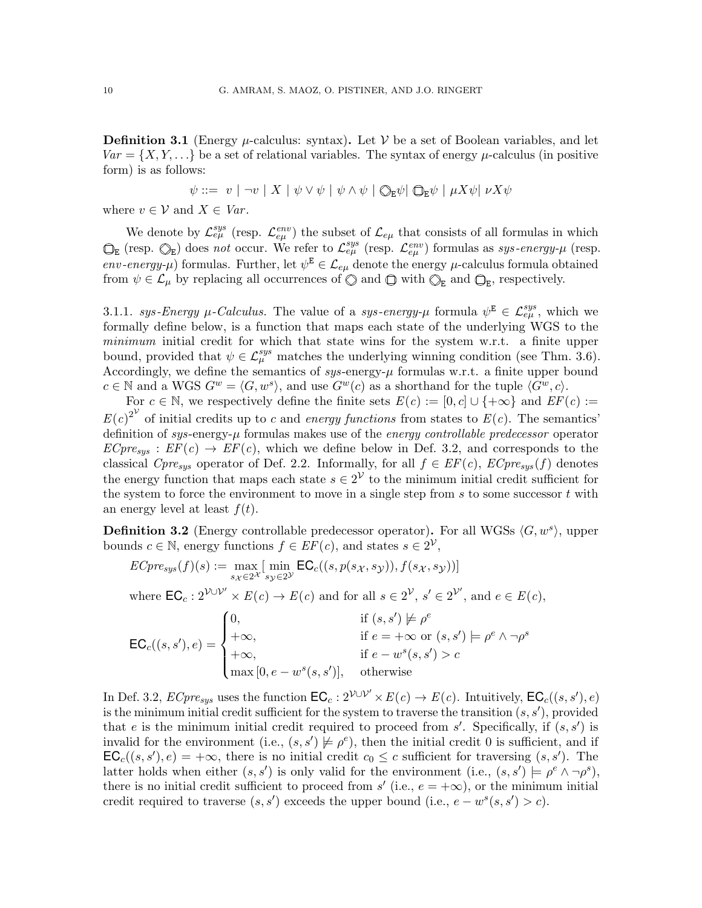**Definition 3.1** (Energy $\mu$-calculus: syntax)**.** Let $\mathcal{V}$ be a set of Boolean variables, and let $Var = \{X, Y, \ldots\}$ be a set of relational variables. The syntax of energy $\mu$-calculus (in positive form) is as follows:

$$\psi ::= \ v \mid \neg v \mid X \mid \psi \vee \psi \mid \psi \wedge \psi \mid \Diamond_{\mathtt{E}}\psi \mid \Box_{\mathtt{E}}\psi \mid \mu X \psi \mid \nu X \psi$$

where $v \in \mathcal{V}$ and $X \in Var$.

We denote by $\mathcal{L}^{sys}_{e\mu}$ (resp. $\mathcal{L}^{env}_{e\mu}$) the subset of $\mathcal{L}_{e\mu}$ that consists of all formulas in which $\Box_{\mathtt{E}}$ (resp. $\Diamond_{\mathtt{E}}$) does *not* occur. We refer to $\mathcal{L}^{sys}_{e\mu}$ (resp. $\mathcal{L}^{env}_{e\mu}$) formulas as *sys-energy-$\mu$* (resp. *env-energy-$\mu$*) formulas. Further, let $\psi^{\mathtt{E}} \in \mathcal{L}_{e\mu}$ denote the energy $\mu$-calculus formula obtained from $\psi \in \mathcal{L}_{\mu}$ by replacing all occurrences of $\Diamond$ and $\Box$ with $\Diamond_{\mathtt{E}}$ and $\Box_{\mathtt{E}}$, respectively.

3.1.1. *sys-Energy $\mu$-Calculus.* The value of a *sys-energy-$\mu$* formula $\psi^{\mathtt{E}} \in \mathcal{L}^{sys}_{e\mu}$, which we formally define below, is a function that maps each state of the underlying WGS to the *minimum* initial credit for which that state wins for the system w.r.t. a finite upper bound, provided that $\psi \in \mathcal{L}^{sys}_{\mu}$ matches the underlying winning condition (see Thm. 3.6). Accordingly, we define the semantics of *sys*-energy-$\mu$ formulas w.r.t. a finite upper bound $c \in \mathbb{N}$ and a WGS $G^w = \langle G, w^s \rangle$, and use $G^w(c)$ as a shorthand for the tuple $\langle G^w, c \rangle$.

For $c \in \mathbb{N}$, we respectively define the finite sets $E(c) := [0, c] \cup \{+\infty\}$ and $EF(c) := E(c)^{2^{\mathcal{V}}}$ of initial credits up to $c$ and *energy functions* from states to $E(c)$. The semantics' definition of *sys*-energy-$\mu$ formulas makes use of the *energy controllable predecessor* operator $ECpre_{sys} : EF(c) \to EF(c)$, which we define below in Def. 3.2, and corresponds to the classical $Cpre_{sys}$ operator of Def. 2.2. Informally, for all $f \in EF(c)$, $ECpre_{sys}(f)$ denotes the energy function that maps each state $s \in 2^{\mathcal{V}}$ to the minimum initial credit sufficient for the system to force the environment to move in a single step from $s$ to some successor $t$ with an energy level at least $f(t)$.

**Definition 3.2** (Energy controllable predecessor operator)**.** For all WGSs $\langle G, w^s \rangle$, upper bounds $c \in \mathbb{N}$, energy functions $f \in EF(c)$, and states $s \in 2^{\mathcal{V}}$,

$$ECpre_{sys}(f)(s) := \max_{s_{\mathcal{X}} \in 2^{\mathcal{X}}} [\min_{s_{\mathcal{Y}} \in 2^{\mathcal{Y}}} \mathsf{EC}_c((s, p(s_{\mathcal{X}}, s_{\mathcal{Y}})), f(s_{\mathcal{X}}, s_{\mathcal{Y}}))]$$

where $\mathsf{EC}_c : 2^{\mathcal{V} \cup \mathcal{V}'} \times E(c) \to E(c)$ and for all $s \in 2^{\mathcal{V}}$, $s' \in 2^{\mathcal{V}'}$, and $e \in E(c)$,

$$\mathsf{EC}_c((s, s'), e) = \begin{cases} 0, & \text{if } (s, s') \not\models \rho^e \\ +\infty, & \text{if } e = +\infty \text{ or } (s, s') \models \rho^e \wedge \neg\rho^s \\ +\infty, & \text{if } e - w^s(s, s') > c \\ \max[0, e - w^s(s, s')], & \text{otherwise} \end{cases}$$

In Def. 3.2, $ECpre_{sys}$ uses the function $\mathsf{EC}_c : 2^{\mathcal{V} \cup \mathcal{V}'} \times E(c) \to E(c)$. Intuitively, $\mathsf{EC}_c((s, s'), e)$ is the minimum initial credit sufficient for the system to traverse the transition $(s, s')$, provided that $e$ is the minimum initial credit required to proceed from $s'$. Specifically, if $(s, s')$ is invalid for the environment (i.e., $(s, s') \not\models \rho^e$), then the initial credit 0 is sufficient, and if $\mathsf{EC}_c((s, s'), e) = +\infty$, there is no initial credit $c_0 \leq c$ sufficient for traversing $(s, s')$. The latter holds when either $(s, s')$ is only valid for the environment (i.e., $(s, s') \models \rho^e \wedge \neg\rho^s$), there is no initial credit sufficient to proceed from $s'$ (i.e., $e = +\infty$), or the minimum initial credit required to traverse $(s, s')$ exceeds the upper bound (i.e., $e - w^s(s, s') > c$).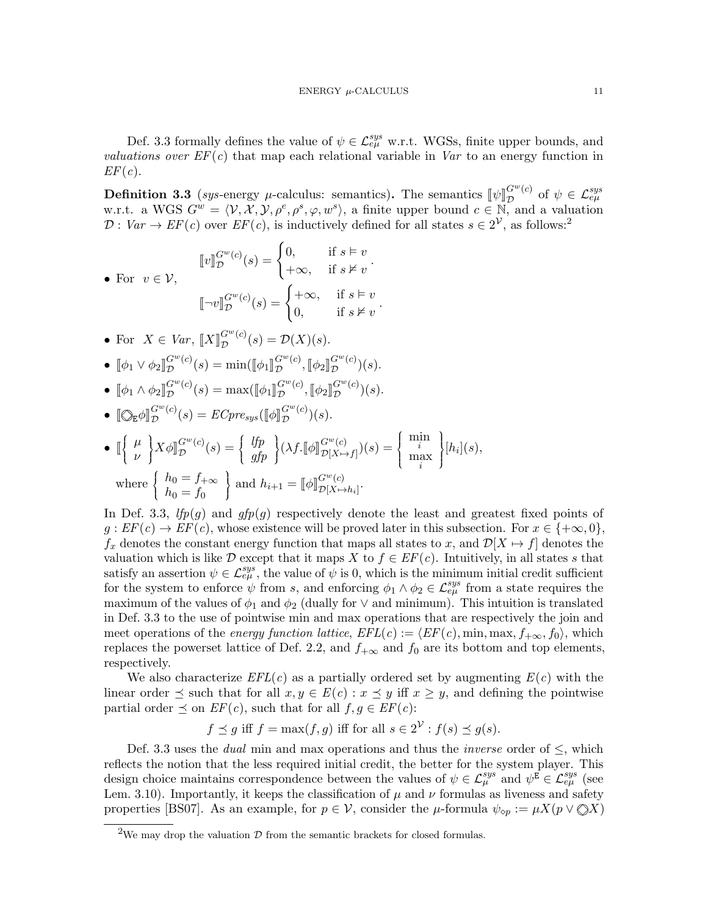Def. 3.3 formally defines the value of $\psi \in \mathcal{L}_{e\mu}^{sys}$ w.r.t. WGSs, finite upper bounds, and *valuations over* $EF(c)$ that map each relational variable in *Var* to an energy function in $EF(c)$.

**Definition 3.3** (*sys*-energy $\mu$-calculus: semantics)**.** The semantics $[\![\psi]\!]_{\mathcal{D}}^{G^w(c)}$ of $\psi \in \mathcal{L}_{e\mu}^{sys}$ w.r.t. a WGS $G^w = \langle \mathcal{V}, \mathcal{X}, \mathcal{Y}, \rho^e, \rho^s, \varphi, w^s \rangle$, a finite upper bound $c \in \mathbb{N}$, and a valuation $\mathcal{D} : Var \to EF(c)$ over $EF(c)$, is inductively defined for all states $s \in 2^{\mathcal{V}}$, as follows:[2]

- For $v \in \mathcal{V}$,
$$[\![v]\!]_{\mathcal{D}}^{G^w(c)}(s) = \begin{cases} 0, & \text{if } s \vDash v \\ +\infty, & \text{if } s \nvDash v \end{cases}.$$
$$[\![\neg v]\!]_{\mathcal{D}}^{G^w(c)}(s) = \begin{cases} +\infty, & \text{if } s \vDash v \\ 0, & \text{if } s \nvDash v \end{cases}.$$
- For $X \in Var$, $[\![X]\!]_{\mathcal{D}}^{G^w(c)}(s) = \mathcal{D}(X)(s)$.
- $[\![\phi_1 \vee \phi_2]\!]_{\mathcal{D}}^{G^w(c)}(s) = \min([\![\phi_1]\!]_{\mathcal{D}}^{G^w(c)}, [\![\phi_2]\!]_{\mathcal{D}}^{G^w(c)})(s)$.
- $[\![\phi_1 \wedge \phi_2]\!]_{\mathcal{D}}^{G^w(c)}(s) = \max([\![\phi_1]\!]_{\mathcal{D}}^{G^w(c)}, [\![\phi_2]\!]_{\mathcal{D}}^{G^w(c)})(s)$.
- $[\![\Diamond_{\mathtt{E}} \phi]\!]_{\mathcal{D}}^{G^w(c)}(s) = ECpre_{sys}([\![\phi]\!]_{\mathcal{D}}^{G^w(c)})(s)$.
- $[\![\left\{ \begin{array}{c} \mu \\ \nu \end{array} \right\} X \phi]\!]_{\mathcal{D}}^{G^w(c)}(s) = \left\{ \begin{array}{c} lfp \\ gfp \end{array} \right\} (\lambda f. [\![\phi]\!]_{\mathcal{D}[X \mapsto f]}^{G^w(c)})(s) = \left\{ \begin{array}{c} \min_i \\ \max_i \end{array} \right\} [h_i](s)$,
where $\left\{ \begin{array}{c} h_0 = f_{+\infty} \\ h_0 = f_0 \end{array} \right\}$ and $h_{i+1} = [\![\phi]\!]_{\mathcal{D}[X \mapsto h_i]}^{G^w(c)}$.

In Def. 3.3, $lfp(g)$ and $gfp(g)$ respectively denote the least and greatest fixed points of $g : EF(c) \to EF(c)$, whose existence will be proved later in this subsection. For $x \in \{+\infty, 0\}$, $f_x$ denotes the constant energy function that maps all states to $x$, and $\mathcal{D}[X \mapsto f]$ denotes the valuation which is like $\mathcal{D}$ except that it maps $X$ to $f \in EF(c)$. Intuitively, in all states $s$ that satisfy an assertion $\psi \in \mathcal{L}_{e\mu}^{sys}$, the value of $\psi$ is 0, which is the minimum initial credit sufficient for the system to enforce $\psi$ from $s$, and enforcing $\phi_1 \wedge \phi_2 \in \mathcal{L}_{e\mu}^{sys}$ from a state requires the maximum of the values of $\phi_1$ and $\phi_2$ (dually for $\vee$ and minimum). This intuition is translated in Def. 3.3 to the use of pointwise min and max operations that are respectively the join and meet operations of the *energy function lattice*, $EFL(c) := \langle EF(c), \min, \max, f_{+\infty}, f_0 \rangle$, which replaces the powerset lattice of Def. 2.2, and $f_{+\infty}$ and $f_0$ are its bottom and top elements, respectively.

We also characterize $EFL(c)$ as a partially ordered set by augmenting $E(c)$ with the linear order $\preceq$ such that for all $x, y \in E(c) : x \preceq y$ iff $x \geq y$, and defining the pointwise partial order $\preceq$ on $EF(c)$, such that for all $f, g \in EF(c)$:

$$f \preceq g \text{ iff } f = \max(f, g) \text{ iff for all } s \in 2^{\mathcal{V}} : f(s) \preceq g(s).$$

Def. 3.3 uses the *dual* min and max operations and thus the *inverse* order of $\leq$, which reflects the notion that the less required initial credit, the better for the system player. This design choice maintains correspondence between the values of $\psi \in \mathcal{L}_{\mu}^{sys}$ and $\psi^{\mathtt{E}} \in \mathcal{L}_{e\mu}^{sys}$ (see Lem. 3.10). Importantly, it keeps the classification of $\mu$ and $\nu$ formulas as liveness and safety properties [BS07]. As an example, for $p \in \mathcal{V}$, consider the $\mu$-formula $\psi_{\Diamond p} := \mu X(p \vee \Diamond X)$

[2] We may drop the valuation $\mathcal{D}$ from the semantic brackets for closed formulas.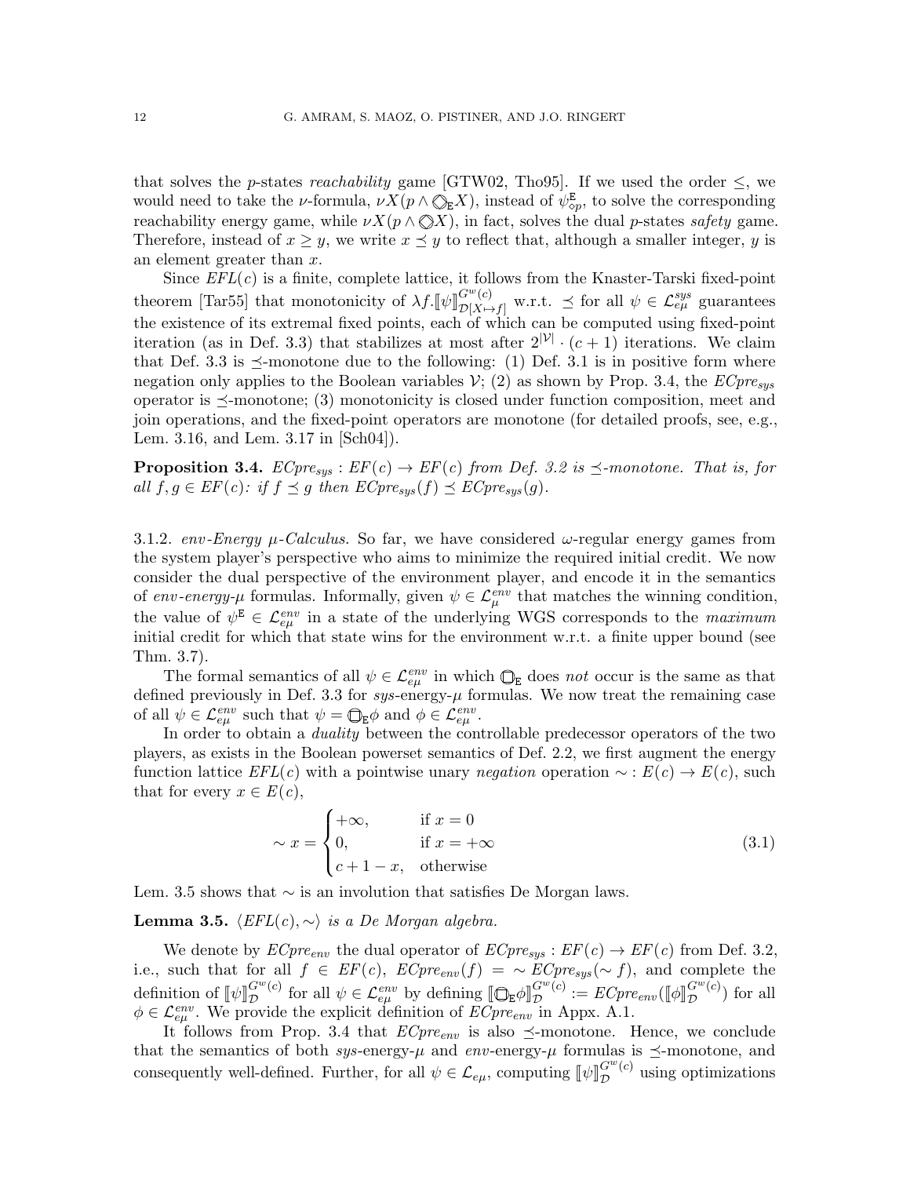that solves the $p$-states *reachability* game [GTW02, Tho95]. If we used the order $\leq$, we would need to take the $\nu$-formula, $\nu X(p \wedge \bigcirc\!\!\!\!\diamond_{\mathtt{E}} X)$, instead of $\psi^{\mathtt{E}}_{\diamond p}$, to solve the corresponding reachability energy game, while $\nu X(p \wedge \bigcirc\!\!\!\!\diamond X)$, in fact, solves the dual $p$-states *safety* game. Therefore, instead of $x \geq y$, we write $x \preceq y$ to reflect that, although a smaller integer, $y$ is an element greater than $x$.

Since $EFL(c)$ is a finite, complete lattice, it follows from the Knaster-Tarski fixed-point theorem [Tar55] that monotonicity of $\lambda f.[\![\psi]\!]^{G^w(c)}_{\mathcal{D}[X \mapsto f]}$ w.r.t. $\preceq$ for all $\psi \in \mathcal{L}^{sys}_{e\mu}$ guarantees the existence of its extremal fixed points, each of which can be computed using fixed-point iteration (as in Def. 3.3) that stabilizes at most after $2^{|\mathcal{V}|} \cdot (c+1)$ iterations. We claim that Def. 3.3 is $\preceq$-monotone due to the following: (1) Def. 3.1 is in positive form where negation only applies to the Boolean variables $\mathcal{V}$; (2) as shown by Prop. 3.4, the $ECpre_{sys}$ operator is $\preceq$-monotone; (3) monotonicity is closed under function composition, meet and join operations, and the fixed-point operators are monotone (for detailed proofs, see, e.g., Lem. 3.16, and Lem. 3.17 in [Sch04]).

**Proposition 3.4.** *$ECpre_{sys} : EF(c) \to EF(c)$ from Def. 3.2 is $\preceq$-monotone. That is, for all $f, g \in EF(c)$: if $f \preceq g$ then $ECpre_{sys}(f) \preceq ECpre_{sys}(g)$.*

3.1.2. *env-Energy $\mu$-Calculus.* So far, we have considered $\omega$-regular energy games from the system player's perspective who aims to minimize the required initial credit. We now consider the dual perspective of the environment player, and encode it in the semantics of *env-energy-$\mu$* formulas. Informally, given $\psi \in \mathcal{L}^{env}_{\mu}$ that matches the winning condition, the value of $\psi^{\mathtt{E}} \in \mathcal{L}^{env}_{e\mu}$ in a state of the underlying WGS corresponds to the *maximum* initial credit for which that state wins for the environment w.r.t. a finite upper bound (see Thm. 3.7).

The formal semantics of all $\psi \in \mathcal{L}^{env}_{e\mu}$ in which $\bigcirc\!\!\!\!\square_{\mathtt{E}}$ does *not* occur is the same as that defined previously in Def. 3.3 for *sys*-energy-$\mu$ formulas. We now treat the remaining case of all $\psi \in \mathcal{L}^{env}_{e\mu}$ such that $\psi = \bigcirc\!\!\!\!\square_{\mathtt{E}}\phi$ and $\phi \in \mathcal{L}^{env}_{e\mu}$.

In order to obtain a *duality* between the controllable predecessor operators of the two players, as exists in the Boolean powerset semantics of Def. 2.2, we first augment the energy function lattice $EFL(c)$ with a pointwise unary *negation* operation $\sim : E(c) \to E(c)$, such that for every $x \in E(c)$,

$$\sim x = \begin{cases} +\infty, & \text{if } x = 0 \\ 0, & \text{if } x = +\infty \\ c + 1 - x, & \text{otherwise} \end{cases} \tag{3.1}$$

Lem. 3.5 shows that $\sim$ is an involution that satisfies De Morgan laws.

**Lemma 3.5.** *$\langle EFL(c), \sim \rangle$ is a De Morgan algebra.*

We denote by $ECpre_{env}$ the dual operator of $ECpre_{sys} : EF(c) \to EF(c)$ from Def. 3.2, i.e., such that for all $f \in EF(c)$, $ECpre_{env}(f) = \sim ECpre_{sys}(\sim f)$, and complete the definition of $[\![\psi]\!]^{G^w(c)}_{\mathcal{D}}$ for all $\psi \in \mathcal{L}^{env}_{e\mu}$ by defining $[\![\bigcirc\!\!\!\!\square_{\mathtt{E}}\phi]\!]^{G^w(c)}_{\mathcal{D}} := ECpre_{env}([\![\phi]\!]^{G^w(c)}_{\mathcal{D}})$ for all $\phi \in \mathcal{L}^{env}_{e\mu}$. We provide the explicit definition of $ECpre_{env}$ in Appx. A.1.

It follows from Prop. 3.4 that $ECpre_{env}$ is also $\preceq$-monotone. Hence, we conclude that the semantics of both *sys*-energy-$\mu$ and *env*-energy-$\mu$ formulas is $\preceq$-monotone, and consequently well-defined. Further, for all $\psi \in \mathcal{L}_{e\mu}$, computing $[\![\psi]\!]^{G^w(c)}_{\mathcal{D}}$ using optimizations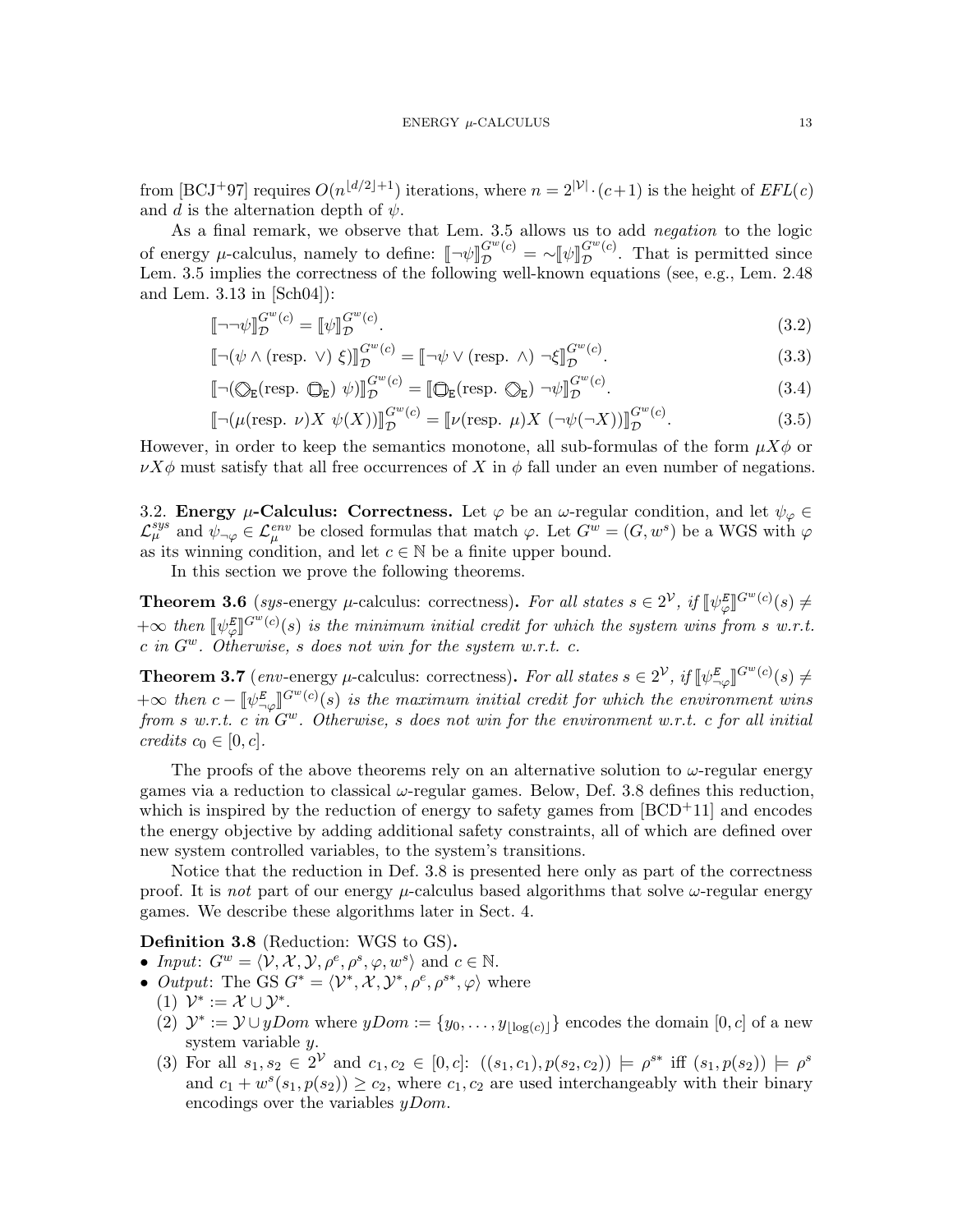from [BCJ+97] requires $O(n^{\lfloor d/2 \rfloor+1})$ iterations, where $n = 2^{|\mathcal{V}|} \cdot (c+1)$ is the height of $EFL(c)$ and $d$ is the alternation depth of $\psi$.

As a final remark, we observe that Lem. 3.5 allows us to add *negation* to the logic of energy $\mu$-calculus, namely to define: $[\![\neg\psi]\!]^{G^w(c)}_{\mathcal{D}} = \sim[\![\psi]\!]^{G^w(c)}_{\mathcal{D}}$. That is permitted since Lem. 3.5 implies the correctness of the following well-known equations (see, e.g., Lem. 2.48 and Lem. 3.13 in [Sch04]):

$$[\![\neg\neg\psi]\!]^{G^w(c)}_{\mathcal{D}} = [\![\psi]\!]^{G^w(c)}_{\mathcal{D}}. \tag{3.2}$$

$$[\![\neg(\psi \wedge (\text{resp. } \vee)\ \xi)]\!]^{G^w(c)}_{\mathcal{D}} = [\![\neg\psi \vee (\text{resp. } \wedge)\ \neg\xi]\!]^{G^w(c)}_{\mathcal{D}}. \tag{3.3}$$

$$[\![\neg(\Diamond_{\mathtt{E}}(\text{resp. } \Box_{\mathtt{E}})\ \psi)]\!]^{G^w(c)}_{\mathcal{D}} = [\![\Box_{\mathtt{E}}(\text{resp. } \Diamond_{\mathtt{E}})\ \neg\psi]\!]^{G^w(c)}_{\mathcal{D}}. \tag{3.4}$$

$$[\![\neg(\mu(\text{resp. } \nu)X\ \psi(X))]\!]^{G^w(c)}_{\mathcal{D}} = [\![\nu(\text{resp. } \mu)X\ (\neg\psi(\neg X))]\!]^{G^w(c)}_{\mathcal{D}}. \tag{3.5}$$

However, in order to keep the semantics monotone, all sub-formulas of the form $\mu X\phi$ or $\nu X\phi$ must satisfy that all free occurrences of $X$ in $\phi$ fall under an even number of negations.

3.2. **Energy $\mu$-Calculus: Correctness.** Let $\varphi$ be an $\omega$-regular condition, and let $\psi_\varphi \in \mathcal{L}^{sys}_\mu$ and $\psi_{\neg\varphi} \in \mathcal{L}^{env}_\mu$ be closed formulas that match $\varphi$. Let $G^w = (G, w^s)$ be a WGS with $\varphi$ as its winning condition, and let $c \in \mathbb{N}$ be a finite upper bound.

In this section we prove the following theorems.

**Theorem 3.6** (*sys*-energy $\mu$-calculus: correctness)**.** *For all states $s \in 2^{\mathcal{V}}$, if $[\![\psi^{\mathtt{E}}_\varphi]\!]^{G^w(c)}(s) \neq +\infty$ then $[\![\psi^{\mathtt{E}}_\varphi]\!]^{G^w(c)}(s)$ is the minimum initial credit for which the system wins from $s$ w.r.t. $c$ in $G^w$. Otherwise, $s$ does not win for the system w.r.t. $c$.*

**Theorem 3.7** (*env*-energy $\mu$-calculus: correctness)**.** *For all states $s \in 2^{\mathcal{V}}$, if $[\![\psi^{\mathtt{E}}_{\neg\varphi}]\!]^{G^w(c)}(s) \neq +\infty$ then $c - [\![\psi^{\mathtt{E}}_{\neg\varphi}]\!]^{G^w(c)}(s)$ is the maximum initial credit for which the environment wins from $s$ w.r.t. $c$ in $G^w$. Otherwise, $s$ does not win for the environment w.r.t. $c$ for all initial credits $c_0 \in [0, c]$.*

The proofs of the above theorems rely on an alternative solution to $\omega$-regular energy games via a reduction to classical $\omega$-regular games. Below, Def. 3.8 defines this reduction, which is inspired by the reduction of energy to safety games from [BCD+11] and encodes the energy objective by adding additional safety constraints, all of which are defined over new system controlled variables, to the system's transitions.

Notice that the reduction in Def. 3.8 is presented here only as part of the correctness proof. It is *not* part of our energy $\mu$-calculus based algorithms that solve $\omega$-regular energy games. We describe these algorithms later in Sect. 4.

**Definition 3.8** (Reduction: WGS to GS)**.**

- *Input*: $G^w = \langle \mathcal{V}, \mathcal{X}, \mathcal{Y}, \rho^e, \rho^s, \varphi, w^s \rangle$ and $c \in \mathbb{N}$.
- *Output*: The GS $G^* = \langle \mathcal{V}^*, \mathcal{X}, \mathcal{Y}^*, \rho^e, \rho^{s*}, \varphi \rangle$ where
  1. $\mathcal{V}^* := \mathcal{X} \cup \mathcal{Y}^*$.
  2. $\mathcal{Y}^* := \mathcal{Y} \cup yDom$ where $yDom := \{y_0, \ldots, y_{\lfloor \log(c) \rfloor}\}$ encodes the domain $[0, c]$ of a new system variable $y$.
  3. For all $s_1, s_2 \in 2^{\mathcal{V}}$ and $c_1, c_2 \in [0, c]$: $((s_1, c_1), p(s_2, c_2)) \models \rho^{s*}$ iff $(s_1, p(s_2)) \models \rho^s$ and $c_1 + w^s(s_1, p(s_2)) \geq c_2$, where $c_1, c_2$ are used interchangeably with their binary encodings over the variables $yDom$.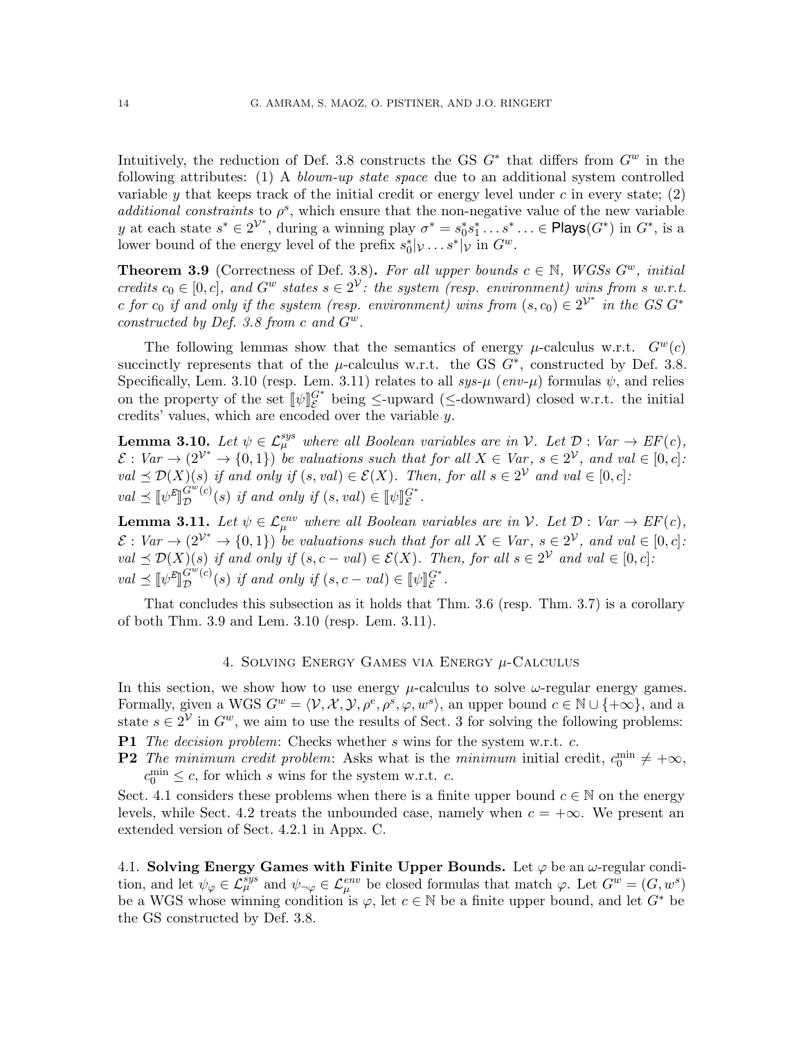Intuitively, the reduction of Def. 3.8 constructs the GS $G^*$ that differs from $G^w$ in the following attributes: (1) A *blown-up state space* due to an additional system controlled variable $y$ that keeps track of the initial credit or energy level under $c$ in every state; (2) *additional constraints* to $\rho^s$, which ensure that the non-negative value of the new variable $y$ at each state $s^* \in 2^{\mathcal{V}^*}$, during a winning play $\sigma^* = s_0^* s_1^* \dots s^* \dots \in \mathsf{Plays}(G^*)$ in $G^*$, is a lower bound of the energy level of the prefix $s_0^*|_{\mathcal{V}} \dots s^*|_{\mathcal{V}}$ in $G^w$.

**Theorem 3.9** (Correctness of Def. 3.8). *For all upper bounds $c \in \mathbb{N}$, WGSs $G^w$, initial credits $c_0 \in [0, c]$, and $G^w$ states $s \in 2^{\mathcal{V}}$: the system (resp. environment) wins from $s$ w.r.t. $c$ for $c_0$ if and only if the system (resp. environment) wins from $(s, c_0) \in 2^{\mathcal{V}^*}$ in the GS $G^*$ constructed by Def. 3.8 from $c$ and $G^w$.*

The following lemmas show that the semantics of energy $\mu$-calculus w.r.t. $G^w(c)$ succinctly represents that of the $\mu$-calculus w.r.t. the GS $G^*$, constructed by Def. 3.8. Specifically, Lem. 3.10 (resp. Lem. 3.11) relates to all *sys-$\mu$* (*env-$\mu$*) formulas $\psi$, and relies on the property of the set $[\![\psi]\!]^{G^*}_{\mathcal{E}}$ being $\leq$-upward ($\leq$-downward) closed w.r.t. the initial credits' values, which are encoded over the variable $y$.

**Lemma 3.10.** *Let $\psi \in \mathcal{L}^{sys}_{\mu}$ where all Boolean variables are in $\mathcal{V}$. Let $\mathcal{D} : Var \to EF(c)$, $\mathcal{E} : Var \to (2^{\mathcal{V}^*} \to \{0, 1\})$ be valuations such that for all $X \in Var$, $s \in 2^{\mathcal{V}}$, and $val \in [0, c]$: $val \preceq \mathcal{D}(X)(s)$ if and only if $(s, val) \in \mathcal{E}(X)$. Then, for all $s \in 2^{\mathcal{V}}$ and $val \in [0, c]$: $val \preceq [\![\psi^{\mathcal{E}}]\!]^{G^w(c)}_{\mathcal{D}}(s)$ if and only if $(s, val) \in [\![\psi]\!]^{G^*}_{\mathcal{E}}$.*

**Lemma 3.11.** *Let $\psi \in \mathcal{L}^{env}_{\mu}$ where all Boolean variables are in $\mathcal{V}$. Let $\mathcal{D} : Var \to EF(c)$, $\mathcal{E} : Var \to (2^{\mathcal{V}^*} \to \{0, 1\})$ be valuations such that for all $X \in Var$, $s \in 2^{\mathcal{V}}$, and $val \in [0, c]$: $val \preceq \mathcal{D}(X)(s)$ if and only if $(s, c - val) \in \mathcal{E}(X)$. Then, for all $s \in 2^{\mathcal{V}}$ and $val \in [0, c]$: $val \preceq [\![\psi^{\mathcal{E}}]\!]^{G^w(c)}_{\mathcal{D}}(s)$ if and only if $(s, c - val) \in [\![\psi]\!]^{G^*}_{\mathcal{E}}$.*

That concludes this subsection as it holds that Thm. 3.6 (resp. Thm. 3.7) is a corollary of both Thm. 3.9 and Lem. 3.10 (resp. Lem. 3.11).

## 4. Solving Energy Games via Energy $\mu$-Calculus

In this section, we show how to use energy $\mu$-calculus to solve $\omega$-regular energy games. Formally, given a WGS $G^w = \langle \mathcal{V}, \mathcal{X}, \mathcal{Y}, \rho^e, \rho^s, \varphi, w^s \rangle$, an upper bound $c \in \mathbb{N} \cup \{+\infty\}$, and a state $s \in 2^{\mathcal{V}}$ in $G^w$, we aim to use the results of Sect. 3 for solving the following problems:

**P1** *The decision problem*: Checks whether $s$ wins for the system w.r.t. $c$.

**P2** *The minimum credit problem*: Asks what is the *minimum* initial credit, $c_0^{\min} \neq +\infty$, $c_0^{\min} \leq c$, for which $s$ wins for the system w.r.t. $c$.

Sect. 4.1 considers these problems when there is a finite upper bound $c \in \mathbb{N}$ on the energy levels, while Sect. 4.2 treats the unbounded case, namely when $c = +\infty$. We present an extended version of Sect. 4.2.1 in Appx. C.

### 4.1. Solving Energy Games with Finite Upper Bounds.

Let $\varphi$ be an $\omega$-regular condition, and let $\psi_{\varphi} \in \mathcal{L}^{sys}_{\mu}$ and $\psi_{\neg\varphi} \in \mathcal{L}^{env}_{\mu}$ be closed formulas that match $\varphi$. Let $G^w = (G, w^s)$ be a WGS whose winning condition is $\varphi$, let $c \in \mathbb{N}$ be a finite upper bound, and let $G^*$ be the GS constructed by Def. 3.8.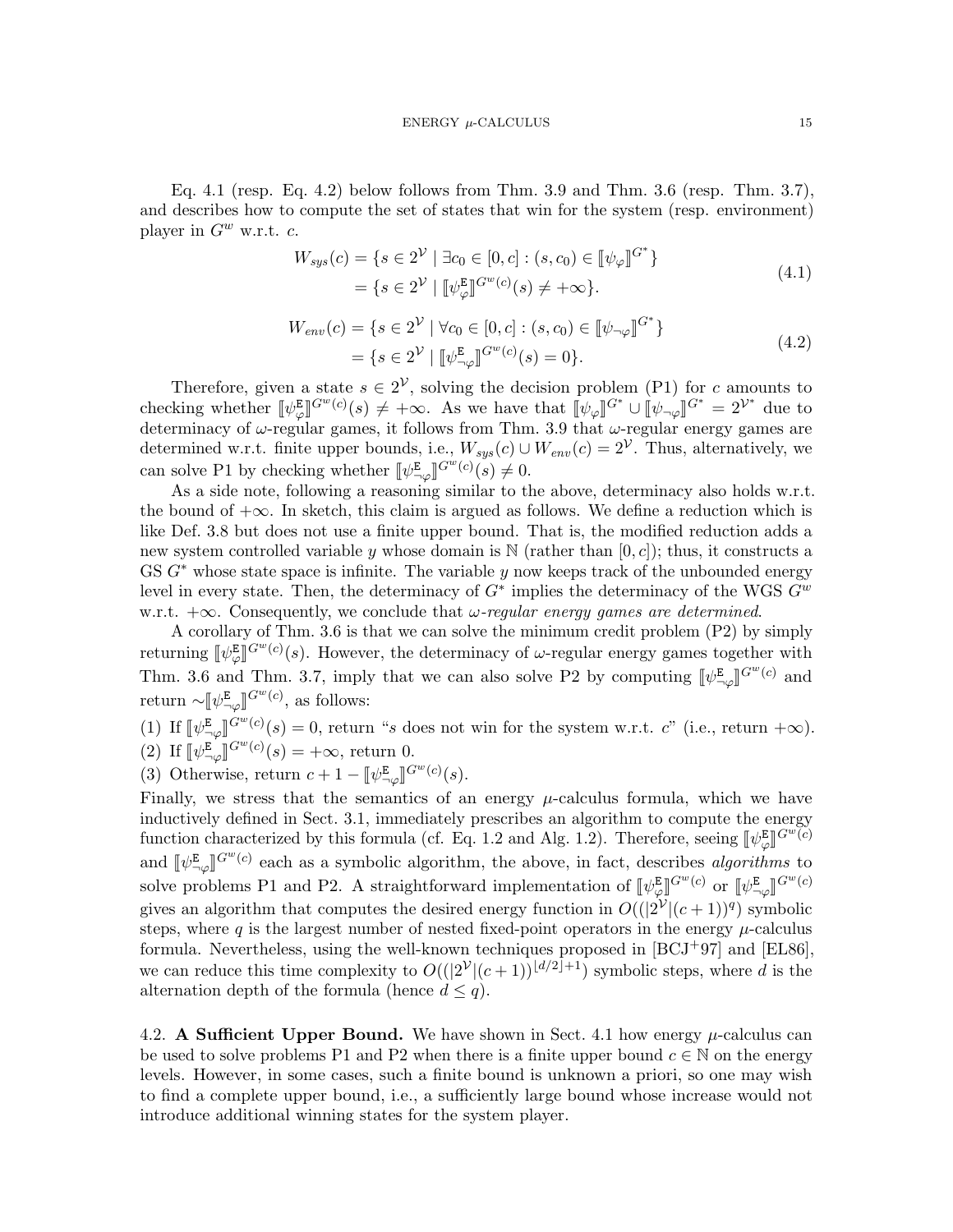Eq. 4.1 (resp. Eq. 4.2) below follows from Thm. 3.9 and Thm. 3.6 (resp. Thm. 3.7), and describes how to compute the set of states that win for the system (resp. environment) player in $G^w$ w.r.t. $c$.

$$
\begin{aligned}
W_{sys}(c) &= \{s \in 2^{\mathcal{V}} \mid \exists c_0 \in [0, c] : (s, c_0) \in [\![\psi_\varphi]\!]^{G^*}\} \\
&= \{s \in 2^{\mathcal{V}} \mid [\![\psi_\varphi^{\mathtt{E}}]\!]^{G^w(c)}(s) \neq +\infty\}.
\end{aligned}
\tag{4.1}
$$

$$
\begin{aligned}
W_{env}(c) &= \{s \in 2^{\mathcal{V}} \mid \forall c_0 \in [0, c] : (s, c_0) \in [\![\psi_{\neg\varphi}]\!]^{G^*}\} \\
&= \{s \in 2^{\mathcal{V}} \mid [\![\psi_{\neg\varphi}^{\mathtt{E}}]\!]^{G^w(c)}(s) = 0\}.
\end{aligned}
\tag{4.2}
$$

Therefore, given a state $s \in 2^{\mathcal{V}}$, solving the decision problem (P1) for $c$ amounts to checking whether $[\![\psi_\varphi^{\mathtt{E}}]\!]^{G^w(c)}(s) \neq +\infty$. As we have that $[\![\psi_\varphi]\!]^{G^*} \cup [\![\psi_{\neg\varphi}]\!]^{G^*} = 2^{\mathcal{V}^*}$ due to determinacy of $\omega$-regular games, it follows from Thm. 3.9 that $\omega$-regular energy games are determined w.r.t. finite upper bounds, i.e., $W_{sys}(c) \cup W_{env}(c) = 2^{\mathcal{V}}$. Thus, alternatively, we can solve P1 by checking whether $[\![\psi_{\neg\varphi}^{\mathtt{E}}]\!]^{G^w(c)}(s) \neq 0$.

As a side note, following a reasoning similar to the above, determinacy also holds w.r.t. the bound of $+\infty$. In sketch, this claim is argued as follows. We define a reduction which is like Def. 3.8 but does not use a finite upper bound. That is, the modified reduction adds a new system controlled variable $y$ whose domain is $\mathbb{N}$ (rather than $[0, c]$); thus, it constructs a GS $G^*$ whose state space is infinite. The variable $y$ now keeps track of the unbounded energy level in every state. Then, the determinacy of $G^*$ implies the determinacy of the WGS $G^w$ w.r.t. $+\infty$. Consequently, we conclude that *$\omega$-regular energy games are determined*.

A corollary of Thm. 3.6 is that we can solve the minimum credit problem (P2) by simply returning $[\![\psi_\varphi^{\mathtt{E}}]\!]^{G^w(c)}(s)$. However, the determinacy of $\omega$-regular energy games together with Thm. 3.6 and Thm. 3.7, imply that we can also solve P2 by computing $[\![\psi_{\neg\varphi}^{\mathtt{E}}]\!]^{G^w(c)}$ and return $\sim[\![\psi_{\neg\varphi}^{\mathtt{E}}]\!]^{G^w(c)}$, as follows:

(1) If $[\![\psi_{\neg\varphi}^{\mathtt{E}}]\!]^{G^w(c)}(s) = 0$, return "$s$ does not win for the system w.r.t. $c$" (i.e., return $+\infty$).
(2) If $[\![\psi_{\neg\varphi}^{\mathtt{E}}]\!]^{G^w(c)}(s) = +\infty$, return 0.
(3) Otherwise, return $c + 1 - [\![\psi_{\neg\varphi}^{\mathtt{E}}]\!]^{G^w(c)}(s)$.

Finally, we stress that the semantics of an energy $\mu$-calculus formula, which we have inductively defined in Sect. 3.1, immediately prescribes an algorithm to compute the energy function characterized by this formula (cf. Eq. 1.2 and Alg. 1.2). Therefore, seeing $[\![\psi_\varphi^{\mathtt{E}}]\!]^{G^w(c)}$ and $[\![\psi_{\neg\varphi}^{\mathtt{E}}]\!]^{G^w(c)}$ each as a symbolic algorithm, the above, in fact, describes *algorithms* to solve problems P1 and P2. A straightforward implementation of $[\![\psi_\varphi^{\mathtt{E}}]\!]^{G^w(c)}$ or $[\![\psi_{\neg\varphi}^{\mathtt{E}}]\!]^{G^w(c)}$ gives an algorithm that computes the desired energy function in $O((|2^{\mathcal{V}}|(c+1))^q)$ symbolic steps, where $q$ is the largest number of nested fixed-point operators in the energy $\mu$-calculus formula. Nevertheless, using the well-known techniques proposed in [BCJ+97] and [EL86], we can reduce this time complexity to $O((|2^{\mathcal{V}}|(c+1))^{\lfloor d/2 \rfloor + 1})$ symbolic steps, where $d$ is the alternation depth of the formula (hence $d \leq q$).

### 4.2. A Sufficient Upper Bound.

We have shown in Sect. 4.1 how energy $\mu$-calculus can be used to solve problems P1 and P2 when there is a finite upper bound $c \in \mathbb{N}$ on the energy levels. However, in some cases, such a finite bound is unknown a priori, so one may wish to find a complete upper bound, i.e., a sufficiently large bound whose increase would not introduce additional winning states for the system player.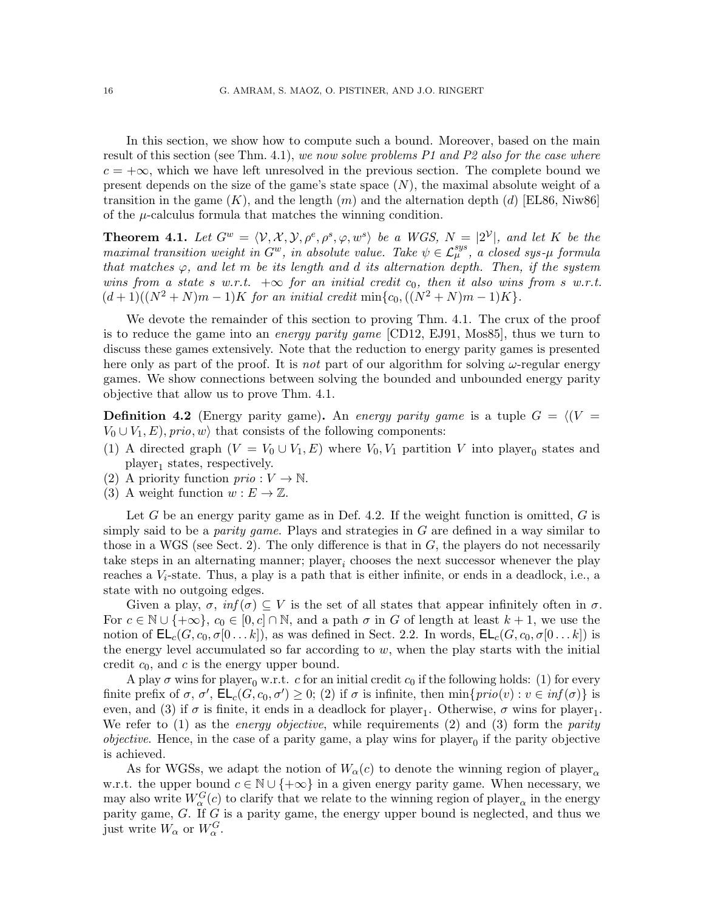In this section, we show how to compute such a bound. Moreover, based on the main result of this section (see Thm. 4.1), *we now solve problems P1 and P2 also for the case where* $c = +\infty$, which we have left unresolved in the previous section. The complete bound we present depends on the size of the game's state space ($N$), the maximal absolute weight of a transition in the game ($K$), and the length ($m$) and the alternation depth ($d$) [EL86, Niw86] of the $\mu$-calculus formula that matches the winning condition.

**Theorem 4.1.** *Let $G^w = \langle \mathcal{V}, \mathcal{X}, \mathcal{Y}, \rho^e, \rho^s, \varphi, w^s \rangle$ be a WGS, $N = |2^{\mathcal{V}}|$, and let $K$ be the maximal transition weight in $G^w$, in absolute value. Take $\psi \in \mathcal{L}_{\mu}^{sys}$, a closed sys-$\mu$ formula that matches $\varphi$, and let $m$ be its length and $d$ its alternation depth. Then, if the system wins from a state $s$ w.r.t. $+\infty$ for an initial credit $c_0$, then it also wins from $s$ w.r.t. $(d+1)((N^2+N)m-1)K$ for an initial credit $\min\{c_0, ((N^2+N)m-1)K\}$.*

We devote the remainder of this section to proving Thm. 4.1. The crux of the proof is to reduce the game into an *energy parity game* [CD12, EJ91, Mos85], thus we turn to discuss these games extensively. Note that the reduction to energy parity games is presented here only as part of the proof. It is *not* part of our algorithm for solving $\omega$-regular energy games. We show connections between solving the bounded and unbounded energy parity objective that allow us to prove Thm. 4.1.

**Definition 4.2** (Energy parity game)**.** An *energy parity game* is a tuple $G = \langle (V = V_0 \cup V_1, E), prio, w \rangle$ that consists of the following components:

(1) A directed graph $(V = V_0 \cup V_1, E)$ where $V_0, V_1$ partition $V$ into player$_0$ states and player$_1$ states, respectively.
(2) A priority function $prio : V \to \mathbb{N}$.
(3) A weight function $w : E \to \mathbb{Z}$.

Let $G$ be an energy parity game as in Def. 4.2. If the weight function is omitted, $G$ is simply said to be a *parity game*. Plays and strategies in $G$ are defined in a way similar to those in a WGS (see Sect. 2). The only difference is that in $G$, the players do not necessarily take steps in an alternating manner; player$_i$ chooses the next successor whenever the play reaches a $V_i$-state. Thus, a play is a path that is either infinite, or ends in a deadlock, i.e., a state with no outgoing edges.

Given a play, $\sigma$, $\mathit{inf}(\sigma) \subseteq V$ is the set of all states that appear infinitely often in $\sigma$. For $c \in \mathbb{N} \cup \{+\infty\}$, $c_0 \in [0, c] \cap \mathbb{N}$, and a path $\sigma$ in $G$ of length at least $k+1$, we use the notion of $\mathsf{EL}_c(G, c_0, \sigma[0 \ldots k])$, as was defined in Sect. 2.2. In words, $\mathsf{EL}_c(G, c_0, \sigma[0 \ldots k])$ is the energy level accumulated so far according to $w$, when the play starts with the initial credit $c_0$, and $c$ is the energy upper bound.

A play $\sigma$ wins for player$_0$ w.r.t. $c$ for an initial credit $c_0$ if the following holds: (1) for every finite prefix of $\sigma$, $\sigma'$, $\mathsf{EL}_c(G, c_0, \sigma') \geq 0$; (2) if $\sigma$ is infinite, then $\min\{prio(v) : v \in \mathit{inf}(\sigma)\}$ is even, and (3) if $\sigma$ is finite, it ends in a deadlock for player$_1$. Otherwise, $\sigma$ wins for player$_1$. We refer to (1) as the *energy objective*, while requirements (2) and (3) form the *parity objective*. Hence, in the case of a parity game, a play wins for player$_0$ if the parity objective is achieved.

As for WGSs, we adapt the notion of $W_\alpha(c)$ to denote the winning region of player$_\alpha$ w.r.t. the upper bound $c \in \mathbb{N} \cup \{+\infty\}$ in a given energy parity game. When necessary, we may also write $W_\alpha^G(c)$ to clarify that we relate to the winning region of player$_\alpha$ in the energy parity game, $G$. If $G$ is a parity game, the energy upper bound is neglected, and thus we just write $W_\alpha$ or $W_\alpha^G$.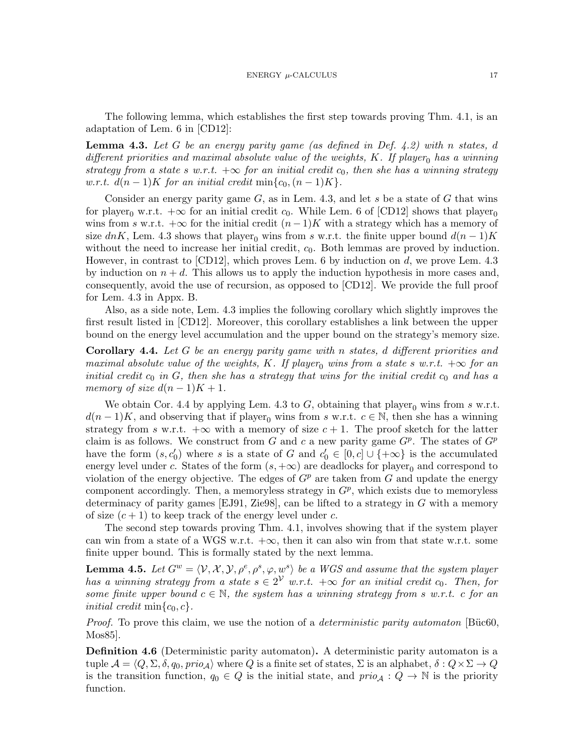The following lemma, which establishes the first step towards proving Thm. 4.1, is an adaptation of Lem. 6 in [CD12]:

**Lemma 4.3.** *Let $G$ be an energy parity game (as defined in Def. 4.2) with $n$ states, $d$ different priorities and maximal absolute value of the weights, $K$. If player$_0$ has a winning strategy from a state $s$ w.r.t. $+\infty$ for an initial credit $c_0$, then she has a winning strategy w.r.t. $d(n-1)K$ for an initial credit $\min\{c_0, (n-1)K\}$.*

Consider an energy parity game $G$, as in Lem. 4.3, and let $s$ be a state of $G$ that wins for player$_0$ w.r.t. $+\infty$ for an initial credit $c_0$. While Lem. 6 of [CD12] shows that player$_0$ wins from $s$ w.r.t. $+\infty$ for the initial credit $(n-1)K$ with a strategy which has a memory of size $dnK$, Lem. 4.3 shows that player$_0$ wins from $s$ w.r.t. the finite upper bound $d(n-1)K$ without the need to increase her initial credit, $c_0$. Both lemmas are proved by induction. However, in contrast to [CD12], which proves Lem. 6 by induction on $d$, we prove Lem. 4.3 by induction on $n + d$. This allows us to apply the induction hypothesis in more cases and, consequently, avoid the use of recursion, as opposed to [CD12]. We provide the full proof for Lem. 4.3 in Appx. B.

Also, as a side note, Lem. 4.3 implies the following corollary which slightly improves the first result listed in [CD12]. Moreover, this corollary establishes a link between the upper bound on the energy level accumulation and the upper bound on the strategy's memory size.

**Corollary 4.4.** *Let $G$ be an energy parity game with $n$ states, $d$ different priorities and maximal absolute value of the weights, $K$. If player$_0$ wins from a state $s$ w.r.t. $+\infty$ for an initial credit $c_0$ in $G$, then she has a strategy that wins for the initial credit $c_0$ and has a memory of size $d(n-1)K + 1$.*

We obtain Cor. 4.4 by applying Lem. 4.3 to $G$, obtaining that player$_0$ wins from $s$ w.r.t. $d(n-1)K$, and observing that if player$_0$ wins from $s$ w.r.t. $c \in \mathbb{N}$, then she has a winning strategy from $s$ w.r.t. $+\infty$ with a memory of size $c + 1$. The proof sketch for the latter claim is as follows. We construct from $G$ and $c$ a new parity game $G^p$. The states of $G^p$ have the form $(s, c_0')$ where $s$ is a state of $G$ and $c_0' \in [0, c] \cup \{+\infty\}$ is the accumulated energy level under $c$. States of the form $(s, +\infty)$ are deadlocks for player$_0$ and correspond to violation of the energy objective. The edges of $G^p$ are taken from $G$ and update the energy component accordingly. Then, a memoryless strategy in $G^p$, which exists due to memoryless determinacy of parity games [EJ91, Zie98], can be lifted to a strategy in $G$ with a memory of size $(c + 1)$ to keep track of the energy level under $c$.

The second step towards proving Thm. 4.1, involves showing that if the system player can win from a state of a WGS w.r.t. $+\infty$, then it can also win from that state w.r.t. some finite upper bound. This is formally stated by the next lemma.

**Lemma 4.5.** *Let $G^w = \langle \mathcal{V}, \mathcal{X}, \mathcal{Y}, \rho^e, \rho^s, \varphi, w^s \rangle$ be a WGS and assume that the system player has a winning strategy from a state $s \in 2^{\mathcal{V}}$ w.r.t. $+\infty$ for an initial credit $c_0$. Then, for some finite upper bound $c \in \mathbb{N}$, the system has a winning strategy from $s$ w.r.t. $c$ for an initial credit $\min\{c_0, c\}$.*

*Proof.* To prove this claim, we use the notion of a *deterministic parity automaton* [Büc60, Mos85].

**Definition 4.6** (Deterministic parity automaton)**.** A deterministic parity automaton is a tuple $\mathcal{A} = \langle Q, \Sigma, \delta, q_0, prio_{\mathcal{A}} \rangle$ where $Q$ is a finite set of states, $\Sigma$ is an alphabet, $\delta : Q \times \Sigma \to Q$ is the transition function, $q_0 \in Q$ is the initial state, and $prio_{\mathcal{A}} : Q \to \mathbb{N}$ is the priority function.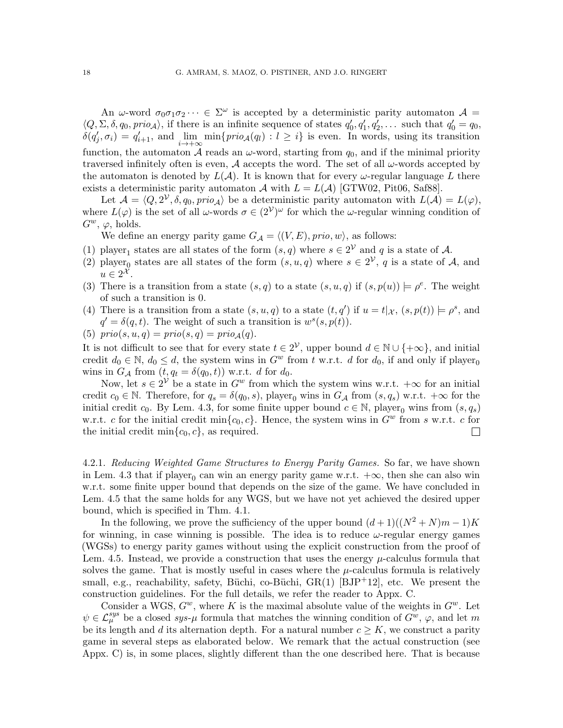An $\omega$-word $\sigma_0\sigma_1\sigma_2\cdots \in \Sigma^\omega$ is accepted by a deterministic parity automaton $\mathcal{A} = \langle Q, \Sigma, \delta, q_0, prio_{\mathcal{A}}\rangle$, if there is an infinite sequence of states $q'_0, q'_1, q'_2, \dots$ such that $q'_0 = q_0$, $\delta(q'_j, \sigma_i) = q'_{i+1}$, and $\lim_{i\to+\infty} \min\{prio_{\mathcal{A}}(q_l) : l \geq i\}$ is even. In words, using its transition function, the automaton $\mathcal{A}$ reads an $\omega$-word, starting from $q_0$, and if the minimal priority traversed infinitely often is even, $\mathcal{A}$ accepts the word. The set of all $\omega$-words accepted by the automaton is denoted by $L(\mathcal{A})$. It is known that for every $\omega$-regular language $L$ there exists a deterministic parity automaton $\mathcal{A}$ with $L = L(\mathcal{A})$ [GTW02, Pit06, Saf88].

Let $\mathcal{A} = \langle Q, 2^{\mathcal{V}}, \delta, q_0, prio_{\mathcal{A}}\rangle$ be a deterministic parity automaton with $L(\mathcal{A}) = L(\varphi)$, where $L(\varphi)$ is the set of all $\omega$-words $\sigma \in (2^{\mathcal{V}})^\omega$ for which the $\omega$-regular winning condition of $G^w$, $\varphi$, holds.

We define an energy parity game $G_{\mathcal{A}} = \langle (V, E), prio, w\rangle$, as follows:

(1) player$_1$ states are all states of the form $(s, q)$ where $s \in 2^{\mathcal{V}}$ and $q$ is a state of $\mathcal{A}$.
(2) player$_0$ states are all states of the form $(s, u, q)$ where $s \in 2^{\mathcal{V}}$, $q$ is a state of $\mathcal{A}$, and $u \in 2^{\mathcal{X}}$.
(3) There is a transition from a state $(s, q)$ to a state $(s, u, q)$ if $(s, p(u)) \models \rho^e$. The weight of such a transition is 0.
(4) There is a transition from a state $(s, u, q)$ to a state $(t, q')$ if $u = t|_{\mathcal{X}}$, $(s, p(t)) \models \rho^s$, and $q' = \delta(q, t)$. The weight of such a transition is $w^s(s, p(t))$.
(5) $prio(s, u, q) = prio(s, q) = prio_{\mathcal{A}}(q)$.

It is not difficult to see that for every state $t \in 2^{\mathcal{V}}$, upper bound $d \in \mathbb{N} \cup \{+\infty\}$, and initial credit $d_0 \in \mathbb{N}$, $d_0 \leq d$, the system wins in $G^w$ from $t$ w.r.t. $d$ for $d_0$, if and only if player$_0$ wins in $G_{\mathcal{A}}$ from $(t, q_t = \delta(q_0, t))$ w.r.t. $d$ for $d_0$.

Now, let $s \in 2^{\mathcal{V}}$ be a state in $G^w$ from which the system wins w.r.t. $+\infty$ for an initial credit $c_0 \in \mathbb{N}$. Therefore, for $q_s = \delta(q_0, s)$, player$_0$ wins in $G_{\mathcal{A}}$ from $(s, q_s)$ w.r.t. $+\infty$ for the initial credit $c_0$. By Lem. 4.3, for some finite upper bound $c \in \mathbb{N}$, player$_0$ wins from $(s, q_s)$ w.r.t. $c$ for the initial credit $\min\{c_0, c\}$. Hence, the system wins in $G^w$ from $s$ w.r.t. $c$ for the initial credit $\min\{c_0, c\}$, as required. □

4.2.1. *Reducing Weighted Game Structures to Energy Parity Games.* So far, we have shown in Lem. 4.3 that if player$_0$ can win an energy parity game w.r.t. $+\infty$, then she can also win w.r.t. some finite upper bound that depends on the size of the game. We have concluded in Lem. 4.5 that the same holds for any WGS, but we have not yet achieved the desired upper bound, which is specified in Thm. 4.1.

In the following, we prove the sufficiency of the upper bound $(d+1)((N^2+N)m-1)K$ for winning, in case winning is possible. The idea is to reduce $\omega$-regular energy games (WGSs) to energy parity games without using the explicit construction from the proof of Lem. 4.5. Instead, we provide a construction that uses the energy $\mu$-calculus formula that solves the game. That is mostly useful in cases where the $\mu$-calculus formula is relatively small, e.g., reachability, safety, Büchi, co-Büchi, GR(1) [BJP+12], etc. We present the construction guidelines. For the full details, we refer the reader to Appx. C.

Consider a WGS, $G^w$, where $K$ is the maximal absolute value of the weights in $G^w$. Let $\psi \in \mathcal{L}^{sys}_\mu$ be a closed *sys*-$\mu$ formula that matches the winning condition of $G^w$, $\varphi$, and let $m$ be its length and $d$ its alternation depth. For a natural number $c \geq K$, we construct a parity game in several steps as elaborated below. We remark that the actual construction (see Appx. C) is, in some places, slightly different than the one described here. That is because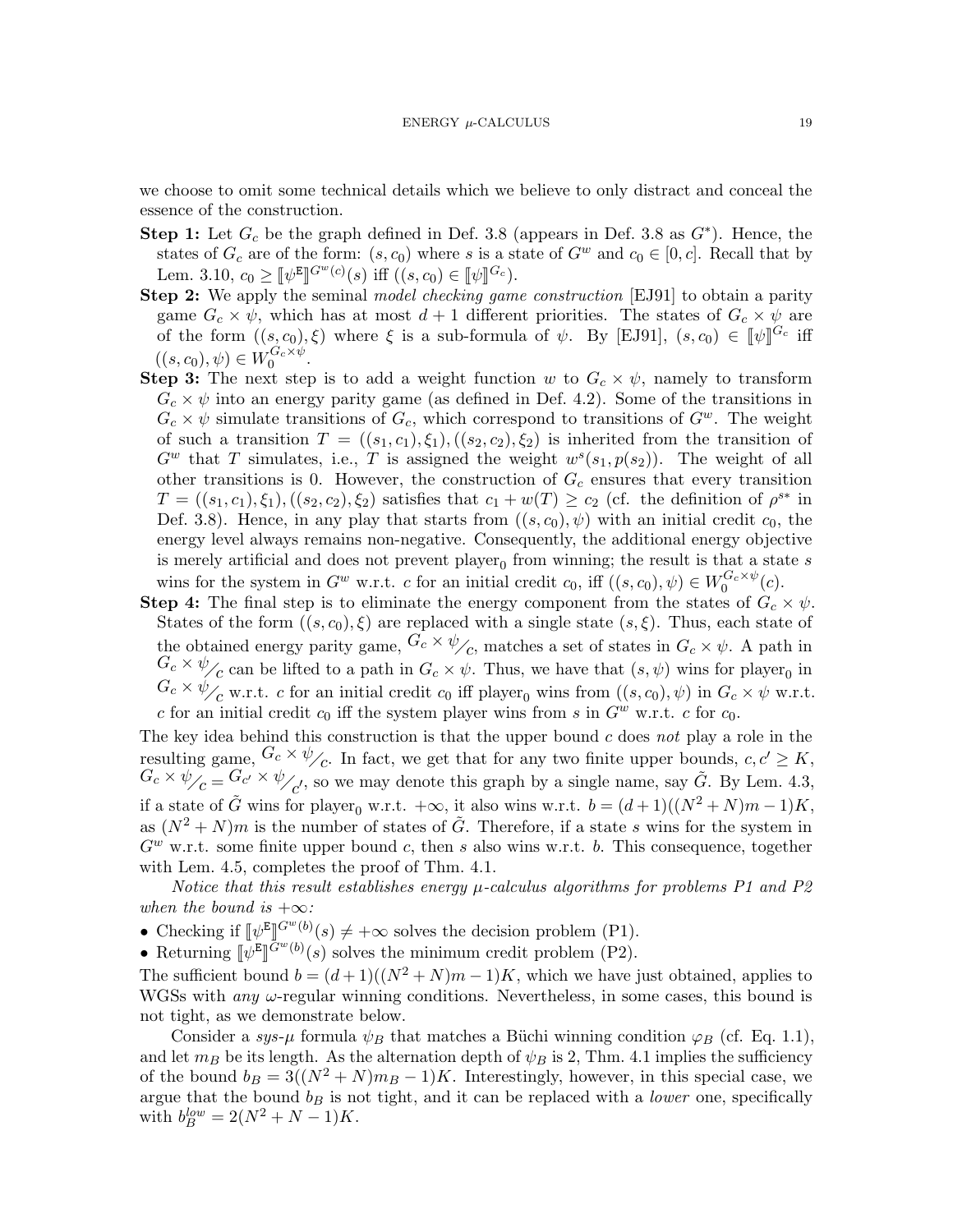we choose to omit some technical details which we believe to only distract and conceal the essence of the construction.

- **Step 1:** Let $G_c$ be the graph defined in Def. 3.8 (appears in Def. 3.8 as $G^*$). Hence, the states of $G_c$ are of the form: $(s, c_0)$ where $s$ is a state of $G^w$ and $c_0 \in [0, c]$. Recall that by Lem. 3.10, $c_0 \geq [\![\psi^{\mathtt{E}}]\!]^{G^w(c)}(s)$ iff $((s, c_0) \in [\![\psi]\!]^{G_c})$.
- **Step 2:** We apply the seminal *model checking game construction* [EJ91] to obtain a parity game $G_c \times \psi$, which has at most $d+1$ different priorities. The states of $G_c \times \psi$ are of the form $((s, c_0), \xi)$ where $\xi$ is a sub-formula of $\psi$. By [EJ91], $(s, c_0) \in [\![\psi]\!]^{G_c}$ iff $((s, c_0), \psi) \in W_0^{G_c \times \psi}$.
- **Step 3:** The next step is to add a weight function $w$ to $G_c \times \psi$, namely to transform $G_c \times \psi$ into an energy parity game (as defined in Def. 4.2). Some of the transitions in $G_c \times \psi$ simulate transitions of $G_c$, which correspond to transitions of $G^w$. The weight of such a transition $T = ((s_1, c_1), \xi_1), ((s_2, c_2), \xi_2)$ is inherited from the transition of $G^w$ that $T$ simulates, i.e., $T$ is assigned the weight $w^s(s_1, p(s_2))$. The weight of all other transitions is 0. However, the construction of $G_c$ ensures that every transition $T = ((s_1, c_1), \xi_1), ((s_2, c_2), \xi_2)$ satisfies that $c_1 + w(T) \geq c_2$ (cf. the definition of $\rho^{s*}$ in Def. 3.8). Hence, in any play that starts from $((s, c_0), \psi)$ with an initial credit $c_0$, the energy level always remains non-negative. Consequently, the additional energy objective is merely artificial and does not prevent player$_0$ from winning; the result is that a state $s$ wins for the system in $G^w$ w.r.t. $c$ for an initial credit $c_0$, iff $((s, c_0), \psi) \in W_0^{G_c \times \psi}(c)$.
- **Step 4:** The final step is to eliminate the energy component from the states of $G_c \times \psi$. States of the form $((s, c_0), \xi)$ are replaced with a single state $(s, \xi)$. Thus, each state of the obtained energy parity game, ${G_c \times \psi}/_{c}$, matches a set of states in $G_c \times \psi$. A path in ${G_c \times \psi}/_{c}$ can be lifted to a path in $G_c \times \psi$. Thus, we have that $(s, \psi)$ wins for player$_0$ in ${G_c \times \psi}/_{c}$ w.r.t. $c$ for an initial credit $c_0$ iff player$_0$ wins from $((s, c_0), \psi)$ in $G_c \times \psi$ w.r.t. $c$ for an initial credit $c_0$ iff the system player wins from $s$ in $G^w$ w.r.t. $c$ for $c_0$.

The key idea behind this construction is that the upper bound $c$ does *not* play a role in the resulting game, ${G_c \times \psi}/_{c}$. In fact, we get that for any two finite upper bounds, $c, c' \geq K$, ${G_c \times \psi}/_{c} = {G_{c'} \times \psi}/_{c'}$, so we may denote this graph by a single name, say $\tilde{G}$. By Lem. 4.3, if a state of $\tilde{G}$ wins for player$_0$ w.r.t. $+\infty$, it also wins w.r.t. $b = (d+1)((N^2+N)m - 1)K$, as $(N^2 + N)m$ is the number of states of $\tilde{G}$. Therefore, if a state $s$ wins for the system in $G^w$ w.r.t. some finite upper bound $c$, then $s$ also wins w.r.t. $b$. This consequence, together with Lem. 4.5, completes the proof of Thm. 4.1.

*Notice that this result establishes energy $\mu$-calculus algorithms for problems P1 and P2 when the bound is $+\infty$:*

- Checking if $[\![\psi^{\mathtt{E}}]\!]^{G^w(b)}(s) \neq +\infty$ solves the decision problem (P1).
- Returning $[\![\psi^{\mathtt{E}}]\!]^{G^w(b)}(s)$ solves the minimum credit problem (P2).

The sufficient bound $b = (d+1)((N^2+N)m-1)K$, which we have just obtained, applies to WGSs with *any* $\omega$-regular winning conditions. Nevertheless, in some cases, this bound is not tight, as we demonstrate below.

Consider a *sys-$\mu$* formula $\psi_B$ that matches a Büchi winning condition $\varphi_B$ (cf. Eq. 1.1), and let $m_B$ be its length. As the alternation depth of $\psi_B$ is 2, Thm. 4.1 implies the sufficiency of the bound $b_B = 3((N^2+N)m_B - 1)K$. Interestingly, however, in this special case, we argue that the bound $b_B$ is not tight, and it can be replaced with a *lower* one, specifically with $b_B^{low} = 2(N^2 + N - 1)K$.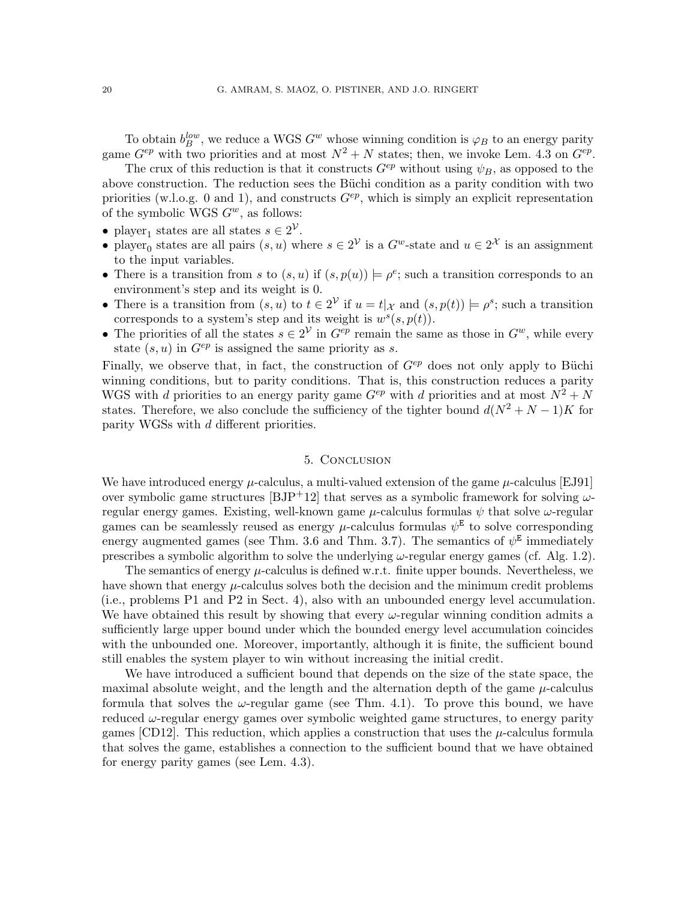To obtain $b_B^{low}$, we reduce a WGS $G^w$ whose winning condition is $\varphi_B$ to an energy parity game $G^{ep}$ with two priorities and at most $N^2 + N$ states; then, we invoke Lem. 4.3 on $G^{ep}$.

The crux of this reduction is that it constructs $G^{ep}$ without using $\psi_B$, as opposed to the above construction. The reduction sees the Büchi condition as a parity condition with two priorities (w.l.o.g. 0 and 1), and constructs $G^{ep}$, which is simply an explicit representation of the symbolic WGS $G^w$, as follows:

- player$_1$ states are all states $s \in 2^{\mathcal{V}}$.
- player$_0$ states are all pairs $(s, u)$ where $s \in 2^{\mathcal{V}}$ is a $G^w$-state and $u \in 2^{\mathcal{X}}$ is an assignment to the input variables.
- There is a transition from $s$ to $(s, u)$ if $(s, p(u)) \models \rho^e$; such a transition corresponds to an environment's step and its weight is 0.
- There is a transition from $(s, u)$ to $t \in 2^{\mathcal{V}}$ if $u = t|_{\mathcal{X}}$ and $(s, p(t)) \models \rho^s$; such a transition corresponds to a system's step and its weight is $w^s(s, p(t))$.
- The priorities of all the states $s \in 2^{\mathcal{V}}$ in $G^{ep}$ remain the same as those in $G^w$, while every state $(s, u)$ in $G^{ep}$ is assigned the same priority as $s$.

Finally, we observe that, in fact, the construction of $G^{ep}$ does not only apply to Büchi winning conditions, but to parity conditions. That is, this construction reduces a parity WGS with $d$ priorities to an energy parity game $G^{ep}$ with $d$ priorities and at most $N^2 + N$ states. Therefore, we also conclude the sufficiency of the tighter bound $d(N^2 + N - 1)K$ for parity WGSs with $d$ different priorities.

## 5. Conclusion

We have introduced energy $\mu$-calculus, a multi-valued extension of the game $\mu$-calculus [EJ91] over symbolic game structures [BJP+12] that serves as a symbolic framework for solving $\omega$-regular energy games. Existing, well-known game $\mu$-calculus formulas $\psi$ that solve $\omega$-regular games can be seamlessly reused as energy $\mu$-calculus formulas $\psi^{\mathtt{E}}$ to solve corresponding energy augmented games (see Thm. 3.6 and Thm. 3.7). The semantics of $\psi^{\mathtt{E}}$ immediately prescribes a symbolic algorithm to solve the underlying $\omega$-regular energy games (cf. Alg. 1.2).

The semantics of energy $\mu$-calculus is defined w.r.t. finite upper bounds. Nevertheless, we have shown that energy $\mu$-calculus solves both the decision and the minimum credit problems (i.e., problems P1 and P2 in Sect. 4), also with an unbounded energy level accumulation. We have obtained this result by showing that every $\omega$-regular winning condition admits a sufficiently large upper bound under which the bounded energy level accumulation coincides with the unbounded one. Moreover, importantly, although it is finite, the sufficient bound still enables the system player to win without increasing the initial credit.

We have introduced a sufficient bound that depends on the size of the state space, the maximal absolute weight, and the length and the alternation depth of the game $\mu$-calculus formula that solves the $\omega$-regular game (see Thm. 4.1). To prove this bound, we have reduced $\omega$-regular energy games over symbolic weighted game structures, to energy parity games [CD12]. This reduction, which applies a construction that uses the $\mu$-calculus formula that solves the game, establishes a connection to the sufficient bound that we have obtained for energy parity games (see Lem. 4.3).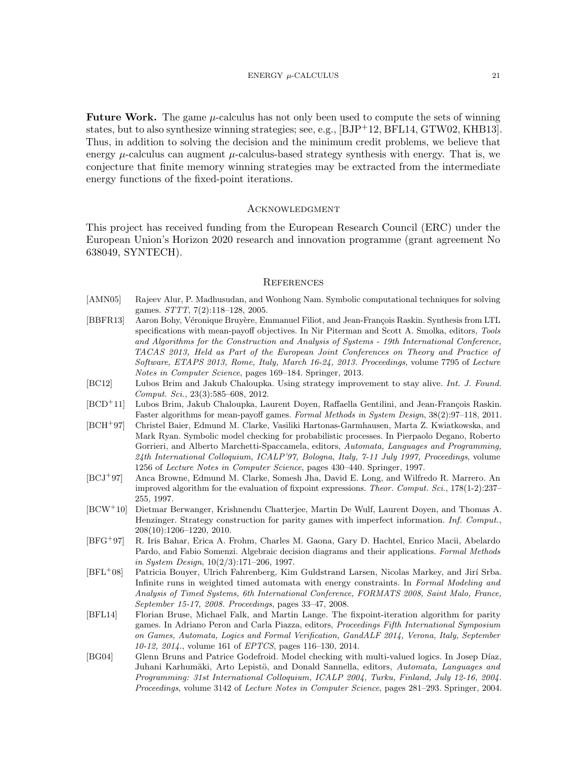**Future Work.** The game $\mu$-calculus has not only been used to compute the sets of winning states, but to also synthesize winning strategies; see, e.g., [BJP+12, BFL14, GTW02, KHB13]. Thus, in addition to solving the decision and the minimum credit problems, we believe that energy $\mu$-calculus can augment $\mu$-calculus-based strategy synthesis with energy. That is, we conjecture that finite memory winning strategies may be extracted from the intermediate energy functions of the fixed-point iterations.

## Acknowledgment

This project has received funding from the European Research Council (ERC) under the European Union's Horizon 2020 research and innovation programme (grant agreement No 638049, SYNTECH).

## References

- [AMN05] Rajeev Alur, P. Madhusudan, and Wonhong Nam. Symbolic computational techniques for solving games. *STTT*, 7(2):118–128, 2005.
- [BBFR13] Aaron Bohy, Véronique Bruyère, Emmanuel Filiot, and Jean-François Raskin. Synthesis from LTL specifications with mean-payoff objectives. In Nir Piterman and Scott A. Smolka, editors, *Tools and Algorithms for the Construction and Analysis of Systems - 19th International Conference, TACAS 2013, Held as Part of the European Joint Conferences on Theory and Practice of Software, ETAPS 2013, Rome, Italy, March 16-24, 2013. Proceedings*, volume 7795 of *Lecture Notes in Computer Science*, pages 169–184. Springer, 2013.
- [BC12] Lubos Brim and Jakub Chaloupka. Using strategy improvement to stay alive. *Int. J. Found. Comput. Sci.*, 23(3):585–608, 2012.
- [BCD+11] Lubos Brim, Jakub Chaloupka, Laurent Doyen, Raffaella Gentilini, and Jean-François Raskin. Faster algorithms for mean-payoff games. *Formal Methods in System Design*, 38(2):97–118, 2011.
- [BCH+97] Christel Baier, Edmund M. Clarke, Vasiliki Hartonas-Garmhausen, Marta Z. Kwiatkowska, and Mark Ryan. Symbolic model checking for probabilistic processes. In Pierpaolo Degano, Roberto Gorrieri, and Alberto Marchetti-Spaccamela, editors, *Automata, Languages and Programming, 24th International Colloquium, ICALP'97, Bologna, Italy, 7-11 July 1997, Proceedings*, volume 1256 of *Lecture Notes in Computer Science*, pages 430–440. Springer, 1997.
- [BCJ+97] Anca Browne, Edmund M. Clarke, Somesh Jha, David E. Long, and Wilfredo R. Marrero. An improved algorithm for the evaluation of fixpoint expressions. *Theor. Comput. Sci.*, 178(1-2):237–255, 1997.
- [BCW+10] Dietmar Berwanger, Krishnendu Chatterjee, Martin De Wulf, Laurent Doyen, and Thomas A. Henzinger. Strategy construction for parity games with imperfect information. *Inf. Comput.*, 208(10):1206–1220, 2010.
- [BFG+97] R. Iris Bahar, Erica A. Frohm, Charles M. Gaona, Gary D. Hachtel, Enrico Macii, Abelardo Pardo, and Fabio Somenzi. Algebraic decision diagrams and their applications. *Formal Methods in System Design*, 10(2/3):171–206, 1997.
- [BFL+08] Patricia Bouyer, Ulrich Fahrenberg, Kim Guldstrand Larsen, Nicolas Markey, and Jirí Srba. Infinite runs in weighted timed automata with energy constraints. In *Formal Modeling and Analysis of Timed Systems, 6th International Conference, FORMATS 2008, Saint Malo, France, September 15-17, 2008. Proceedings*, pages 33–47, 2008.
- [BFL14] Florian Bruse, Michael Falk, and Martin Lange. The fixpoint-iteration algorithm for parity games. In Adriano Peron and Carla Piazza, editors, *Proceedings Fifth International Symposium on Games, Automata, Logics and Formal Verification, GandALF 2014, Verona, Italy, September 10-12, 2014.*, volume 161 of *EPTCS*, pages 116–130, 2014.
- [BG04] Glenn Bruns and Patrice Godefroid. Model checking with multi-valued logics. In Josep Díaz, Juhani Karhumäki, Arto Lepistö, and Donald Sannella, editors, *Automata, Languages and Programming: 31st International Colloquium, ICALP 2004, Turku, Finland, July 12-16, 2004. Proceedings*, volume 3142 of *Lecture Notes in Computer Science*, pages 281–293. Springer, 2004.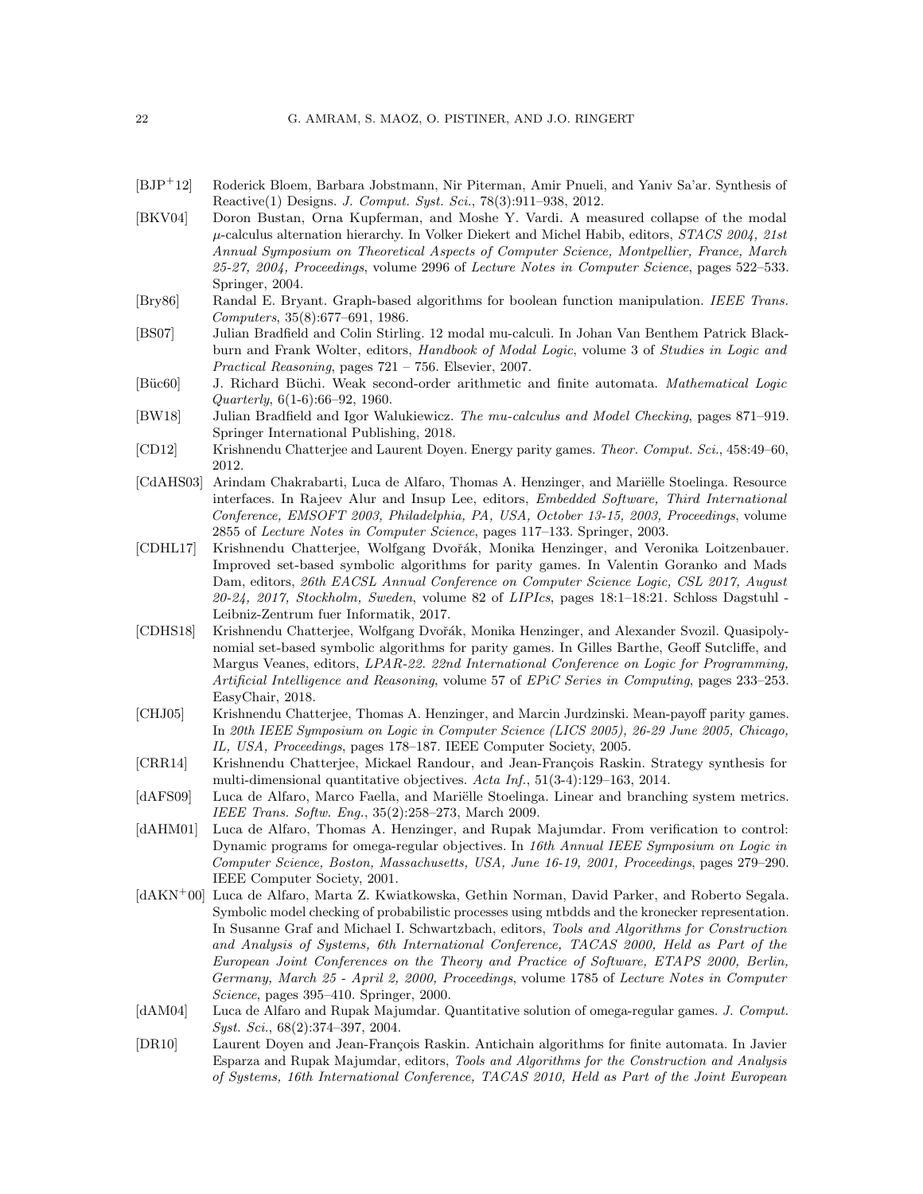[BJP+12] Roderick Bloem, Barbara Jobstmann, Nir Piterman, Amir Pnueli, and Yaniv Sa'ar. Synthesis of Reactive(1) Designs. *J. Comput. Syst. Sci.*, 78(3):911–938, 2012.

[BKV04] Doron Bustan, Orna Kupferman, and Moshe Y. Vardi. A measured collapse of the modal $\mu$-calculus alternation hierarchy. In Volker Diekert and Michel Habib, editors, *STACS 2004, 21st Annual Symposium on Theoretical Aspects of Computer Science, Montpellier, France, March 25-27, 2004, Proceedings*, volume 2996 of *Lecture Notes in Computer Science*, pages 522–533. Springer, 2004.

[Bry86] Randal E. Bryant. Graph-based algorithms for boolean function manipulation. *IEEE Trans. Computers*, 35(8):677–691, 1986.

[BS07] Julian Bradfield and Colin Stirling. 12 modal mu-calculi. In Johan Van Benthem Patrick Blackburn and Frank Wolter, editors, *Handbook of Modal Logic*, volume 3 of *Studies in Logic and Practical Reasoning*, pages 721 – 756. Elsevier, 2007.

[Büc60] J. Richard Büchi. Weak second-order arithmetic and finite automata. *Mathematical Logic Quarterly*, 6(1-6):66–92, 1960.

[BW18] Julian Bradfield and Igor Walukiewicz. *The mu-calculus and Model Checking*, pages 871–919. Springer International Publishing, 2018.

[CD12] Krishnendu Chatterjee and Laurent Doyen. Energy parity games. *Theor. Comput. Sci.*, 458:49–60, 2012.

[CdAHS03] Arindam Chakrabarti, Luca de Alfaro, Thomas A. Henzinger, and Mariëlle Stoelinga. Resource interfaces. In Rajeev Alur and Insup Lee, editors, *Embedded Software, Third International Conference, EMSOFT 2003, Philadelphia, PA, USA, October 13-15, 2003, Proceedings*, volume 2855 of *Lecture Notes in Computer Science*, pages 117–133. Springer, 2003.

[CDHL17] Krishnendu Chatterjee, Wolfgang Dvořák, Monika Henzinger, and Veronika Loitzenbauer. Improved set-based symbolic algorithms for parity games. In Valentin Goranko and Mads Dam, editors, *26th EACSL Annual Conference on Computer Science Logic, CSL 2017, August 20-24, 2017, Stockholm, Sweden*, volume 82 of *LIPIcs*, pages 18:1–18:21. Schloss Dagstuhl - Leibniz-Zentrum fuer Informatik, 2017.

[CDHS18] Krishnendu Chatterjee, Wolfgang Dvořák, Monika Henzinger, and Alexander Svozil. Quasipolynomial set-based symbolic algorithms for parity games. In Gilles Barthe, Geoff Sutcliffe, and Margus Veanes, editors, *LPAR-22. 22nd International Conference on Logic for Programming, Artificial Intelligence and Reasoning*, volume 57 of *EPiC Series in Computing*, pages 233–253. EasyChair, 2018.

[CHJ05] Krishnendu Chatterjee, Thomas A. Henzinger, and Marcin Jurdzinski. Mean-payoff parity games. In *20th IEEE Symposium on Logic in Computer Science (LICS 2005), 26-29 June 2005, Chicago, IL, USA, Proceedings*, pages 178–187. IEEE Computer Society, 2005.

[CRR14] Krishnendu Chatterjee, Mickael Randour, and Jean-François Raskin. Strategy synthesis for multi-dimensional quantitative objectives. *Acta Inf.*, 51(3-4):129–163, 2014.

[dAFS09] Luca de Alfaro, Marco Faella, and Mariëlle Stoelinga. Linear and branching system metrics. *IEEE Trans. Softw. Eng.*, 35(2):258–273, March 2009.

[dAHM01] Luca de Alfaro, Thomas A. Henzinger, and Rupak Majumdar. From verification to control: Dynamic programs for omega-regular objectives. In *16th Annual IEEE Symposium on Logic in Computer Science, Boston, Massachusetts, USA, June 16-19, 2001, Proceedings*, pages 279–290. IEEE Computer Society, 2001.

[dAKN+00] Luca de Alfaro, Marta Z. Kwiatkowska, Gethin Norman, David Parker, and Roberto Segala. Symbolic model checking of probabilistic processes using mtbdds and the kronecker representation. In Susanne Graf and Michael I. Schwartzbach, editors, *Tools and Algorithms for Construction and Analysis of Systems, 6th International Conference, TACAS 2000, Held as Part of the European Joint Conferences on the Theory and Practice of Software, ETAPS 2000, Berlin, Germany, March 25 - April 2, 2000, Proceedings*, volume 1785 of *Lecture Notes in Computer Science*, pages 395–410. Springer, 2000.

[dAM04] Luca de Alfaro and Rupak Majumdar. Quantitative solution of omega-regular games. *J. Comput. Syst. Sci.*, 68(2):374–397, 2004.

[DR10] Laurent Doyen and Jean-François Raskin. Antichain algorithms for finite automata. In Javier Esparza and Rupak Majumdar, editors, *Tools and Algorithms for the Construction and Analysis of Systems, 16th International Conference, TACAS 2010, Held as Part of the Joint European*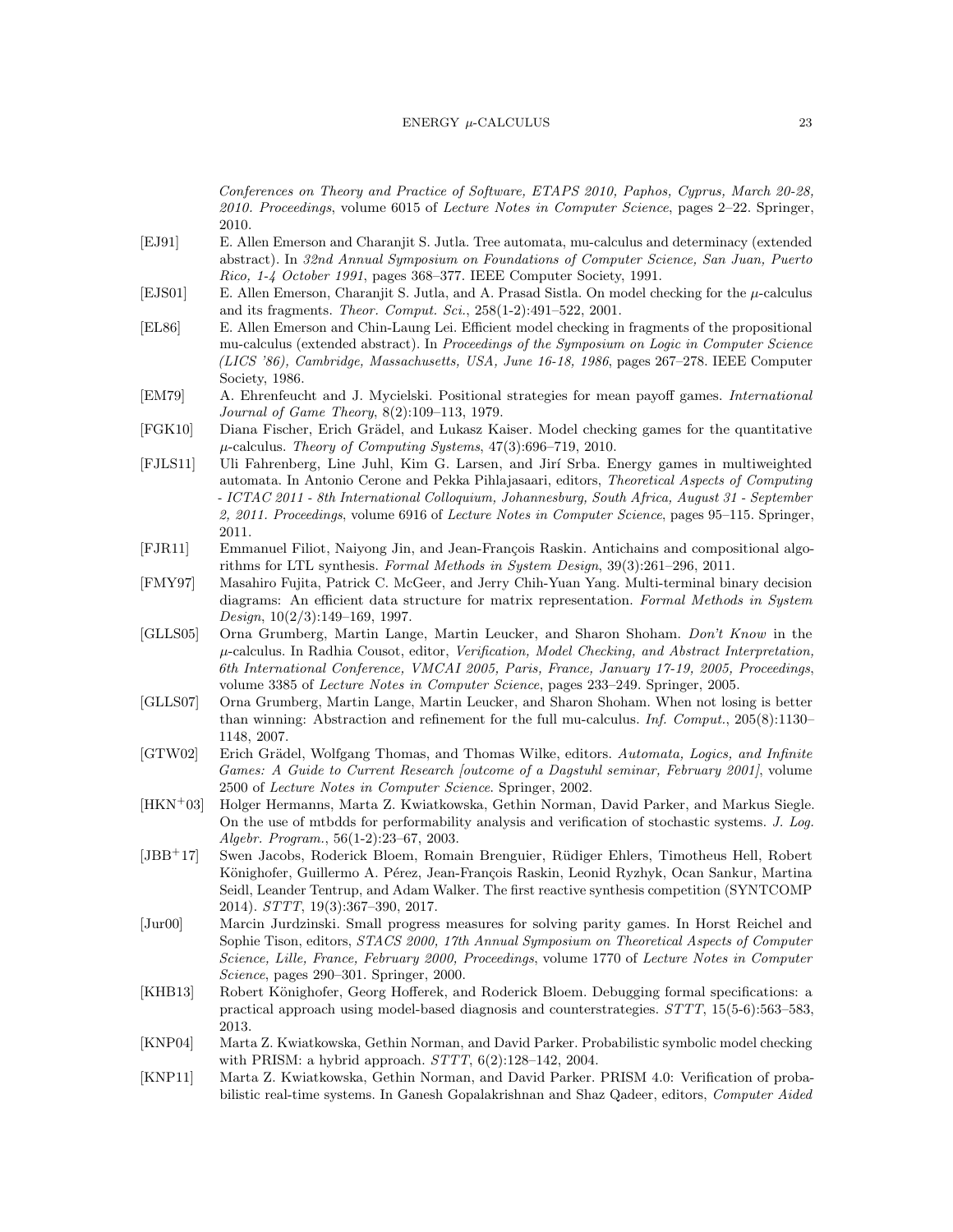*Conferences on Theory and Practice of Software, ETAPS 2010, Paphos, Cyprus, March 20-28, 2010. Proceedings*, volume 6015 of *Lecture Notes in Computer Science*, pages 2–22. Springer, 2010.

[EJ91] E. Allen Emerson and Charanjit S. Jutla. Tree automata, mu-calculus and determinacy (extended abstract). In *32nd Annual Symposium on Foundations of Computer Science, San Juan, Puerto Rico, 1-4 October 1991*, pages 368–377. IEEE Computer Society, 1991.

[EJS01] E. Allen Emerson, Charanjit S. Jutla, and A. Prasad Sistla. On model checking for the $\mu$-calculus and its fragments. *Theor. Comput. Sci.*, 258(1-2):491–522, 2001.

[EL86] E. Allen Emerson and Chin-Laung Lei. Efficient model checking in fragments of the propositional mu-calculus (extended abstract). In *Proceedings of the Symposium on Logic in Computer Science (LICS '86), Cambridge, Massachusetts, USA, June 16-18, 1986*, pages 267–278. IEEE Computer Society, 1986.

[EM79] A. Ehrenfeucht and J. Mycielski. Positional strategies for mean payoff games. *International Journal of Game Theory*, 8(2):109–113, 1979.

[FGK10] Diana Fischer, Erich Grädel, and Lukasz Kaiser. Model checking games for the quantitative $\mu$-calculus. *Theory of Computing Systems*, 47(3):696–719, 2010.

[FJLS11] Uli Fahrenberg, Line Juhl, Kim G. Larsen, and Jirí Srba. Energy games in multiweighted automata. In Antonio Cerone and Pekka Pihlajasaari, editors, *Theoretical Aspects of Computing - ICTAC 2011 - 8th International Colloquium, Johannesburg, South Africa, August 31 - September 2, 2011. Proceedings*, volume 6916 of *Lecture Notes in Computer Science*, pages 95–115. Springer, 2011.

[FJR11] Emmanuel Filiot, Naiyong Jin, and Jean-François Raskin. Antichains and compositional algorithms for LTL synthesis. *Formal Methods in System Design*, 39(3):261–296, 2011.

[FMY97] Masahiro Fujita, Patrick C. McGeer, and Jerry Chih-Yuan Yang. Multi-terminal binary decision diagrams: An efficient data structure for matrix representation. *Formal Methods in System Design*, 10(2/3):149–169, 1997.

[GLLS05] Orna Grumberg, Martin Lange, Martin Leucker, and Sharon Shoham. *Don't Know* in the $\mu$-calculus. In Radhia Cousot, editor, *Verification, Model Checking, and Abstract Interpretation, 6th International Conference, VMCAI 2005, Paris, France, January 17-19, 2005, Proceedings*, volume 3385 of *Lecture Notes in Computer Science*, pages 233–249. Springer, 2005.

[GLLS07] Orna Grumberg, Martin Lange, Martin Leucker, and Sharon Shoham. When not losing is better than winning: Abstraction and refinement for the full mu-calculus. *Inf. Comput.*, 205(8):1130–1148, 2007.

[GTW02] Erich Grädel, Wolfgang Thomas, and Thomas Wilke, editors. *Automata, Logics, and Infinite Games: A Guide to Current Research [outcome of a Dagstuhl seminar, February 2001]*, volume 2500 of *Lecture Notes in Computer Science*. Springer, 2002.

[HKN+03] Holger Hermanns, Marta Z. Kwiatkowska, Gethin Norman, David Parker, and Markus Siegle. On the use of mtbdds for performability analysis and verification of stochastic systems. *J. Log. Algebr. Program.*, 56(1-2):23–67, 2003.

[JBB+17] Swen Jacobs, Roderick Bloem, Romain Brenguier, Rüdiger Ehlers, Timotheus Hell, Robert Könighofer, Guillermo A. Pérez, Jean-François Raskin, Leonid Ryzhyk, Ocan Sankur, Martina Seidl, Leander Tentrup, and Adam Walker. The first reactive synthesis competition (SYNTCOMP 2014). *STTT*, 19(3):367–390, 2017.

[Jur00] Marcin Jurdzinski. Small progress measures for solving parity games. In Horst Reichel and Sophie Tison, editors, *STACS 2000, 17th Annual Symposium on Theoretical Aspects of Computer Science, Lille, France, February 2000, Proceedings*, volume 1770 of *Lecture Notes in Computer Science*, pages 290–301. Springer, 2000.

[KHB13] Robert Könighofer, Georg Hofferek, and Roderick Bloem. Debugging formal specifications: a practical approach using model-based diagnosis and counterstrategies. *STTT*, 15(5-6):563–583, 2013.

[KNP04] Marta Z. Kwiatkowska, Gethin Norman, and David Parker. Probabilistic symbolic model checking with PRISM: a hybrid approach. *STTT*, 6(2):128–142, 2004.

[KNP11] Marta Z. Kwiatkowska, Gethin Norman, and David Parker. PRISM 4.0: Verification of probabilistic real-time systems. In Ganesh Gopalakrishnan and Shaz Qadeer, editors, *Computer Aided*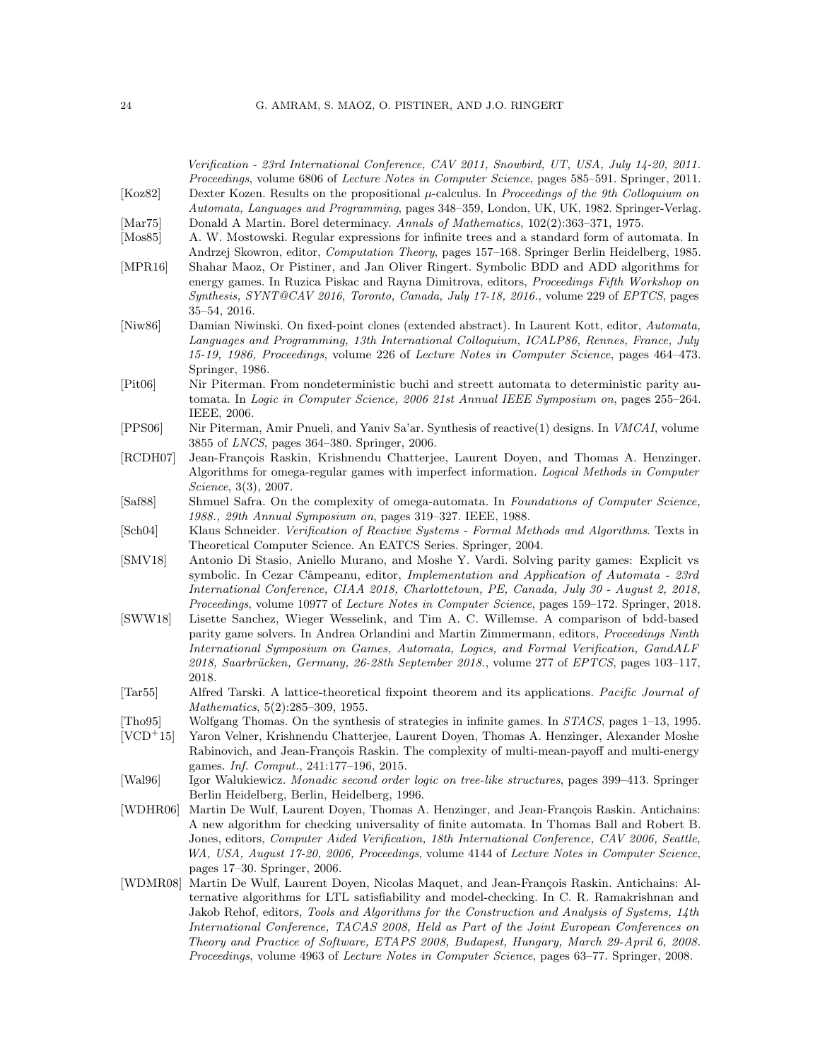*Verification - 23rd International Conference, CAV 2011, Snowbird, UT, USA, July 14-20, 2011. Proceedings*, volume 6806 of *Lecture Notes in Computer Science*, pages 585–591. Springer, 2011.

[Koz82] Dexter Kozen. Results on the propositional $\mu$-calculus. In *Proceedings of the 9th Colloquium on Automata, Languages and Programming*, pages 348–359, London, UK, UK, 1982. Springer-Verlag.

[Mar75] Donald A Martin. Borel determinacy. *Annals of Mathematics*, 102(2):363–371, 1975.

[Mos85] A. W. Mostowski. Regular expressions for infinite trees and a standard form of automata. In Andrzej Skowron, editor, *Computation Theory*, pages 157–168. Springer Berlin Heidelberg, 1985.

[MPR16] Shahar Maoz, Or Pistiner, and Jan Oliver Ringert. Symbolic BDD and ADD algorithms for energy games. In Ruzica Piskac and Rayna Dimitrova, editors, *Proceedings Fifth Workshop on Synthesis, SYNT@CAV 2016, Toronto, Canada, July 17-18, 2016.*, volume 229 of *EPTCS*, pages 35–54, 2016.

[Niw86] Damian Niwinski. On fixed-point clones (extended abstract). In Laurent Kott, editor, *Automata, Languages and Programming, 13th International Colloquium, ICALP86, Rennes, France, July 15-19, 1986, Proceedings*, volume 226 of *Lecture Notes in Computer Science*, pages 464–473. Springer, 1986.

[Pit06] Nir Piterman. From nondeterministic buchi and streett automata to deterministic parity automata. In *Logic in Computer Science, 2006 21st Annual IEEE Symposium on*, pages 255–264. IEEE, 2006.

[PPS06] Nir Piterman, Amir Pnueli, and Yaniv Sa'ar. Synthesis of reactive(1) designs. In *VMCAI*, volume 3855 of *LNCS*, pages 364–380. Springer, 2006.

[RCDH07] Jean-François Raskin, Krishnendu Chatterjee, Laurent Doyen, and Thomas A. Henzinger. Algorithms for omega-regular games with imperfect information. *Logical Methods in Computer Science*, 3(3), 2007.

[Saf88] Shmuel Safra. On the complexity of omega-automata. In *Foundations of Computer Science, 1988., 29th Annual Symposium on*, pages 319–327. IEEE, 1988.

[Sch04] Klaus Schneider. *Verification of Reactive Systems - Formal Methods and Algorithms*. Texts in Theoretical Computer Science. An EATCS Series. Springer, 2004.

[SMV18] Antonio Di Stasio, Aniello Murano, and Moshe Y. Vardi. Solving parity games: Explicit vs symbolic. In Cezar Câmpeanu, editor, *Implementation and Application of Automata - 23rd International Conference, CIAA 2018, Charlottetown, PE, Canada, July 30 - August 2, 2018, Proceedings*, volume 10977 of *Lecture Notes in Computer Science*, pages 159–172. Springer, 2018.

[SWW18] Lisette Sanchez, Wieger Wesselink, and Tim A. C. Willemse. A comparison of bdd-based parity game solvers. In Andrea Orlandini and Martin Zimmermann, editors, *Proceedings Ninth International Symposium on Games, Automata, Logics, and Formal Verification, GandALF 2018, Saarbrücken, Germany, 26-28th September 2018.*, volume 277 of *EPTCS*, pages 103–117, 2018.

[Tar55] Alfred Tarski. A lattice-theoretical fixpoint theorem and its applications. *Pacific Journal of Mathematics*, 5(2):285–309, 1955.

[Tho95] Wolfgang Thomas. On the synthesis of strategies in infinite games. In *STACS*, pages 1–13, 1995.

[VCD+15] Yaron Velner, Krishnendu Chatterjee, Laurent Doyen, Thomas A. Henzinger, Alexander Moshe Rabinovich, and Jean-François Raskin. The complexity of multi-mean-payoff and multi-energy games. *Inf. Comput.*, 241:177–196, 2015.

[Wal96] Igor Walukiewicz. *Monadic second order logic on tree-like structures*, pages 399–413. Springer Berlin Heidelberg, Berlin, Heidelberg, 1996.

[WDHR06] Martin De Wulf, Laurent Doyen, Thomas A. Henzinger, and Jean-François Raskin. Antichains: A new algorithm for checking universality of finite automata. In Thomas Ball and Robert B. Jones, editors, *Computer Aided Verification, 18th International Conference, CAV 2006, Seattle, WA, USA, August 17-20, 2006, Proceedings*, volume 4144 of *Lecture Notes in Computer Science*, pages 17–30. Springer, 2006.

[WDMR08] Martin De Wulf, Laurent Doyen, Nicolas Maquet, and Jean-François Raskin. Antichains: Alternative algorithms for LTL satisfiability and model-checking. In C. R. Ramakrishnan and Jakob Rehof, editors, *Tools and Algorithms for the Construction and Analysis of Systems, 14th International Conference, TACAS 2008, Held as Part of the Joint European Conferences on Theory and Practice of Software, ETAPS 2008, Budapest, Hungary, March 29-April 6, 2008. Proceedings*, volume 4963 of *Lecture Notes in Computer Science*, pages 63–77. Springer, 2008.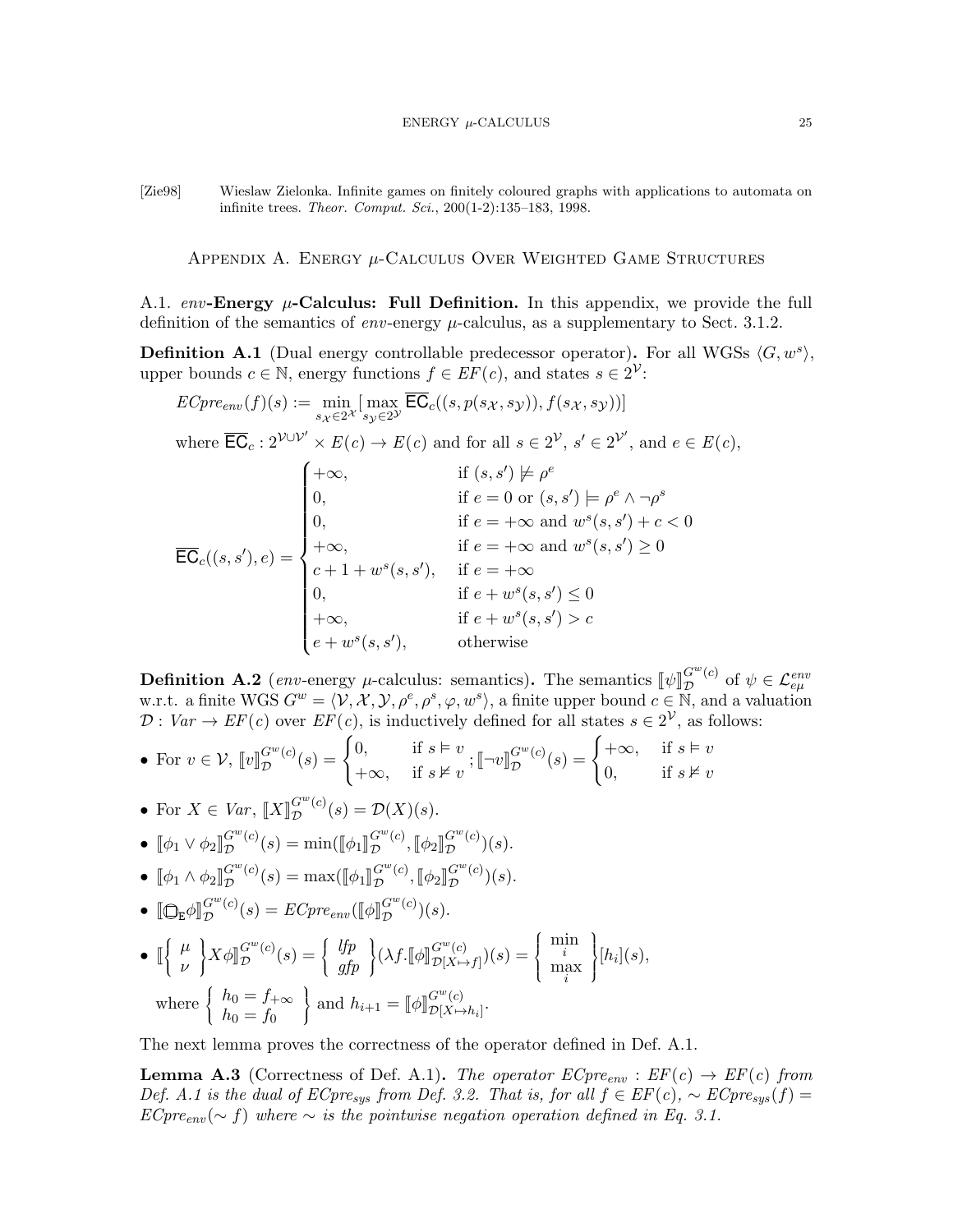[Zie98] Wieslaw Zielonka. Infinite games on finitely coloured graphs with applications to automata on infinite trees. *Theor. Comput. Sci.*, 200(1-2):135–183, 1998.

## Appendix A. Energy $\mu$-Calculus Over Weighted Game Structures

**A.1. *env*-Energy $\mu$-Calculus: Full Definition.** In this appendix, we provide the full definition of the semantics of *env*-energy $\mu$-calculus, as a supplementary to Sect. 3.1.2.

**Definition A.1** (Dual energy controllable predecessor operator)**.** For all WGSs $\langle G, w^s \rangle$, upper bounds $c \in \mathbb{N}$, energy functions $f \in EF(c)$, and states $s \in 2^{\mathcal{V}}$:

$$ECpre_{env}(f)(s) := \min_{s_{\mathcal{X}} \in 2^{\mathcal{X}}} [\max_{s_{\mathcal{Y}} \in 2^{\mathcal{Y}}} \overline{\mathsf{EC}}_c((s, p(s_{\mathcal{X}}, s_{\mathcal{Y}})), f(s_{\mathcal{X}}, s_{\mathcal{Y}}))]$$

where $\overline{\mathsf{EC}}_c : 2^{\mathcal{V} \cup \mathcal{V}'} \times E(c) \to E(c)$ and for all $s \in 2^{\mathcal{V}}$, $s' \in 2^{\mathcal{V}'}$, and $e \in E(c)$,

$$\overline{\mathsf{EC}}_c((s, s'), e) = \begin{cases} +\infty, & \text{if } (s, s') \not\models \rho^e \\ 0, & \text{if } e = 0 \text{ or } (s, s') \models \rho^e \wedge \neg\rho^s \\ 0, & \text{if } e = +\infty \text{ and } w^s(s, s') + c < 0 \\ +\infty, & \text{if } e = +\infty \text{ and } w^s(s, s') \geq 0 \\ c + 1 + w^s(s, s'), & \text{if } e = +\infty \\ 0, & \text{if } e + w^s(s, s') \leq 0 \\ +\infty, & \text{if } e + w^s(s, s') > c \\ e + w^s(s, s'), & \text{otherwise} \end{cases}$$

**Definition A.2** (*env*-energy $\mu$-calculus: semantics)**.** The semantics $[\![\psi]\!]_{\mathcal{D}}^{G^w(c)}$ of $\psi \in \mathcal{L}_{e\mu}^{env}$ w.r.t. a finite WGS $G^w = \langle \mathcal{V}, \mathcal{X}, \mathcal{Y}, \rho^e, \rho^s, \varphi, w^s \rangle$, a finite upper bound $c \in \mathbb{N}$, and a valuation $\mathcal{D} : Var \to EF(c)$ over $EF(c)$, is inductively defined for all states $s \in 2^{\mathcal{V}}$, as follows:

- For $v \in \mathcal{V}$, $[\![v]\!]_{\mathcal{D}}^{G^w(c)}(s) = \begin{cases} 0, & \text{if } s \vDash v \\ +\infty, & \text{if } s \nvDash v \end{cases}$; $[\![\neg v]\!]_{\mathcal{D}}^{G^w(c)}(s) = \begin{cases} +\infty, & \text{if } s \vDash v \\ 0, & \text{if } s \nvDash v \end{cases}$
- For $X \in Var$, $[\![X]\!]_{\mathcal{D}}^{G^w(c)}(s) = \mathcal{D}(X)(s)$.
- $[\![\phi_1 \vee \phi_2]\!]_{\mathcal{D}}^{G^w(c)}(s) = \min([\![\phi_1]\!]_{\mathcal{D}}^{G^w(c)}, [\![\phi_2]\!]_{\mathcal{D}}^{G^w(c)})(s)$.
- $[\![\phi_1 \wedge \phi_2]\!]_{\mathcal{D}}^{G^w(c)}(s) = \max([\![\phi_1]\!]_{\mathcal{D}}^{G^w(c)}, [\![\phi_2]\!]_{\mathcal{D}}^{G^w(c)})(s)$.
- $[\![\bigcirc_{\mathtt{E}}\phi]\!]_{\mathcal{D}}^{G^w(c)}(s) = ECpre_{env}([\![\phi]\!]_{\mathcal{D}}^{G^w(c)})(s)$.
- $[\![\left\{ \begin{array}{c} \mu \\ \nu \end{array} \right\} X\phi]\!]_{\mathcal{D}}^{G^w(c)}(s) = \left\{ \begin{array}{c} lfp \\ gfp \end{array} \right\}(\lambda f.[\![\phi]\!]_{\mathcal{D}[X \mapsto f]}^{G^w(c)})(s) = \left\{ \begin{array}{c} \min\limits_i \\ \max\limits_i \end{array} \right\}[h_i](s)$,

  where $\left\{ \begin{array}{c} h_0 = f_{+\infty} \\ h_0 = f_0 \end{array} \right\}$ and $h_{i+1} = [\![\phi]\!]_{\mathcal{D}[X \mapsto h_i]}^{G^w(c)}$.

The next lemma proves the correctness of the operator defined in Def. A.1.

**Lemma A.3** (Correctness of Def. A.1)**.** *The operator $ECpre_{env} : EF(c) \to EF(c)$ from Def. A.1 is the dual of $ECpre_{sys}$ from Def. 3.2. That is, for all $f \in EF(c)$, $\sim ECpre_{sys}(f) = ECpre_{env}(\sim f)$ where $\sim$ is the pointwise negation operation defined in Eq. 3.1.*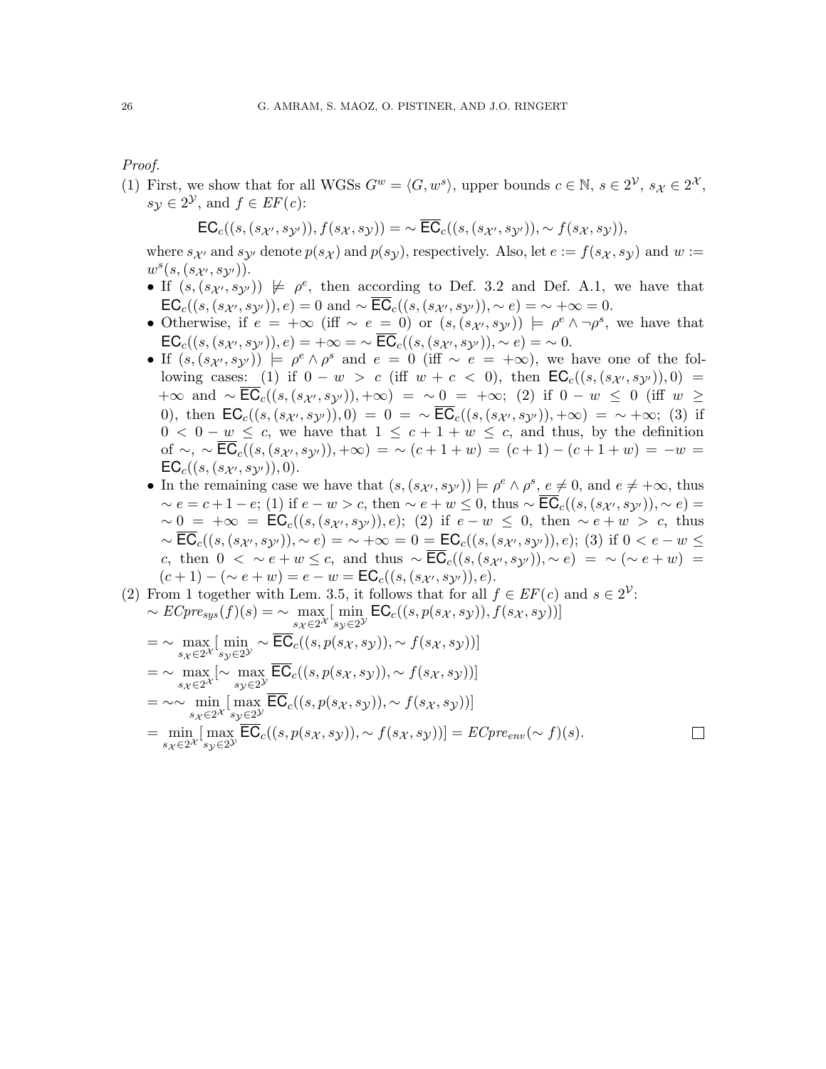*Proof.*

(1) First, we show that for all WGSs $G^w = \langle G, w^s \rangle$, upper bounds $c \in \mathbb{N}$, $s \in 2^{\mathcal{V}}$, $s_{\mathcal{X}} \in 2^{\mathcal{X}}$, $s_{\mathcal{Y}} \in 2^{\mathcal{Y}}$, and $f \in EF(c)$:

$$\mathsf{EC}_c((s,(s_{\mathcal{X}'}, s_{\mathcal{Y}'})), f(s_{\mathcal{X}}, s_{\mathcal{Y}})) = \sim \overline{\mathsf{EC}}_c((s,(s_{\mathcal{X}'}, s_{\mathcal{Y}'})), \sim f(s_{\mathcal{X}}, s_{\mathcal{Y}})),$$

where $s_{\mathcal{X}'}$ and $s_{\mathcal{Y}'}$ denote $p(s_{\mathcal{X}})$ and $p(s_{\mathcal{Y}})$, respectively. Also, let $e := f(s_{\mathcal{X}}, s_{\mathcal{Y}})$ and $w := w^s(s,(s_{\mathcal{X}'}, s_{\mathcal{Y}'}))$.

- If $(s,(s_{\mathcal{X}'}, s_{\mathcal{Y}'})) \not\models \rho^e$, then according to Def. 3.2 and Def. A.1, we have that $\mathsf{EC}_c((s,(s_{\mathcal{X}'}, s_{\mathcal{Y}'})), e) = 0$ and $\sim \overline{\mathsf{EC}}_c((s,(s_{\mathcal{X}'}, s_{\mathcal{Y}'})), \sim e) = \sim +\infty = 0$.
- Otherwise, if $e = +\infty$ (iff $\sim e = 0$) or $(s,(s_{\mathcal{X}'}, s_{\mathcal{Y}'})) \models \rho^e \wedge \neg\rho^s$, we have that $\mathsf{EC}_c((s,(s_{\mathcal{X}'}, s_{\mathcal{Y}'})), e) = +\infty = \sim \overline{\mathsf{EC}}_c((s,(s_{\mathcal{X}'}, s_{\mathcal{Y}'})), \sim e) = \sim 0$.
- If $(s,(s_{\mathcal{X}'}, s_{\mathcal{Y}'})) \models \rho^e \wedge \rho^s$ and $e = 0$ (iff $\sim e = +\infty$), we have one of the following cases: (1) if $0 - w > c$ (iff $w + c < 0$), then $\mathsf{EC}_c((s,(s_{\mathcal{X}'}, s_{\mathcal{Y}'})), 0) = +\infty$ and $\sim \overline{\mathsf{EC}}_c((s,(s_{\mathcal{X}'}, s_{\mathcal{Y}'})), +\infty) = \sim 0 = +\infty$; (2) if $0 - w \leq 0$ (iff $w \geq 0$), then $\mathsf{EC}_c((s,(s_{\mathcal{X}'}, s_{\mathcal{Y}'})), 0) = 0 = \sim \overline{\mathsf{EC}}_c((s,(s_{\mathcal{X}'}, s_{\mathcal{Y}'})), +\infty) = \sim +\infty$; (3) if $0 < 0 - w \leq c$, we have that $1 \leq c + 1 + w \leq c$, and thus, by the definition of $\sim$, $\sim \overline{\mathsf{EC}}_c((s,(s_{\mathcal{X}'}, s_{\mathcal{Y}'})), +\infty) = \sim (c + 1 + w) = (c+1) - (c+1+w) = -w = \mathsf{EC}_c((s,(s_{\mathcal{X}'}, s_{\mathcal{Y}'})), 0)$.
- In the remaining case we have that $(s,(s_{\mathcal{X}'}, s_{\mathcal{Y}'})) \models \rho^e \wedge \rho^s$, $e \neq 0$, and $e \neq +\infty$, thus $\sim e = c + 1 - e$; (1) if $e - w > c$, then $\sim e + w \leq 0$, thus $\sim \overline{\mathsf{EC}}_c((s,(s_{\mathcal{X}'}, s_{\mathcal{Y}'})), \sim e) = \sim 0 = +\infty = \mathsf{EC}_c((s,(s_{\mathcal{X}'}, s_{\mathcal{Y}'})), e)$; (2) if $e - w \leq 0$, then $\sim e + w > c$, thus $\sim \overline{\mathsf{EC}}_c((s,(s_{\mathcal{X}'}, s_{\mathcal{Y}'})), \sim e) = \sim +\infty = 0 = \mathsf{EC}_c((s,(s_{\mathcal{X}'}, s_{\mathcal{Y}'})), e)$; (3) if $0 < e - w \leq c$, then $0 < \sim e + w \leq c$, and thus $\sim \overline{\mathsf{EC}}_c((s,(s_{\mathcal{X}'}, s_{\mathcal{Y}'})), \sim e) = \sim (\sim e + w) = (c+1) - (\sim e + w) = e - w = \mathsf{EC}_c((s,(s_{\mathcal{X}'}, s_{\mathcal{Y}'})), e)$.

(2) From 1 together with Lem. 3.5, it follows that for all $f \in EF(c)$ and $s \in 2^{\mathcal{V}}$:

$$\sim ECpre_{sys}(f)(s) = \sim \max_{s_{\mathcal{X}} \in 2^{\mathcal{X}}} [\min_{s_{\mathcal{Y}} \in 2^{\mathcal{Y}}} \mathsf{EC}_c((s, p(s_{\mathcal{X}}, s_{\mathcal{Y}})), f(s_{\mathcal{X}}, s_{\mathcal{Y}}))]$$

$$= \sim \max_{s_{\mathcal{X}} \in 2^{\mathcal{X}}} [\min_{s_{\mathcal{Y}} \in 2^{\mathcal{Y}}} \sim \overline{\mathsf{EC}}_c((s, p(s_{\mathcal{X}}, s_{\mathcal{Y}})), \sim f(s_{\mathcal{X}}, s_{\mathcal{Y}}))]$$

$$= \sim \max_{s_{\mathcal{X}} \in 2^{\mathcal{X}}} [\sim \max_{s_{\mathcal{Y}} \in 2^{\mathcal{Y}}} \overline{\mathsf{EC}}_c((s, p(s_{\mathcal{X}}, s_{\mathcal{Y}})), \sim f(s_{\mathcal{X}}, s_{\mathcal{Y}}))]$$

$$= \sim\sim \min_{s_{\mathcal{X}} \in 2^{\mathcal{X}}} [\max_{s_{\mathcal{Y}} \in 2^{\mathcal{Y}}} \overline{\mathsf{EC}}_c((s, p(s_{\mathcal{X}}, s_{\mathcal{Y}})), \sim f(s_{\mathcal{X}}, s_{\mathcal{Y}}))]$$

$$= \min_{s_{\mathcal{X}} \in 2^{\mathcal{X}}} [\max_{s_{\mathcal{Y}} \in 2^{\mathcal{Y}}} \overline{\mathsf{EC}}_c((s, p(s_{\mathcal{X}}, s_{\mathcal{Y}})), \sim f(s_{\mathcal{X}}, s_{\mathcal{Y}}))] = ECpre_{env}(\sim f)(s).$$

□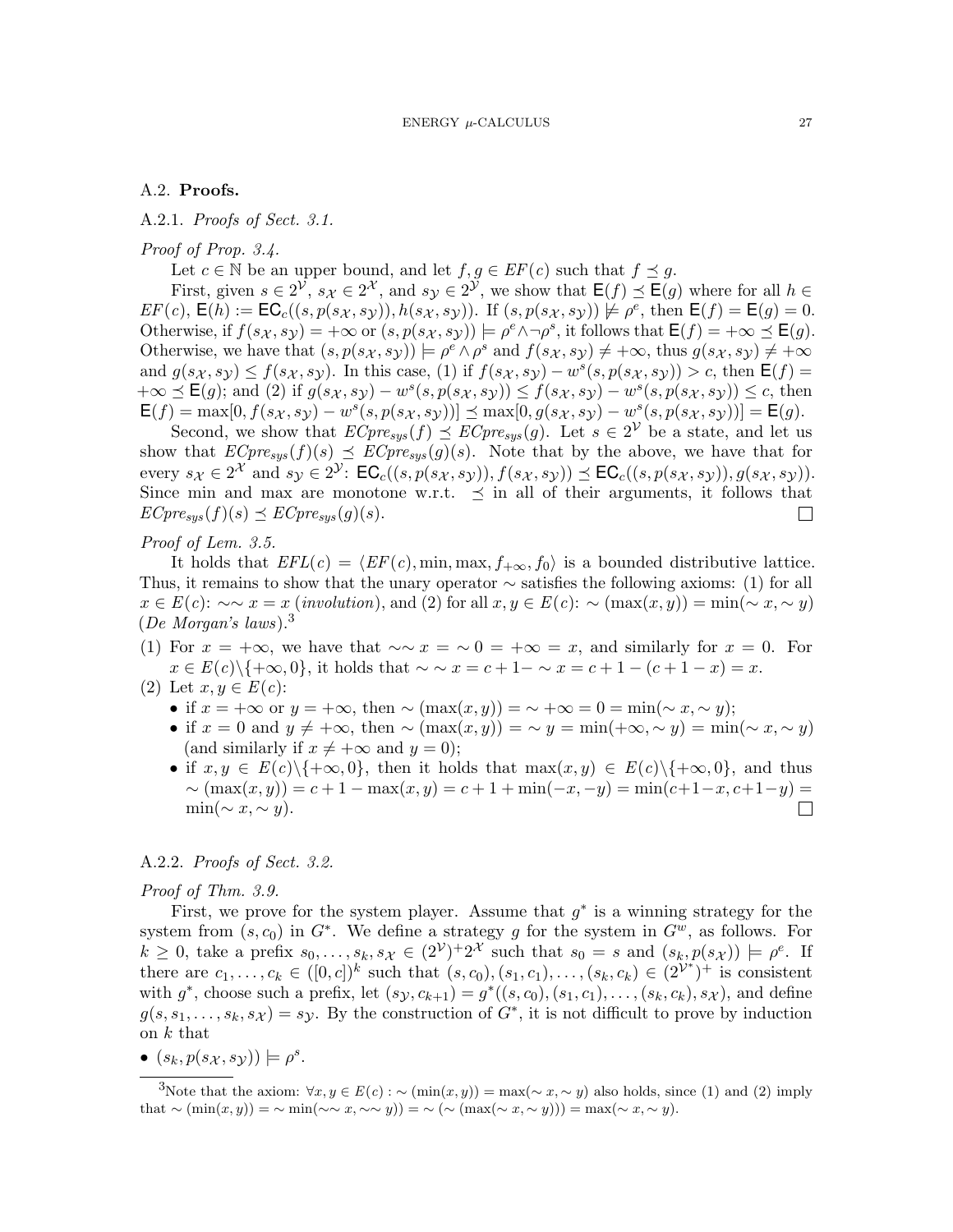### A.2. **Proofs.**

#### A.2.1. *Proofs of Sect. 3.1.*

*Proof of Prop. 3.4.*

Let $c \in \mathbb{N}$ be an upper bound, and let $f, g \in EF(c)$ such that $f \preceq g$.

First, given $s \in 2^{\mathcal{V}}$, $s_{\mathcal{X}} \in 2^{\mathcal{X}}$, and $s_{\mathcal{Y}} \in 2^{\mathcal{Y}}$, we show that $\mathsf{E}(f) \preceq \mathsf{E}(g)$ where for all $h \in EF(c)$, $\mathsf{E}(h) := \mathsf{EC}_c((s, p(s_{\mathcal{X}}, s_{\mathcal{Y}})), h(s_{\mathcal{X}}, s_{\mathcal{Y}}))$. If $(s, p(s_{\mathcal{X}}, s_{\mathcal{Y}})) \not\models \rho^e$, then $\mathsf{E}(f) = \mathsf{E}(g) = 0$. Otherwise, if $f(s_{\mathcal{X}}, s_{\mathcal{Y}}) = +\infty$ or $(s, p(s_{\mathcal{X}}, s_{\mathcal{Y}})) \models \rho^e \wedge \neg\rho^s$, it follows that $\mathsf{E}(f) = +\infty \preceq \mathsf{E}(g)$. Otherwise, we have that $(s, p(s_{\mathcal{X}}, s_{\mathcal{Y}})) \models \rho^e \wedge \rho^s$ and $f(s_{\mathcal{X}}, s_{\mathcal{Y}}) \neq +\infty$, thus $g(s_{\mathcal{X}}, s_{\mathcal{Y}}) \neq +\infty$ and $g(s_{\mathcal{X}}, s_{\mathcal{Y}}) \leq f(s_{\mathcal{X}}, s_{\mathcal{Y}})$. In this case, (1) if $f(s_{\mathcal{X}}, s_{\mathcal{Y}}) - w^s(s, p(s_{\mathcal{X}}, s_{\mathcal{Y}})) > c$, then $\mathsf{E}(f) = +\infty \preceq \mathsf{E}(g)$; and (2) if $g(s_{\mathcal{X}}, s_{\mathcal{Y}}) - w^s(s, p(s_{\mathcal{X}}, s_{\mathcal{Y}})) \leq f(s_{\mathcal{X}}, s_{\mathcal{Y}}) - w^s(s, p(s_{\mathcal{X}}, s_{\mathcal{Y}})) \leq c$, then $\mathsf{E}(f) = \max[0, f(s_{\mathcal{X}}, s_{\mathcal{Y}}) - w^s(s, p(s_{\mathcal{X}}, s_{\mathcal{Y}}))] \preceq \max[0, g(s_{\mathcal{X}}, s_{\mathcal{Y}}) - w^s(s, p(s_{\mathcal{X}}, s_{\mathcal{Y}}))] = \mathsf{E}(g)$.

Second, we show that $ECpre_{sys}(f) \preceq ECpre_{sys}(g)$. Let $s \in 2^{\mathcal{V}}$ be a state, and let us show that $ECpre_{sys}(f)(s) \preceq ECpre_{sys}(g)(s)$. Note that by the above, we have that for every $s_{\mathcal{X}} \in 2^{\mathcal{X}}$ and $s_{\mathcal{Y}} \in 2^{\mathcal{Y}}$: $\mathsf{EC}_c((s, p(s_{\mathcal{X}}, s_{\mathcal{Y}})), f(s_{\mathcal{X}}, s_{\mathcal{Y}})) \preceq \mathsf{EC}_c((s, p(s_{\mathcal{X}}, s_{\mathcal{Y}})), g(s_{\mathcal{X}}, s_{\mathcal{Y}}))$. Since min and max are monotone w.r.t. $\preceq$ in all of their arguments, it follows that $ECpre_{sys}(f)(s) \preceq ECpre_{sys}(g)(s)$. □

*Proof of Lem. 3.5.*

It holds that $EFL(c) = \langle EF(c), \min, \max, f_{+\infty}, f_0 \rangle$ is a bounded distributive lattice. Thus, it remains to show that the unary operator $\sim$ satisfies the following axioms: (1) for all $x \in E(c)$: $\sim\sim x = x$ (*involution*), and (2) for all $x, y \in E(c)$: $\sim(\max(x, y)) = \min(\sim x, \sim y)$ (*De Morgan's laws*).[3]

(1) For $x = +\infty$, we have that $\sim\sim x = \sim 0 = +\infty = x$, and similarly for $x = 0$. For $x \in E(c)\backslash\{+\infty, 0\}$, it holds that $\sim\sim x = c + 1 - \sim x = c + 1 - (c + 1 - x) = x$.

(2) Let $x, y \in E(c)$:
   - if $x = +\infty$ or $y = +\infty$, then $\sim(\max(x, y)) = \sim +\infty = 0 = \min(\sim x, \sim y)$;
   - if $x = 0$ and $y \neq +\infty$, then $\sim(\max(x, y)) = \sim y = \min(+\infty, \sim y) = \min(\sim x, \sim y)$ (and similarly if $x \neq +\infty$ and $y = 0$);
   - if $x, y \in E(c)\backslash\{+\infty, 0\}$, then it holds that $\max(x, y) \in E(c)\backslash\{+\infty, 0\}$, and thus $\sim(\max(x, y)) = c + 1 - \max(x, y) = c + 1 + \min(-x, -y) = \min(c+1-x, c+1-y) = \min(\sim x, \sim y)$. □

#### A.2.2. *Proofs of Sect. 3.2.*

*Proof of Thm. 3.9.*

First, we prove for the system player. Assume that $g^*$ is a winning strategy for the system from $(s, c_0)$ in $G^*$. We define a strategy $g$ for the system in $G^w$, as follows. For $k \geq 0$, take a prefix $s_0, \ldots, s_k, s_{\mathcal{X}} \in (2^{\mathcal{V}})^+ 2^{\mathcal{X}}$ such that $s_0 = s$ and $(s_k, p(s_{\mathcal{X}})) \models \rho^e$. If there are $c_1, \ldots, c_k \in ([0, c])^k$ such that $(s, c_0), (s_1, c_1), \ldots, (s_k, c_k) \in (2^{\mathcal{V}^*})^+$ is consistent with $g^*$, choose such a prefix, let $(s_{\mathcal{Y}}, c_{k+1}) = g^*((s, c_0), (s_1, c_1), \ldots, (s_k, c_k), s_{\mathcal{X}})$, and define $g(s, s_1, \ldots, s_k, s_{\mathcal{X}}) = s_{\mathcal{Y}}$. By the construction of $G^*$, it is not difficult to prove by induction on $k$ that

- $(s_k, p(s_{\mathcal{X}}, s_{\mathcal{Y}})) \models \rho^s$.

[3] Note that the axiom: $\forall x, y \in E(c) : \sim(\min(x, y)) = \max(\sim x, \sim y)$ also holds, since (1) and (2) imply that $\sim(\min(x, y)) = \sim\min(\sim\sim x, \sim\sim y)) = \sim(\sim(\max(\sim x, \sim y))) = \max(\sim x, \sim y)$.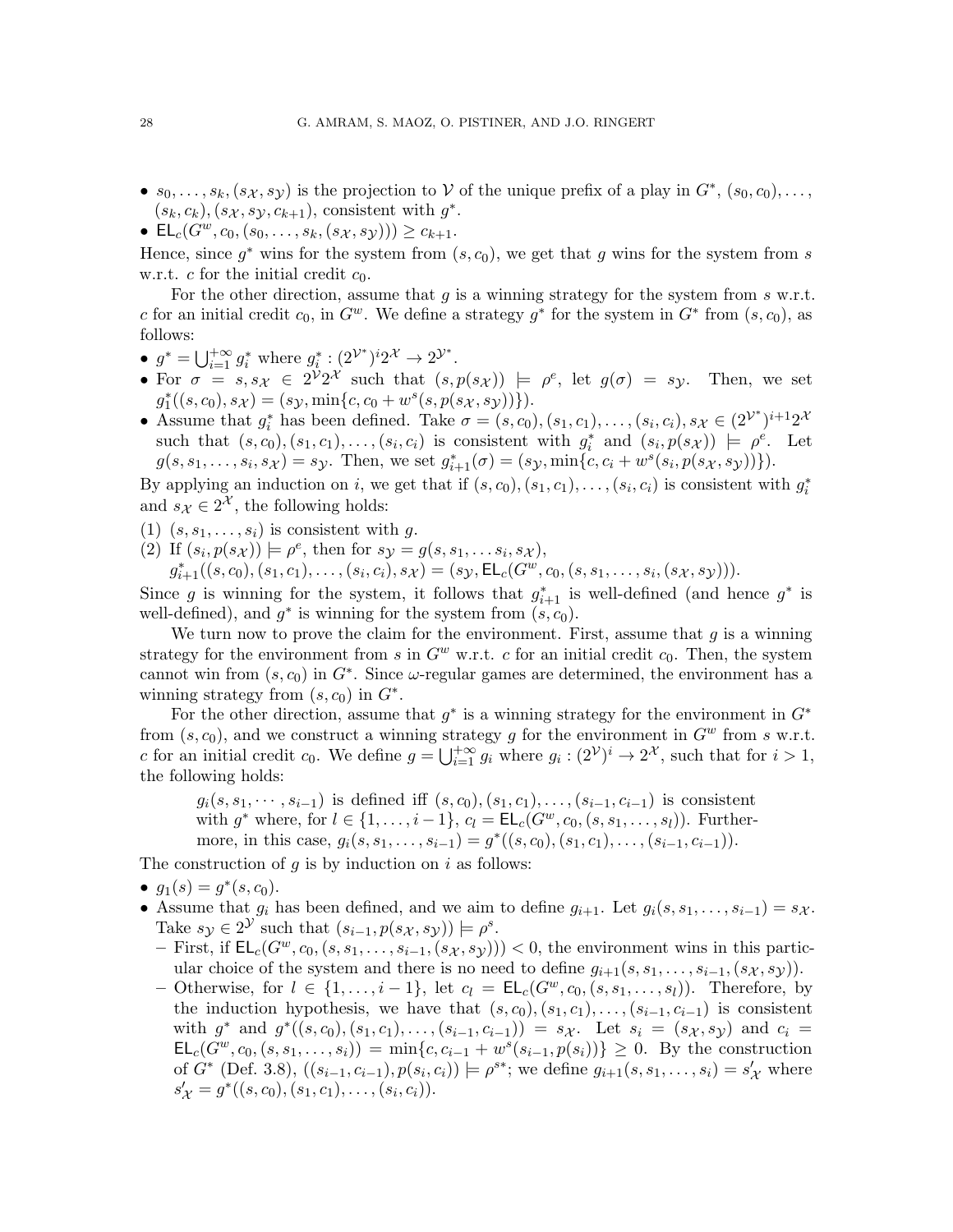- $s_0, \ldots, s_k, (s_{\mathcal{X}}, s_{\mathcal{Y}})$ is the projection to $\mathcal{V}$ of the unique prefix of a play in $G^*$, $(s_0, c_0), \ldots, (s_k, c_k), (s_{\mathcal{X}}, s_{\mathcal{Y}}, c_{k+1})$, consistent with $g^*$.
- $\mathsf{EL}_c(G^w, c_0, (s_0, \ldots, s_k, (s_{\mathcal{X}}, s_{\mathcal{Y}}))) \geq c_{k+1}$.

Hence, since $g^*$ wins for the system from $(s, c_0)$, we get that $g$ wins for the system from $s$ w.r.t. $c$ for the initial credit $c_0$.

For the other direction, assume that $g$ is a winning strategy for the system from $s$ w.r.t. $c$ for an initial credit $c_0$, in $G^w$. We define a strategy $g^*$ for the system in $G^*$ from $(s, c_0)$, as follows:

- $g^* = \bigcup_{i=1}^{+\infty} g_i^*$ where $g_i^* : (2^{\mathcal{V}^*})^i 2^{\mathcal{X}} \to 2^{\mathcal{Y}^*}$.
- For $\sigma = s, s_{\mathcal{X}} \in 2^{\mathcal{V}} 2^{\mathcal{X}}$ such that $(s, p(s_{\mathcal{X}})) \models \rho^e$, let $g(\sigma) = s_{\mathcal{Y}}$. Then, we set $g_1^*((s, c_0), s_{\mathcal{X}}) = (s_{\mathcal{Y}}, \min\{c, c_0 + w^s(s, p(s_{\mathcal{X}}, s_{\mathcal{Y}}))\})$.
- Assume that $g_i^*$ has been defined. Take $\sigma = (s, c_0), (s_1, c_1), \ldots, (s_i, c_i), s_{\mathcal{X}} \in (2^{\mathcal{V}^*})^{i+1} 2^{\mathcal{X}}$ such that $(s, c_0), (s_1, c_1), \ldots, (s_i, c_i)$ is consistent with $g_i^*$ and $(s_i, p(s_{\mathcal{X}})) \models \rho^e$. Let $g(s, s_1, \ldots, s_i, s_{\mathcal{X}}) = s_{\mathcal{Y}}$. Then, we set $g_{i+1}^*(\sigma) = (s_{\mathcal{Y}}, \min\{c, c_i + w^s(s_i, p(s_{\mathcal{X}}, s_{\mathcal{Y}}))\})$.

By applying an induction on $i$, we get that if $(s, c_0), (s_1, c_1), \ldots, (s_i, c_i)$ is consistent with $g_i^*$ and $s_{\mathcal{X}} \in 2^{\mathcal{X}}$, the following holds:

(1) $(s, s_1, \ldots, s_i)$ is consistent with $g$.
(2) If $(s_i, p(s_{\mathcal{X}})) \models \rho^e$, then for $s_{\mathcal{Y}} = g(s, s_1, \ldots s_i, s_{\mathcal{X}})$,
$g_{i+1}^*((s, c_0), (s_1, c_1), \ldots, (s_i, c_i), s_{\mathcal{X}}) = (s_{\mathcal{Y}}, \mathsf{EL}_c(G^w, c_0, (s, s_1, \ldots, s_i, (s_{\mathcal{X}}, s_{\mathcal{Y}}))))$.

Since $g$ is winning for the system, it follows that $g_{i+1}^*$ is well-defined (and hence $g^*$ is well-defined), and $g^*$ is winning for the system from $(s, c_0)$.

We turn now to prove the claim for the environment. First, assume that $g$ is a winning strategy for the environment from $s$ in $G^w$ w.r.t. $c$ for an initial credit $c_0$. Then, the system cannot win from $(s, c_0)$ in $G^*$. Since $\omega$-regular games are determined, the environment has a winning strategy from $(s, c_0)$ in $G^*$.

For the other direction, assume that $g^*$ is a winning strategy for the environment in $G^*$ from $(s, c_0)$, and we construct a winning strategy $g$ for the environment in $G^w$ from $s$ w.r.t. $c$ for an initial credit $c_0$. We define $g = \bigcup_{i=1}^{+\infty} g_i$ where $g_i : (2^{\mathcal{V}})^i \to 2^{\mathcal{X}}$, such that for $i > 1$, the following holds:

> $g_i(s, s_1, \cdots, s_{i-1})$ is defined iff $(s, c_0), (s_1, c_1), \ldots, (s_{i-1}, c_{i-1})$ is consistent with $g^*$ where, for $l \in \{1, \ldots, i-1\}$, $c_l = \mathsf{EL}_c(G^w, c_0, (s, s_1, \ldots, s_l))$. Furthermore, in this case, $g_i(s, s_1, \ldots, s_{i-1}) = g^*((s, c_0), (s_1, c_1), \ldots, (s_{i-1}, c_{i-1}))$.

The construction of $g$ is by induction on $i$ as follows:

- $g_1(s) = g^*(s, c_0)$.
- Assume that $g_i$ has been defined, and we aim to define $g_{i+1}$. Let $g_i(s, s_1, \ldots, s_{i-1}) = s_{\mathcal{X}}$. Take $s_{\mathcal{Y}} \in 2^{\mathcal{Y}}$ such that $(s_{i-1}, p(s_{\mathcal{X}}, s_{\mathcal{Y}})) \models \rho^s$.
  - First, if $\mathsf{EL}_c(G^w, c_0, (s, s_1, \ldots, s_{i-1}, (s_{\mathcal{X}}, s_{\mathcal{Y}}))) < 0$, the environment wins in this particular choice of the system and there is no need to define $g_{i+1}(s, s_1, \ldots, s_{i-1}, (s_{\mathcal{X}}, s_{\mathcal{Y}}))$.
  - Otherwise, for $l \in \{1, \ldots, i-1\}$, let $c_l = \mathsf{EL}_c(G^w, c_0, (s, s_1, \ldots, s_l))$. Therefore, by the induction hypothesis, we have that $(s, c_0), (s_1, c_1), \ldots, (s_{i-1}, c_{i-1})$ is consistent with $g^*$ and $g^*((s, c_0), (s_1, c_1), \ldots, (s_{i-1}, c_{i-1})) = s_{\mathcal{X}}$. Let $s_i = (s_{\mathcal{X}}, s_{\mathcal{Y}})$ and $c_i = \mathsf{EL}_c(G^w, c_0, (s, s_1, \ldots, s_i)) = \min\{c, c_{i-1} + w^s(s_{i-1}, p(s_i))\} \geq 0$. By the construction of $G^*$ (Def. 3.8), $((s_{i-1}, c_{i-1}), p(s_i, c_i)) \models \rho^{s*}$; we define $g_{i+1}(s, s_1, \ldots, s_i) = s'_{\mathcal{X}}$ where $s'_{\mathcal{X}} = g^*((s, c_0), (s_1, c_1), \ldots, (s_i, c_i))$.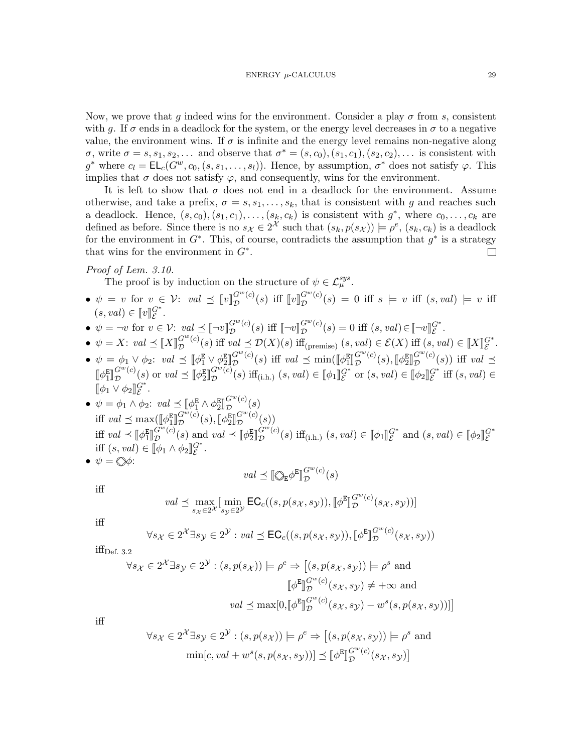Now, we prove that $g$ indeed wins for the environment. Consider a play $\sigma$ from $s$, consistent with $g$. If $\sigma$ ends in a deadlock for the system, or the energy level decreases in $\sigma$ to a negative value, the environment wins. If $\sigma$ is infinite and the energy level remains non-negative along $\sigma$, write $\sigma = s, s_1, s_2, \ldots$ and observe that $\sigma^* = (s, c_0), (s_1, c_1), (s_2, c_2), \ldots$ is consistent with $g^*$ where $c_l = \mathsf{EL}_c(G^w, c_0, (s, s_1, \ldots, s_l))$. Hence, by assumption, $\sigma^*$ does not satisfy $\varphi$. This implies that $\sigma$ does not satisfy $\varphi$, and consequently, wins for the environment.

It is left to show that $\sigma$ does not end in a deadlock for the environment. Assume otherwise, and take a prefix, $\sigma = s, s_1, \ldots, s_k$, that is consistent with $g$ and reaches such a deadlock. Hence, $(s, c_0), (s_1, c_1), \ldots, (s_k, c_k)$ is consistent with $g^*$, where $c_0, \ldots, c_k$ are defined as before. Since there is no $s_{\mathcal{X}} \in 2^{\mathcal{X}}$ such that $(s_k, p(s_{\mathcal{X}})) \models \rho^e$, $(s_k, c_k)$ is a deadlock for the environment in $G^*$. This, of course, contradicts the assumption that $g^*$ is a strategy that wins for the environment in $G^*$. □

*Proof of Lem. 3.10.*

The proof is by induction on the structure of $\psi \in \mathcal{L}_\mu^{sys}$.

- $\psi = v$ for $v \in \mathcal{V}$: $val \preceq [\![v]\!]_{\mathcal{D}}^{G^w(c)}(s)$ iff $[\![v]\!]_{\mathcal{D}}^{G^w(c)}(s) = 0$ iff $s \models v$ iff $(s, val) \models v$ iff $(s, val) \in [\![v]\!]_{\mathcal{E}}^{G^*}$.
- $\psi = \neg v$ for $v \in \mathcal{V}$: $val \preceq [\![\neg v]\!]_{\mathcal{D}}^{G^w(c)}(s)$ iff $[\![\neg v]\!]_{\mathcal{D}}^{G^w(c)}(s) = 0$ iff $(s, val) \in [\![\neg v]\!]_{\mathcal{E}}^{G^*}$.
- $\psi = X$: $val \preceq [\![X]\!]_{\mathcal{D}}^{G^w(c)}(s)$ iff $val \preceq \mathcal{D}(X)(s)$ iff$_{\text{(premise)}}$ $(s, val) \in \mathcal{E}(X)$ iff $(s, val) \in [\![X]\!]_{\mathcal{E}}^{G^*}$.
- $\psi = \phi_1 \vee \phi_2$: $val \preceq [\![\phi_1^{\mathsf{E}} \vee \phi_2^{\mathsf{E}}]\!]_{\mathcal{D}}^{G^w(c)}(s)$ iff $val \preceq \min([\![\phi_1^{\mathsf{E}}]\!]_{\mathcal{D}}^{G^w(c)}(s), [\![\phi_2^{\mathsf{E}}]\!]_{\mathcal{D}}^{G^w(c)}(s))$ iff $val \preceq [\![\phi_1^{\mathsf{E}}]\!]_{\mathcal{D}}^{G^w(c)}(s)$ or $val \preceq [\![\phi_2^{\mathsf{E}}]\!]_{\mathcal{D}}^{G^w(c)}(s)$ iff$_{\text{(i.h.)}}$ $(s, val) \in [\![\phi_1]\!]_{\mathcal{E}}^{G^*}$ or $(s, val) \in [\![\phi_2]\!]_{\mathcal{E}}^{G^*}$ iff $(s, val) \in [\![\phi_1 \vee \phi_2]\!]_{\mathcal{E}}^{G^*}$.
- $\psi = \phi_1 \wedge \phi_2$: $val \preceq [\![\phi_1^{\mathsf{E}} \wedge \phi_2^{\mathsf{E}}]\!]_{\mathcal{D}}^{G^w(c)}(s)$
  iff $val \preceq \max([\![\phi_1^{\mathsf{E}}]\!]_{\mathcal{D}}^{G^w(c)}(s), [\![\phi_2^{\mathsf{E}}]\!]_{\mathcal{D}}^{G^w(c)}(s))$
  iff $val \preceq [\![\phi_1^{\mathsf{E}}]\!]_{\mathcal{D}}^{G^w(c)}(s)$ and $val \preceq [\![\phi_2^{\mathsf{E}}]\!]_{\mathcal{D}}^{G^w(c)}(s)$ iff$_{\text{(i.h.)}}$ $(s, val) \in [\![\phi_1]\!]_{\mathcal{E}}^{G^*}$ and $(s, val) \in [\![\phi_2]\!]_{\mathcal{E}}^{G^*}$
  iff $(s, val) \in [\![\phi_1 \wedge \phi_2]\!]_{\mathcal{E}}^{G^*}$.
- $\psi = \bigcirc\!\!\!\!\diamond\, \phi$:

$$val \preceq [\![\bigcirc\!\!\!\!\diamond_{\mathsf{E}} \phi^{\mathsf{E}}]\!]_{\mathcal{D}}^{G^w(c)}(s)$$

iff

$$val \preceq \max_{s_{\mathcal{X}} \in 2^{\mathcal{X}}} [\min_{s_{\mathcal{Y}} \in 2^{\mathcal{Y}}} \mathsf{EC}_c((s, p(s_{\mathcal{X}}, s_{\mathcal{Y}})), [\![\phi^{\mathsf{E}}]\!]_{\mathcal{D}}^{G^w(c)}(s_{\mathcal{X}}, s_{\mathcal{Y}}))]$$

iff

$$\forall s_{\mathcal{X}} \in 2^{\mathcal{X}} \exists s_{\mathcal{Y}} \in 2^{\mathcal{Y}} : val \preceq \mathsf{EC}_c((s, p(s_{\mathcal{X}}, s_{\mathcal{Y}})), [\![\phi^{\mathsf{E}}]\!]_{\mathcal{D}}^{G^w(c)}(s_{\mathcal{X}}, s_{\mathcal{Y}}))$$

iff$_{\text{Def. 3.2}}$

$$\begin{aligned}\forall s_{\mathcal{X}} \in 2^{\mathcal{X}} \exists s_{\mathcal{Y}} \in 2^{\mathcal{Y}} : (s, p(s_{\mathcal{X}})) \models \rho^e \Rightarrow \big[&(s, p(s_{\mathcal{X}}, s_{\mathcal{Y}})) \models \rho^s \text{ and} \\ &[\![\phi^{\mathsf{E}}]\!]_{\mathcal{D}}^{G^w(c)}(s_{\mathcal{X}}, s_{\mathcal{Y}}) \neq +\infty \text{ and} \\ &val \preceq \max[0, [\![\phi^{\mathsf{E}}]\!]_{\mathcal{D}}^{G^w(c)}(s_{\mathcal{X}}, s_{\mathcal{Y}}) - w^s(s, p(s_{\mathcal{X}}, s_{\mathcal{Y}}))]\big]\end{aligned}$$

iff

$$\begin{aligned}\forall s_{\mathcal{X}} \in 2^{\mathcal{X}} \exists s_{\mathcal{Y}} \in 2^{\mathcal{Y}} : (s, p(s_{\mathcal{X}})) \models \rho^e \Rightarrow \big[&(s, p(s_{\mathcal{X}}, s_{\mathcal{Y}})) \models \rho^s \text{ and} \\ &\min[c, val + w^s(s, p(s_{\mathcal{X}}, s_{\mathcal{Y}}))] \preceq [\![\phi^{\mathsf{E}}]\!]_{\mathcal{D}}^{G^w(c)}(s_{\mathcal{X}}, s_{\mathcal{Y}})\big]\end{aligned}$$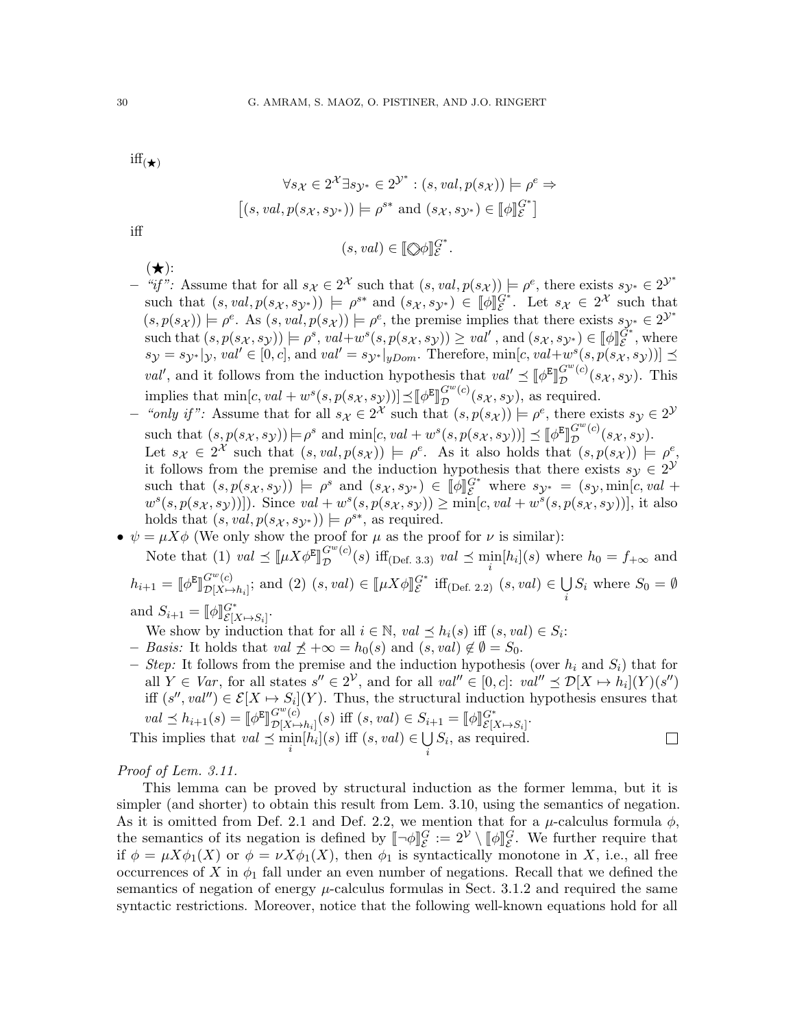iff$_{(\bigstar)}$

$$\forall s_{\mathcal{X}} \in 2^{\mathcal{X}} \exists s_{\mathcal{Y}^*} \in 2^{\mathcal{Y}^*} : (s, val, p(s_{\mathcal{X}})) \models \rho^e \Rightarrow$$
$$\left[(s, val, p(s_{\mathcal{X}}, s_{\mathcal{Y}^*})) \models \rho^{s*} \text{ and } (s_{\mathcal{X}}, s_{\mathcal{Y}^*}) \in \llbracket \phi \rrbracket_{\mathcal{E}}^{G^*}\right]$$

iff

$$(s, val) \in \llbracket \circledcirc\phi \rrbracket_{\mathcal{E}}^{G^*}.$$

($\bigstar$):

- *"if":* Assume that for all $s_{\mathcal{X}} \in 2^{\mathcal{X}}$ such that $(s, val, p(s_{\mathcal{X}})) \models \rho^e$, there exists $s_{\mathcal{Y}^*} \in 2^{\mathcal{Y}^*}$ such that $(s, val, p(s_{\mathcal{X}}, s_{\mathcal{Y}^*})) \models \rho^{s*}$ and $(s_{\mathcal{X}}, s_{\mathcal{Y}^*}) \in \llbracket \phi \rrbracket_{\mathcal{E}}^{G^*}$. Let $s_{\mathcal{X}} \in 2^{\mathcal{X}}$ such that $(s, p(s_{\mathcal{X}})) \models \rho^e$. As $(s, val, p(s_{\mathcal{X}})) \models \rho^e$, the premise implies that there exists $s_{\mathcal{Y}^*} \in 2^{\mathcal{Y}^*}$ such that $(s, p(s_{\mathcal{X}}, s_{\mathcal{Y}})) \models \rho^s$, $val + w^s(s, p(s_{\mathcal{X}}, s_{\mathcal{Y}})) \geq val'$, and $(s_{\mathcal{X}}, s_{\mathcal{Y}^*}) \in \llbracket \phi \rrbracket_{\mathcal{E}}^{G^*}$, where $s_{\mathcal{Y}} = s_{\mathcal{Y}^*}|_{\mathcal{Y}}$, $val' \in [0, c]$, and $val' = s_{\mathcal{Y}^*}|_{yDom}$. Therefore, $\min[c, val + w^s(s, p(s_{\mathcal{X}}, s_{\mathcal{Y}}))] \preceq val'$, and it follows from the induction hypothesis that $val' \preceq \llbracket \phi^{\mathsf{E}} \rrbracket_{\mathcal{D}}^{G^w(c)}(s_{\mathcal{X}}, s_{\mathcal{Y}})$. This implies that $\min[c, val + w^s(s, p(s_{\mathcal{X}}, s_{\mathcal{Y}}))] \preceq \llbracket \phi^{\mathsf{E}} \rrbracket_{\mathcal{D}}^{G^w(c)}(s_{\mathcal{X}}, s_{\mathcal{Y}})$, as required.
- *"only if":* Assume that for all $s_{\mathcal{X}} \in 2^{\mathcal{X}}$ such that $(s, p(s_{\mathcal{X}})) \models \rho^e$, there exists $s_{\mathcal{Y}} \in 2^{\mathcal{Y}}$ such that $(s, p(s_{\mathcal{X}}, s_{\mathcal{Y}})) \models \rho^s$ and $\min[c, val + w^s(s, p(s_{\mathcal{X}}, s_{\mathcal{Y}}))] \preceq \llbracket \phi^{\mathsf{E}} \rrbracket_{\mathcal{D}}^{G^w(c)}(s_{\mathcal{X}}, s_{\mathcal{Y}})$.
  Let $s_{\mathcal{X}} \in 2^{\mathcal{X}}$ such that $(s, val, p(s_{\mathcal{X}})) \models \rho^e$. As it also holds that $(s, p(s_{\mathcal{X}})) \models \rho^e$, it follows from the premise and the induction hypothesis that there exists $s_{\mathcal{Y}} \in 2^{\mathcal{Y}}$ such that $(s, p(s_{\mathcal{X}}, s_{\mathcal{Y}})) \models \rho^s$ and $(s_{\mathcal{X}}, s_{\mathcal{Y}^*}) \in \llbracket \phi \rrbracket_{\mathcal{E}}^{G^*}$ where $s_{\mathcal{Y}^*} = (s_{\mathcal{Y}}, \min[c, val + w^s(s, p(s_{\mathcal{X}}, s_{\mathcal{Y}}))])$. Since $val + w^s(s, p(s_{\mathcal{X}}, s_{\mathcal{Y}})) \geq \min[c, val + w^s(s, p(s_{\mathcal{X}}, s_{\mathcal{Y}}))]$, it also holds that $(s, val, p(s_{\mathcal{X}}, s_{\mathcal{Y}^*})) \models \rho^{s*}$, as required.

- $\psi = \mu X \phi$ (We only show the proof for $\mu$ as the proof for $\nu$ is similar):
  Note that (1) $val \preceq \llbracket \mu X \phi^{\mathsf{E}} \rrbracket_{\mathcal{D}}^{G^w(c)}(s)$ iff$_{(\text{Def. 3.3})}$ $val \preceq \min_i [h_i](s)$ where $h_0 = f_{+\infty}$ and $h_{i+1} = \llbracket \phi^{\mathsf{E}} \rrbracket_{\mathcal{D}[X \mapsto h_i]}^{G^w(c)}$; and (2) $(s, val) \in \llbracket \mu X \phi \rrbracket_{\mathcal{E}}^{G^*}$ iff$_{(\text{Def. 2.2})}$ $(s, val) \in \bigcup_i S_i$ where $S_0 = \emptyset$ and $S_{i+1} = \llbracket \phi \rrbracket_{\mathcal{E}[X \mapsto S_i]}^{G^*}$.
  We show by induction that for all $i \in \mathbb{N}$, $val \preceq h_i(s)$ iff $(s, val) \in S_i$:
  - *Basis:* It holds that $val \not\preceq +\infty = h_0(s)$ and $(s, val) \notin \emptyset = S_0$.
  - *Step:* It follows from the premise and the induction hypothesis (over $h_i$ and $S_i$) that for all $Y \in Var$, for all states $s'' \in 2^{\mathcal{V}}$, and for all $val'' \in [0, c]$: $val'' \preceq \mathcal{D}[X \mapsto h_i](Y)(s'')$ iff $(s'', val'') \in \mathcal{E}[X \mapsto S_i](Y)$. Thus, the structural induction hypothesis ensures that $val \preceq h_{i+1}(s) = \llbracket \phi^{\mathsf{E}} \rrbracket_{\mathcal{D}[X \mapsto h_i]}^{G^w(c)}(s)$ iff $(s, val) \in S_{i+1} = \llbracket \phi \rrbracket_{\mathcal{E}[X \mapsto S_i]}^{G^*}$.

  This implies that $val \preceq \min_i [h_i](s)$ iff $(s, val) \in \bigcup_i S_i$, as required. □

*Proof of Lem. 3.11.*

This lemma can be proved by structural induction as the former lemma, but it is simpler (and shorter) to obtain this result from Lem. 3.10, using the semantics of negation. As it is omitted from Def. 2.1 and Def. 2.2, we mention that for a $\mu$-calculus formula $\phi$, the semantics of its negation is defined by $\llbracket \neg\phi \rrbracket_{\mathcal{E}}^{G} := 2^{\mathcal{V}} \setminus \llbracket \phi \rrbracket_{\mathcal{E}}^{G}$. We further require that if $\phi = \mu X \phi_1(X)$ or $\phi = \nu X \phi_1(X)$, then $\phi_1$ is syntactically monotone in $X$, i.e., all free occurrences of $X$ in $\phi_1$ fall under an even number of negations. Recall that we defined the semantics of negation of energy $\mu$-calculus formulas in Sect. 3.1.2 and required the same syntactic restrictions. Moreover, notice that the following well-known equations hold for all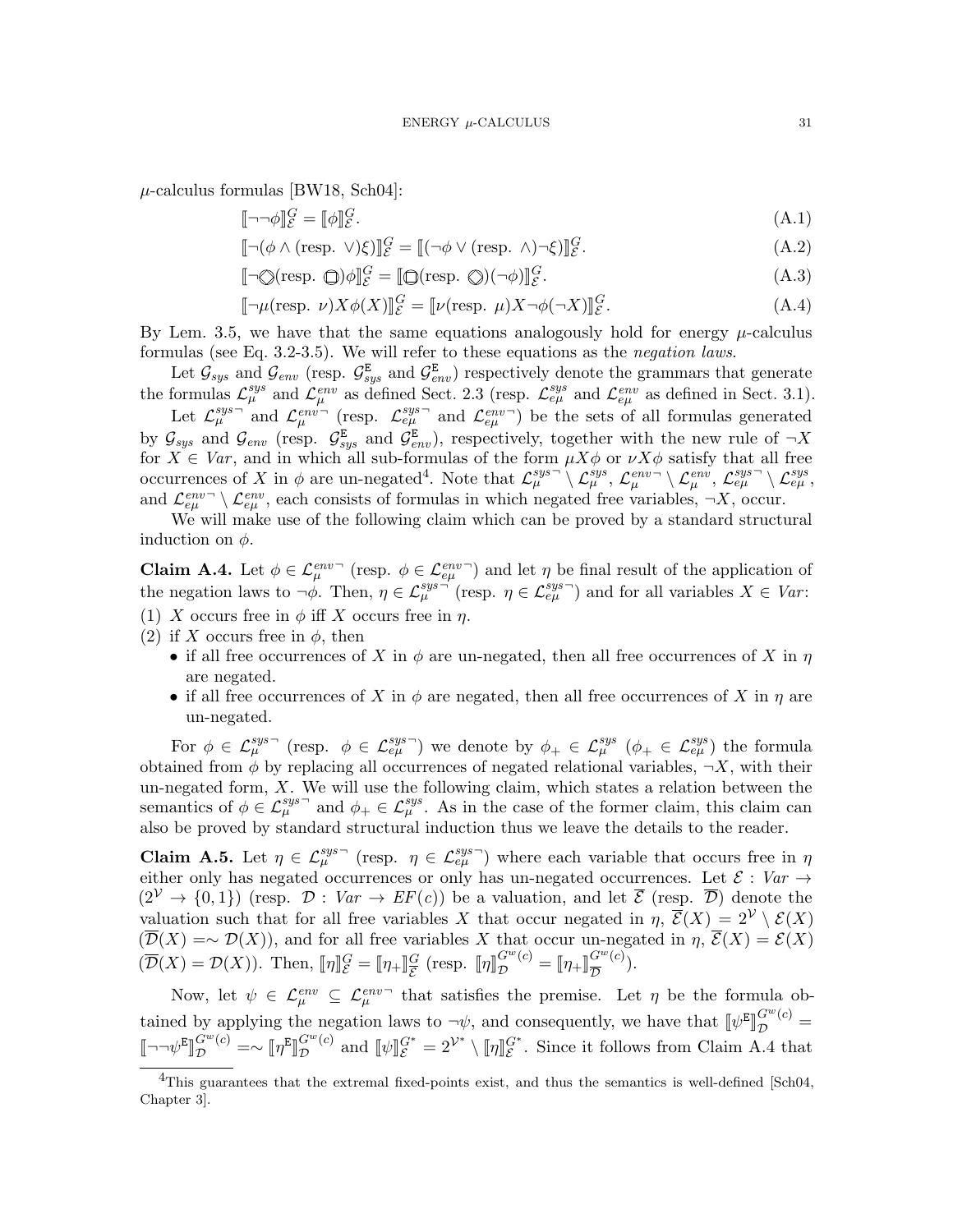$\mu$-calculus formulas [BW18, Sch04]:

$$[\![\neg\neg\phi]\!]^G_{\mathcal{E}} = [\![\phi]\!]^G_{\mathcal{E}}. \tag{A.1}$$

$$[\![\neg(\phi \wedge (\text{resp. } \vee)\xi)]\!]^G_{\mathcal{E}} = [\![(\neg\phi \vee (\text{resp. } \wedge)\neg\xi)]\!]^G_{\mathcal{E}}. \tag{A.2}$$

$$[\![\neg\Diamond(\text{resp. } \Box)\phi]\!]^G_{\mathcal{E}} = [\![\Box(\text{resp. } \Diamond)(\neg\phi)]\!]^G_{\mathcal{E}}. \tag{A.3}$$

$$[\![\neg\mu(\text{resp. } \nu)X\phi(X)]\!]^G_{\mathcal{E}} = [\![\nu(\text{resp. } \mu)X\neg\phi(\neg X)]\!]^G_{\mathcal{E}}. \tag{A.4}$$

By Lem. 3.5, we have that the same equations analogously hold for energy $\mu$-calculus formulas (see Eq. 3.2-3.5). We will refer to these equations as the *negation laws*.

Let $\mathcal{G}_{sys}$ and $\mathcal{G}_{env}$ (resp. $\mathcal{G}^{\mathtt{E}}_{sys}$ and $\mathcal{G}^{\mathtt{E}}_{env}$) respectively denote the grammars that generate the formulas $\mathcal{L}^{sys}_{\mu}$ and $\mathcal{L}^{env}_{\mu}$ as defined Sect. 2.3 (resp. $\mathcal{L}^{sys}_{e\mu}$ and $\mathcal{L}^{env}_{e\mu}$ as defined in Sect. 3.1).

Let $\mathcal{L}^{sys\neg}_{\mu}$ and $\mathcal{L}^{env\neg}_{\mu}$ (resp. $\mathcal{L}^{sys\neg}_{e\mu}$ and $\mathcal{L}^{env\neg}_{e\mu}$) be the sets of all formulas generated by $\mathcal{G}_{sys}$ and $\mathcal{G}_{env}$ (resp. $\mathcal{G}^{\mathtt{E}}_{sys}$ and $\mathcal{G}^{\mathtt{E}}_{env}$), respectively, together with the new rule of $\neg X$ for $X \in Var$, and in which all sub-formulas of the form $\mu X\phi$ or $\nu X\phi$ satisfy that all free occurrences of $X$ in $\phi$ are un-negated[4]. Note that $\mathcal{L}^{sys\neg}_{\mu} \setminus \mathcal{L}^{sys}_{\mu}$, $\mathcal{L}^{env\neg}_{\mu} \setminus \mathcal{L}^{env}_{\mu}$, $\mathcal{L}^{sys\neg}_{e\mu} \setminus \mathcal{L}^{sys}_{e\mu}$, and $\mathcal{L}^{env\neg}_{e\mu} \setminus \mathcal{L}^{env}_{e\mu}$, each consists of formulas in which negated free variables, $\neg X$, occur.

We will make use of the following claim which can be proved by a standard structural induction on $\phi$.

**Claim A.4.** Let $\phi \in \mathcal{L}^{env\neg}_{\mu}$ (resp. $\phi \in \mathcal{L}^{env\neg}_{e\mu}$) and let $\eta$ be final result of the application of the negation laws to $\neg\phi$. Then, $\eta \in \mathcal{L}^{sys\neg}_{\mu}$ (resp. $\eta \in \mathcal{L}^{sys\neg}_{e\mu}$) and for all variables $X \in Var$:

(1) $X$ occurs free in $\phi$ iff $X$ occurs free in $\eta$.
(2) if $X$ occurs free in $\phi$, then
 - if all free occurrences of $X$ in $\phi$ are un-negated, then all free occurrences of $X$ in $\eta$ are negated.
 - if all free occurrences of $X$ in $\phi$ are negated, then all free occurrences of $X$ in $\eta$ are un-negated.

For $\phi \in \mathcal{L}^{sys\neg}_{\mu}$ (resp. $\phi \in \mathcal{L}^{sys\neg}_{e\mu}$) we denote by $\phi_+ \in \mathcal{L}^{sys}_{\mu}$ ($\phi_+ \in \mathcal{L}^{sys}_{e\mu}$) the formula obtained from $\phi$ by replacing all occurrences of negated relational variables, $\neg X$, with their un-negated form, $X$. We will use the following claim, which states a relation between the semantics of $\phi \in \mathcal{L}^{sys\neg}_{\mu}$ and $\phi_+ \in \mathcal{L}^{sys}_{\mu}$. As in the case of the former claim, this claim can also be proved by standard structural induction thus we leave the details to the reader.

**Claim A.5.** Let $\eta \in \mathcal{L}^{sys\neg}_{\mu}$ (resp. $\eta \in \mathcal{L}^{sys\neg}_{e\mu}$) where each variable that occurs free in $\eta$ either only has negated occurrences or only has un-negated occurrences. Let $\mathcal{E} : Var \to (2^{\mathcal{V}} \to \{0,1\})$ (resp. $\mathcal{D} : Var \to EF(c)$) be a valuation, and let $\overline{\mathcal{E}}$ (resp. $\overline{\mathcal{D}}$) denote the valuation such that for all free variables $X$ that occur negated in $\eta$, $\overline{\mathcal{E}}(X) = 2^{\mathcal{V}} \setminus \mathcal{E}(X)$ ($\overline{\mathcal{D}}(X) =\sim \mathcal{D}(X)$), and for all free variables $X$ that occur un-negated in $\eta$, $\overline{\mathcal{E}}(X) = \mathcal{E}(X)$ ($\overline{\mathcal{D}}(X) = \mathcal{D}(X)$). Then, $[\![\eta]\!]^G_{\mathcal{E}} = [\![\eta_+]\!]^G_{\overline{\mathcal{E}}}$ (resp. $[\![\eta]\!]^{G^{w}(c)}_{\mathcal{D}} = [\![\eta_+]\!]^{G^{w}(c)}_{\overline{\mathcal{D}}}$).

Now, let $\psi \in \mathcal{L}^{env}_{\mu} \subseteq \mathcal{L}^{env\neg}_{\mu}$ that satisfies the premise. Let $\eta$ be the formula obtained by applying the negation laws to $\neg\psi$, and consequently, we have that $[\![\psi^{\mathtt{E}}]\!]^{G^{w}(c)}_{\mathcal{D}} = [\![\neg\neg\psi^{\mathtt{E}}]\!]^{G^{w}(c)}_{\mathcal{D}} =\sim [\![\eta^{\mathtt{E}}]\!]^{G^{w}(c)}_{\mathcal{D}}$ and $[\![\psi]\!]^{G^*}_{\mathcal{E}} = 2^{\mathcal{V}^*} \setminus [\![\eta]\!]^{G^*}_{\mathcal{E}}$. Since it follows from Claim A.4 that

[4] This guarantees that the extremal fixed-points exist, and thus the semantics is well-defined [Sch04, Chapter 3].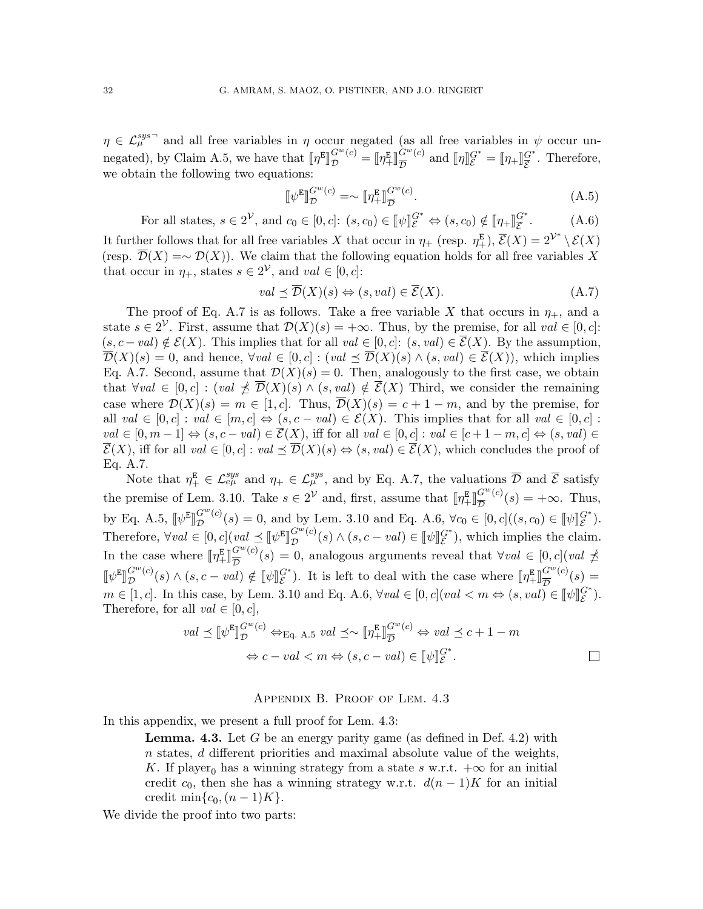$\eta \in \mathcal{L}_{\mu}^{sys\neg}$ and all free variables in $\eta$ occur negated (as all free variables in $\psi$ occur unnegated), by Claim A.5, we have that $[\![\eta^{\mathtt{E}}]\!]_{\mathcal{D}}^{G^w(c)} = [\![\eta_+^{\mathtt{E}}]\!]_{\overline{\mathcal{D}}}^{G^w(c)}$ and $[\![\eta]\!]_{\mathcal{E}}^{G^*} = [\![\eta_+]\!]_{\overline{\mathcal{E}}}^{G^*}$. Therefore, we obtain the following two equations:

$$[\![\psi^{\mathtt{E}}]\!]_{\mathcal{D}}^{G^w(c)} = \sim [\![\eta_+^{\mathtt{E}}]\!]_{\overline{\mathcal{D}}}^{G^w(c)}. \tag{A.5}$$

$$\text{For all states, } s \in 2^{\mathcal{V}}, \text{ and } c_0 \in [0,c]\text{: } (s, c_0) \in [\![\psi]\!]_{\mathcal{E}}^{G^*} \Leftrightarrow (s, c_0) \notin [\![\eta_+]\!]_{\overline{\mathcal{E}}}^{G^*}. \tag{A.6}$$

It further follows that for all free variables $X$ that occur in $\eta_+$ (resp. $\eta_+^{\mathtt{E}}$), $\overline{\mathcal{E}}(X) = 2^{\mathcal{V}^*} \setminus \mathcal{E}(X)$ (resp. $\overline{\mathcal{D}}(X) = \sim \mathcal{D}(X)$). We claim that the following equation holds for all free variables $X$ that occur in $\eta_+$, states $s \in 2^{\mathcal{V}}$, and $val \in [0,c]$:

$$val \preceq \overline{\mathcal{D}}(X)(s) \Leftrightarrow (s, val) \in \overline{\mathcal{E}}(X). \tag{A.7}$$

The proof of Eq. A.7 is as follows. Take a free variable $X$ that occurs in $\eta_+$, and a state $s \in 2^{\mathcal{V}}$. First, assume that $\mathcal{D}(X)(s) = +\infty$. Thus, by the premise, for all $val \in [0,c]$: $(s, c - val) \notin \mathcal{E}(X)$. This implies that for all $val \in [0,c]$: $(s, val) \in \overline{\mathcal{E}}(X)$. By the assumption, $\overline{\mathcal{D}}(X)(s) = 0$, and hence, $\forall val \in [0,c] : (val \preceq \overline{\mathcal{D}}(X)(s) \wedge (s, val) \in \overline{\mathcal{E}}(X))$, which implies Eq. A.7. Second, assume that $\mathcal{D}(X)(s) = 0$. Then, analogously to the first case, we obtain that $\forall val \in [0,c] : (val \not\preceq \overline{\mathcal{D}}(X)(s) \wedge (s, val) \notin \overline{\mathcal{E}}(X)$ Third, we consider the remaining case where $\mathcal{D}(X)(s) = m \in [1,c]$. Thus, $\overline{\mathcal{D}}(X)(s) = c + 1 - m$, and by the premise, for all $val \in [0,c] : val \in [m,c] \Leftrightarrow (s, c - val) \in \mathcal{E}(X)$. This implies that for all $val \in [0,c]$ : $val \in [0, m-1] \Leftrightarrow (s, c - val) \in \overline{\mathcal{E}}(X)$, iff for all $val \in [0,c] : val \in [c+1-m, c] \Leftrightarrow (s, val) \in \overline{\mathcal{E}}(X)$, iff for all $val \in [0,c] : val \preceq \overline{\mathcal{D}}(X)(s) \Leftrightarrow (s, val) \in \overline{\mathcal{E}}(X)$, which concludes the proof of Eq. A.7.

Note that $\eta_+^{\mathtt{E}} \in \mathcal{L}_{e\mu}^{sys}$ and $\eta_+ \in \mathcal{L}_{\mu}^{sys}$, and by Eq. A.7, the valuations $\overline{\mathcal{D}}$ and $\overline{\mathcal{E}}$ satisfy the premise of Lem. 3.10. Take $s \in 2^{\mathcal{V}}$ and, first, assume that $[\![\eta_+^{\mathtt{E}}]\!]_{\overline{\mathcal{D}}}^{G^w(c)}(s) = +\infty$. Thus, by Eq. A.5, $[\![\psi^{\mathtt{E}}]\!]_{\mathcal{D}}^{G^w(c)}(s) = 0$, and by Lem. 3.10 and Eq. A.6, $\forall c_0 \in [0,c]((s, c_0) \in [\![\psi]\!]_{\mathcal{E}}^{G^*})$. Therefore, $\forall val \in [0,c](val \preceq [\![\psi^{\mathtt{E}}]\!]_{\mathcal{D}}^{G^w(c)}(s) \wedge (s, c - val) \in [\![\psi]\!]_{\mathcal{E}}^{G^*})$, which implies the claim. In the case where $[\![\eta_+^{\mathtt{E}}]\!]_{\overline{\mathcal{D}}}^{G^w(c)}(s) = 0$, analogous arguments reveal that $\forall val \in [0,c](val \not\preceq [\![\psi^{\mathtt{E}}]\!]_{\mathcal{D}}^{G^w(c)}(s) \wedge (s, c - val) \notin [\![\psi]\!]_{\mathcal{E}}^{G^*})$. It is left to deal with the case where $[\![\eta_+^{\mathtt{E}}]\!]_{\overline{\mathcal{D}}}^{G^w(c)}(s) = m \in [1,c]$. In this case, by Lem. 3.10 and Eq. A.6, $\forall val \in [0,c](val < m \Leftrightarrow (s, val) \in [\![\psi]\!]_{\mathcal{E}}^{G^*})$. Therefore, for all $val \in [0,c]$,

$$\begin{aligned} val \preceq [\![\psi^{\mathtt{E}}]\!]_{\mathcal{D}}^{G^w(c)} &\Leftrightarrow_{\text{Eq. A.5}} val \preceq \sim [\![\eta_+^{\mathtt{E}}]\!]_{\overline{\mathcal{D}}}^{G^w(c)} \Leftrightarrow val \preceq c + 1 - m \\ &\Leftrightarrow c - val < m \Leftrightarrow (s, c - val) \in [\![\psi]\!]_{\mathcal{E}}^{G^*}. \end{aligned}$$

□

## Appendix B. Proof of Lem. 4.3

In this appendix, we present a full proof for Lem. 4.3:

> **Lemma. 4.3.** Let $G$ be an energy parity game (as defined in Def. 4.2) with $n$ states, $d$ different priorities and maximal absolute value of the weights, $K$. If player$_0$ has a winning strategy from a state $s$ w.r.t. $+\infty$ for an initial credit $c_0$, then she has a winning strategy w.r.t. $d(n-1)K$ for an initial credit $\min\{c_0, (n-1)K\}$.

We divide the proof into two parts: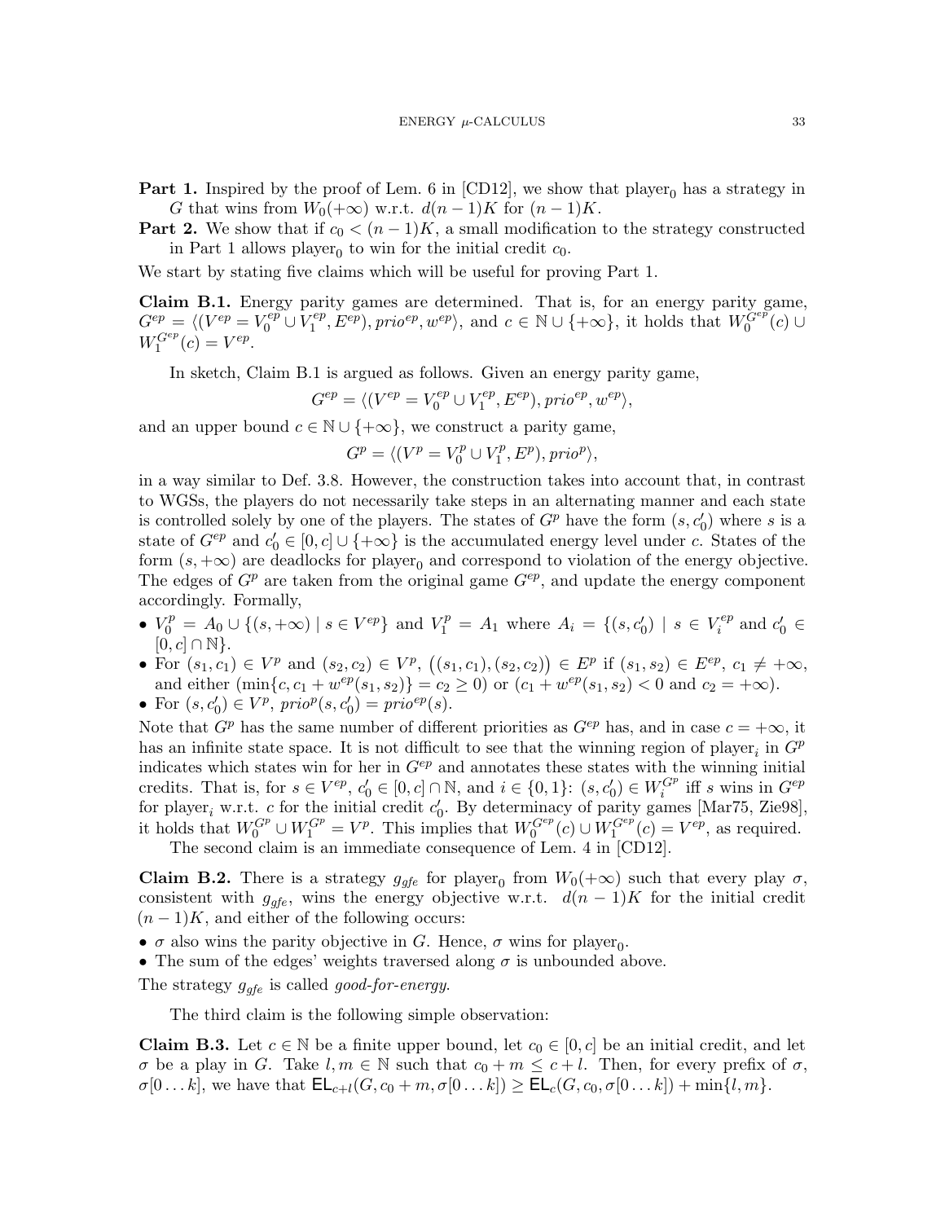**Part 1.** Inspired by the proof of Lem. 6 in [CD12], we show that $\text{player}_0$ has a strategy in $G$ that wins from $W_0(+\infty)$ w.r.t. $d(n-1)K$ for $(n-1)K$.

**Part 2.** We show that if $c_0 < (n-1)K$, a small modification to the strategy constructed in Part 1 allows $\text{player}_0$ to win for the initial credit $c_0$.

We start by stating five claims which will be useful for proving Part 1.

**Claim B.1.** Energy parity games are determined. That is, for an energy parity game, $G^{ep} = \langle (V^{ep} = V_0^{ep} \cup V_1^{ep}, E^{ep}), prio^{ep}, w^{ep} \rangle$, and $c \in \mathbb{N} \cup \{+\infty\}$, it holds that $W_0^{G^{ep}}(c) \cup W_1^{G^{ep}}(c) = V^{ep}$.

In sketch, Claim B.1 is argued as follows. Given an energy parity game,

$$G^{ep} = \langle (V^{ep} = V_0^{ep} \cup V_1^{ep}, E^{ep}), prio^{ep}, w^{ep} \rangle,$$

and an upper bound $c \in \mathbb{N} \cup \{+\infty\}$, we construct a parity game,

$$G^{p} = \langle (V^{p} = V_0^{p} \cup V_1^{p}, E^{p}), prio^{p} \rangle,$$

in a way similar to Def. 3.8. However, the construction takes into account that, in contrast to WGSs, the players do not necessarily take steps in an alternating manner and each state is controlled solely by one of the players. The states of $G^p$ have the form $(s, c_0')$ where $s$ is a state of $G^{ep}$ and $c_0' \in [0, c] \cup \{+\infty\}$ is the accumulated energy level under $c$. States of the form $(s, +\infty)$ are deadlocks for $\text{player}_0$ and correspond to violation of the energy objective. The edges of $G^p$ are taken from the original game $G^{ep}$, and update the energy component accordingly. Formally,

- $V_0^p = A_0 \cup \{(s, +\infty) \mid s \in V^{ep}\}$ and $V_1^p = A_1$ where $A_i = \{(s, c_0') \mid s \in V_i^{ep} \text{ and } c_0' \in [0, c] \cap \mathbb{N}\}$.
- For $(s_1, c_1) \in V^p$ and $(s_2, c_2) \in V^p$, $\big((s_1, c_1), (s_2, c_2)\big) \in E^p$ if $(s_1, s_2) \in E^{ep}$, $c_1 \neq +\infty$, and either $(\min\{c, c_1 + w^{ep}(s_1, s_2)\} = c_2 \geq 0)$ or $(c_1 + w^{ep}(s_1, s_2) < 0$ and $c_2 = +\infty)$.
- For $(s, c_0') \in V^p$, $prio^p(s, c_0') = prio^{ep}(s)$.

Note that $G^p$ has the same number of different priorities as $G^{ep}$ has, and in case $c = +\infty$, it has an infinite state space. It is not difficult to see that the winning region of $\text{player}_i$ in $G^p$ indicates which states win for her in $G^{ep}$ and annotates these states with the winning initial credits. That is, for $s \in V^{ep}$, $c_0' \in [0, c] \cap \mathbb{N}$, and $i \in \{0, 1\}$: $(s, c_0') \in W_i^{G^p}$ iff $s$ wins in $G^{ep}$ for $\text{player}_i$ w.r.t. $c$ for the initial credit $c_0'$. By determinacy of parity games [Mar75, Zie98], it holds that $W_0^{G^p} \cup W_1^{G^p} = V^p$. This implies that $W_0^{G^{ep}}(c) \cup W_1^{G^{ep}}(c) = V^{ep}$, as required.

The second claim is an immediate consequence of Lem. 4 in [CD12].

**Claim B.2.** There is a strategy $g_{gfe}$ for $\text{player}_0$ from $W_0(+\infty)$ such that every play $\sigma$, consistent with $g_{gfe}$, wins the energy objective w.r.t. $d(n-1)K$ for the initial credit $(n-1)K$, and either of the following occurs:

- $\sigma$ also wins the parity objective in $G$. Hence, $\sigma$ wins for $\text{player}_0$.
- The sum of the edges' weights traversed along $\sigma$ is unbounded above.

The strategy $g_{gfe}$ is called *good-for-energy*.

The third claim is the following simple observation:

**Claim B.3.** Let $c \in \mathbb{N}$ be a finite upper bound, let $c_0 \in [0, c]$ be an initial credit, and let $\sigma$ be a play in $G$. Take $l, m \in \mathbb{N}$ such that $c_0 + m \leq c + l$. Then, for every prefix of $\sigma$, $\sigma[0 \ldots k]$, we have that $\mathsf{EL}_{c+l}(G, c_0 + m, \sigma[0 \ldots k]) \geq \mathsf{EL}_c(G, c_0, \sigma[0 \ldots k]) + \min\{l, m\}$.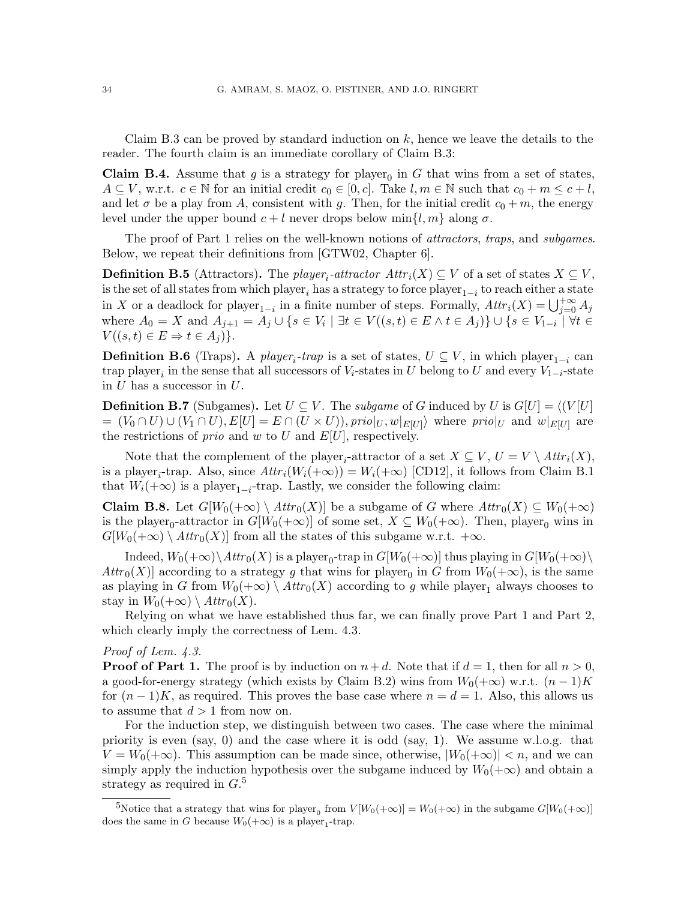Claim B.3 can be proved by standard induction on $k$, hence we leave the details to the reader. The fourth claim is an immediate corollary of Claim B.3:

**Claim B.4.** Assume that $g$ is a strategy for player$_0$ in $G$ that wins from a set of states, $A \subseteq V$, w.r.t. $c \in \mathbb{N}$ for an initial credit $c_0 \in [0, c]$. Take $l, m \in \mathbb{N}$ such that $c_0 + m \leq c + l$, and let $\sigma$ be a play from $A$, consistent with $g$. Then, for the initial credit $c_0 + m$, the energy level under the upper bound $c + l$ never drops below $\min\{l, m\}$ along $\sigma$.

The proof of Part 1 relies on the well-known notions of *attractors*, *traps*, and *subgames*. Below, we repeat their definitions from [GTW02, Chapter 6].

**Definition B.5** (Attractors)**.** The *player$_i$-attractor* $Attr_i(X) \subseteq V$ of a set of states $X \subseteq V$, is the set of all states from which player$_i$ has a strategy to force player$_{1-i}$ to reach either a state in $X$ or a deadlock for player$_{1-i}$ in a finite number of steps. Formally, $Attr_i(X) = \bigcup_{j=0}^{+\infty} A_j$ where $A_0 = X$ and $A_{j+1} = A_j \cup \{s \in V_i \mid \exists t \in V((s,t) \in E \wedge t \in A_j)\} \cup \{s \in V_{1-i} \mid \forall t \in V((s,t) \in E \Rightarrow t \in A_j)\}$.

**Definition B.6** (Traps)**.** A *player$_i$-trap* is a set of states, $U \subseteq V$, in which player$_{1-i}$ can trap player$_i$ in the sense that all successors of $V_i$-states in $U$ belong to $U$ and every $V_{1-i}$-state in $U$ has a successor in $U$.

**Definition B.7** (Subgames)**.** Let $U \subseteq V$. The *subgame* of $G$ induced by $U$ is $G[U] = \langle (V[U] = (V_0 \cap U) \cup (V_1 \cap U), E[U] = E \cap (U \times U)), prio|_U, w|_{E[U]} \rangle$ where $prio|_U$ and $w|_{E[U]}$ are the restrictions of $prio$ and $w$ to $U$ and $E[U]$, respectively.

Note that the complement of the player$_i$-attractor of a set $X \subseteq V$, $U = V \setminus Attr_i(X)$, is a player$_i$-trap. Also, since $Attr_i(W_i(+\infty)) = W_i(+\infty)$ [CD12], it follows from Claim B.1 that $W_i(+\infty)$ is a player$_{1-i}$-trap. Lastly, we consider the following claim:

**Claim B.8.** Let $G[W_0(+\infty) \setminus Attr_0(X)]$ be a subgame of $G$ where $Attr_0(X) \subseteq W_0(+\infty)$ is the player$_0$-attractor in $G[W_0(+\infty)]$ of some set, $X \subseteq W_0(+\infty)$. Then, player$_0$ wins in $G[W_0(+\infty) \setminus Attr_0(X)]$ from all the states of this subgame w.r.t. $+\infty$.

Indeed, $W_0(+\infty) \setminus Attr_0(X)$ is a player$_0$-trap in $G[W_0(+\infty)]$ thus playing in $G[W_0(+\infty) \setminus Attr_0(X)]$ according to a strategy $g$ that wins for player$_0$ in $G$ from $W_0(+\infty)$, is the same as playing in $G$ from $W_0(+\infty) \setminus Attr_0(X)$ according to $g$ while player$_1$ always chooses to stay in $W_0(+\infty) \setminus Attr_0(X)$.

Relying on what we have established thus far, we can finally prove Part 1 and Part 2, which clearly imply the correctness of Lem. 4.3.

*Proof of Lem. 4.3.*

**Proof of Part 1.** The proof is by induction on $n + d$. Note that if $d = 1$, then for all $n > 0$, a good-for-energy strategy (which exists by Claim B.2) wins from $W_0(+\infty)$ w.r.t. $(n-1)K$ for $(n-1)K$, as required. This proves the base case where $n = d = 1$. Also, this allows us to assume that $d > 1$ from now on.

For the induction step, we distinguish between two cases. The case where the minimal priority is even (say, 0) and the case where it is odd (say, 1). We assume w.l.o.g. that $V = W_0(+\infty)$. This assumption can be made since, otherwise, $|W_0(+\infty)| < n$, and we can simply apply the induction hypothesis over the subgame induced by $W_0(+\infty)$ and obtain a strategy as required in $G$.[5]

[5] Notice that a strategy that wins for player$_0$ from $V[W_0(+\infty)] = W_0(+\infty)$ in the subgame $G[W_0(+\infty)]$ does the same in $G$ because $W_0(+\infty)$ is a player$_1$-trap.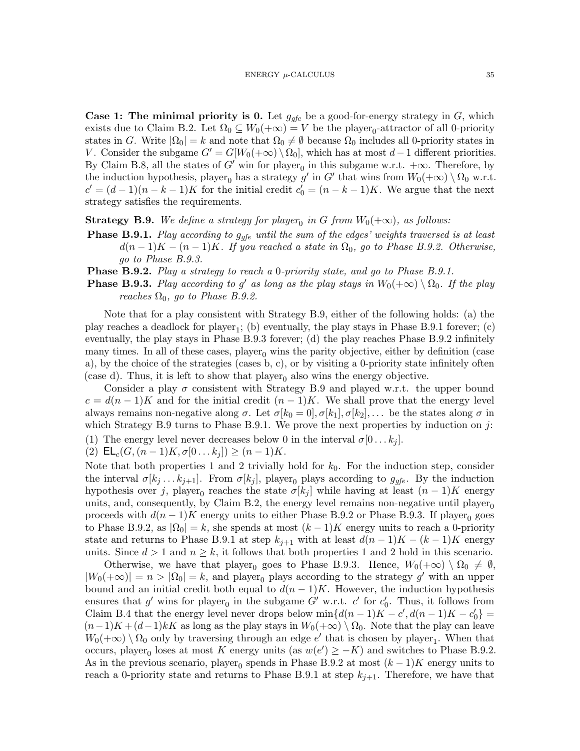**Case 1: The minimal priority is 0.** Let $g_{gfe}$ be a good-for-energy strategy in $G$, which exists due to Claim B.2. Let $\Omega_0 \subseteq W_0(+\infty) = V$ be the player$_0$-attractor of all 0-priority states in $G$. Write $|\Omega_0| = k$ and note that $\Omega_0 \neq \emptyset$ because $\Omega_0$ includes all 0-priority states in $V$. Consider the subgame $G' = G[W_0(+\infty) \setminus \Omega_0]$, which has at most $d-1$ different priorities. By Claim B.8, all the states of $G'$ win for player$_0$ in this subgame w.r.t. $+\infty$. Therefore, by the induction hypothesis, player$_0$ has a strategy $g'$ in $G'$ that wins from $W_0(+\infty) \setminus \Omega_0$ w.r.t. $c' = (d-1)(n-k-1)K$ for the initial credit $c'_0 = (n-k-1)K$. We argue that the next strategy satisfies the requirements.

**Strategy B.9.** *We define a strategy for player$_0$ in $G$ from $W_0(+\infty)$, as follows:*

- **Phase B.9.1.** *Play according to $g_{gfe}$ until the sum of the edges' weights traversed is at least $d(n-1)K - (n-1)K$. If you reached a state in $\Omega_0$, go to Phase B.9.2. Otherwise, go to Phase B.9.3.*
- **Phase B.9.2.** *Play a strategy to reach a 0-priority state, and go to Phase B.9.1.*
- **Phase B.9.3.** *Play according to $g'$ as long as the play stays in $W_0(+\infty) \setminus \Omega_0$. If the play reaches $\Omega_0$, go to Phase B.9.2.*

Note that for a play consistent with Strategy B.9, either of the following holds: (a) the play reaches a deadlock for player$_1$; (b) eventually, the play stays in Phase B.9.1 forever; (c) eventually, the play stays in Phase B.9.3 forever; (d) the play reaches Phase B.9.2 infinitely many times. In all of these cases, player$_0$ wins the parity objective, either by definition (case a), by the choice of the strategies (cases b, c), or by visiting a 0-priority state infinitely often (case d). Thus, it is left to show that player$_0$ also wins the energy objective.

Consider a play $\sigma$ consistent with Strategy B.9 and played w.r.t. the upper bound $c = d(n-1)K$ and for the initial credit $(n-1)K$. We shall prove that the energy level always remains non-negative along $\sigma$. Let $\sigma[k_0 = 0], \sigma[k_1], \sigma[k_2], \ldots$ be the states along $\sigma$ in which Strategy B.9 turns to Phase B.9.1. We prove the next properties by induction on $j$:

(1) The energy level never decreases below 0 in the interval $\sigma[0 \ldots k_j]$.
(2) $\mathsf{EL}_c(G, (n-1)K, \sigma[0 \ldots k_j]) \geq (n-1)K$.

Note that both properties 1 and 2 trivially hold for $k_0$. For the induction step, consider the interval $\sigma[k_j \ldots k_{j+1}]$. From $\sigma[k_j]$, player$_0$ plays according to $g_{gfe}$. By the induction hypothesis over $j$, player$_0$ reaches the state $\sigma[k_j]$ while having at least $(n-1)K$ energy units, and, consequently, by Claim B.2, the energy level remains non-negative until player$_0$ proceeds with $d(n-1)K$ energy units to either Phase B.9.2 or Phase B.9.3. If player$_0$ goes to Phase B.9.2, as $|\Omega_0| = k$, she spends at most $(k-1)K$ energy units to reach a 0-priority state and returns to Phase B.9.1 at step $k_{j+1}$ with at least $d(n-1)K - (k-1)K$ energy units. Since $d > 1$ and $n \geq k$, it follows that both properties 1 and 2 hold in this scenario.

Otherwise, we have that player$_0$ goes to Phase B.9.3. Hence, $W_0(+\infty) \setminus \Omega_0 \neq \emptyset$, $|W_0(+\infty)| = n > |\Omega_0| = k$, and player$_0$ plays according to the strategy $g'$ with an upper bound and an initial credit both equal to $d(n-1)K$. However, the induction hypothesis ensures that $g'$ wins for player$_0$ in the subgame $G'$ w.r.t. $c'$ for $c'_0$. Thus, it follows from Claim B.4 that the energy level never drops below $\min\{d(n-1)K - c', d(n-1)K - c'_0\} = (n-1)K + (d-1)kK$ as long as the play stays in $W_0(+\infty) \setminus \Omega_0$. Note that the play can leave $W_0(+\infty) \setminus \Omega_0$ only by traversing through an edge $e'$ that is chosen by player$_1$. When that occurs, player$_0$ loses at most $K$ energy units (as $w(e') \geq -K$) and switches to Phase B.9.2. As in the previous scenario, player$_0$ spends in Phase B.9.2 at most $(k-1)K$ energy units to reach a 0-priority state and returns to Phase B.9.1 at step $k_{j+1}$. Therefore, we have that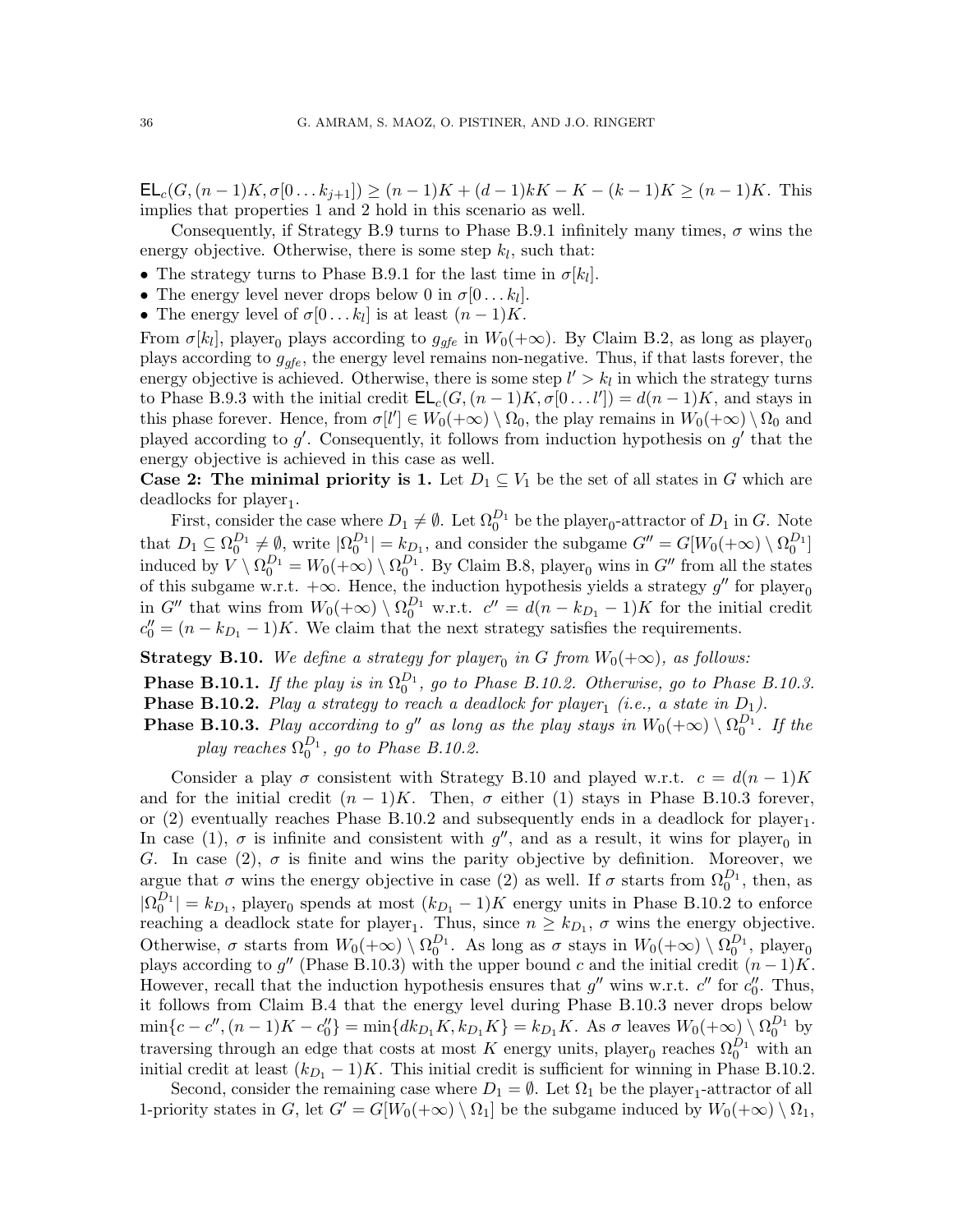$\mathsf{EL}_c(G,(n-1)K,\sigma[0\ldots k_{j+1}]) \geq (n-1)K + (d-1)kK - K - (k-1)K \geq (n-1)K$. This implies that properties 1 and 2 hold in this scenario as well.

Consequently, if Strategy B.9 turns to Phase B.9.1 infinitely many times, $\sigma$ wins the energy objective. Otherwise, there is some step $k_l$, such that:

- The strategy turns to Phase B.9.1 for the last time in $\sigma[k_l]$.
- The energy level never drops below 0 in $\sigma[0\ldots k_l]$.
- The energy level of $\sigma[0\ldots k_l]$ is at least $(n-1)K$.

From $\sigma[k_l]$, player$_0$ plays according to $g_{gfe}$ in $W_0(+\infty)$. By Claim B.2, as long as player$_0$ plays according to $g_{gfe}$, the energy level remains non-negative. Thus, if that lasts forever, the energy objective is achieved. Otherwise, there is some step $l' > k_l$ in which the strategy turns to Phase B.9.3 with the initial credit $\mathsf{EL}_c(G,(n-1)K,\sigma[0\ldots l']) = d(n-1)K$, and stays in this phase forever. Hence, from $\sigma[l'] \in W_0(+\infty)\setminus\Omega_0$, the play remains in $W_0(+\infty)\setminus\Omega_0$ and played according to $g'$. Consequently, it follows from induction hypothesis on $g'$ that the energy objective is achieved in this case as well.

**Case 2: The minimal priority is 1.** Let $D_1 \subseteq V_1$ be the set of all states in $G$ which are deadlocks for player$_1$.

First, consider the case where $D_1 \neq \emptyset$. Let $\Omega_0^{D_1}$ be the player$_0$-attractor of $D_1$ in $G$. Note that $D_1 \subseteq \Omega_0^{D_1} \neq \emptyset$, write $|\Omega_0^{D_1}| = k_{D_1}$, and consider the subgame $G'' = G[W_0(+\infty)\setminus\Omega_0^{D_1}]$ induced by $V\setminus\Omega_0^{D_1} = W_0(+\infty)\setminus\Omega_0^{D_1}$. By Claim B.8, player$_0$ wins in $G''$ from all the states of this subgame w.r.t. $+\infty$. Hence, the induction hypothesis yields a strategy $g''$ for player$_0$ in $G''$ that wins from $W_0(+\infty)\setminus\Omega_0^{D_1}$ w.r.t. $c'' = d(n-k_{D_1}-1)K$ for the initial credit $c_0'' = (n-k_{D_1}-1)K$. We claim that the next strategy satisfies the requirements.

**Strategy B.10.** *We define a strategy for player$_0$ in $G$ from $W_0(+\infty)$, as follows:*

**Phase B.10.1.** *If the play is in $\Omega_0^{D_1}$, go to Phase B.10.2. Otherwise, go to Phase B.10.3.*

**Phase B.10.2.** *Play a strategy to reach a deadlock for player$_1$ (i.e., a state in $D_1$).*

**Phase B.10.3.** *Play according to $g''$ as long as the play stays in $W_0(+\infty)\setminus\Omega_0^{D_1}$. If the play reaches $\Omega_0^{D_1}$, go to Phase B.10.2.*

Consider a play $\sigma$ consistent with Strategy B.10 and played w.r.t. $c = d(n-1)K$ and for the initial credit $(n-1)K$. Then, $\sigma$ either (1) stays in Phase B.10.3 forever, or (2) eventually reaches Phase B.10.2 and subsequently ends in a deadlock for player$_1$. In case (1), $\sigma$ is infinite and consistent with $g''$, and as a result, it wins for player$_0$ in $G$. In case (2), $\sigma$ is finite and wins the parity objective by definition. Moreover, we argue that $\sigma$ wins the energy objective in case (2) as well. If $\sigma$ starts from $\Omega_0^{D_1}$, then, as $|\Omega_0^{D_1}| = k_{D_1}$, player$_0$ spends at most $(k_{D_1}-1)K$ energy units in Phase B.10.2 to enforce reaching a deadlock state for player$_1$. Thus, since $n \geq k_{D_1}$, $\sigma$ wins the energy objective. Otherwise, $\sigma$ starts from $W_0(+\infty)\setminus\Omega_0^{D_1}$. As long as $\sigma$ stays in $W_0(+\infty)\setminus\Omega_0^{D_1}$, player$_0$ plays according to $g''$ (Phase B.10.3) with the upper bound $c$ and the initial credit $(n-1)K$. However, recall that the induction hypothesis ensures that $g''$ wins w.r.t. $c''$ for $c_0''$. Thus, it follows from Claim B.4 that the energy level during Phase B.10.3 never drops below $\min\{c-c'',(n-1)K-c_0''\} = \min\{dk_{D_1}K, k_{D_1}K\} = k_{D_1}K$. As $\sigma$ leaves $W_0(+\infty)\setminus\Omega_0^{D_1}$ by traversing through an edge that costs at most $K$ energy units, player$_0$ reaches $\Omega_0^{D_1}$ with an initial credit at least $(k_{D_1}-1)K$. This initial credit is sufficient for winning in Phase B.10.2.

Second, consider the remaining case where $D_1 = \emptyset$. Let $\Omega_1$ be the player$_1$-attractor of all 1-priority states in $G$, let $G' = G[W_0(+\infty)\setminus\Omega_1]$ be the subgame induced by $W_0(+\infty)\setminus\Omega_1$,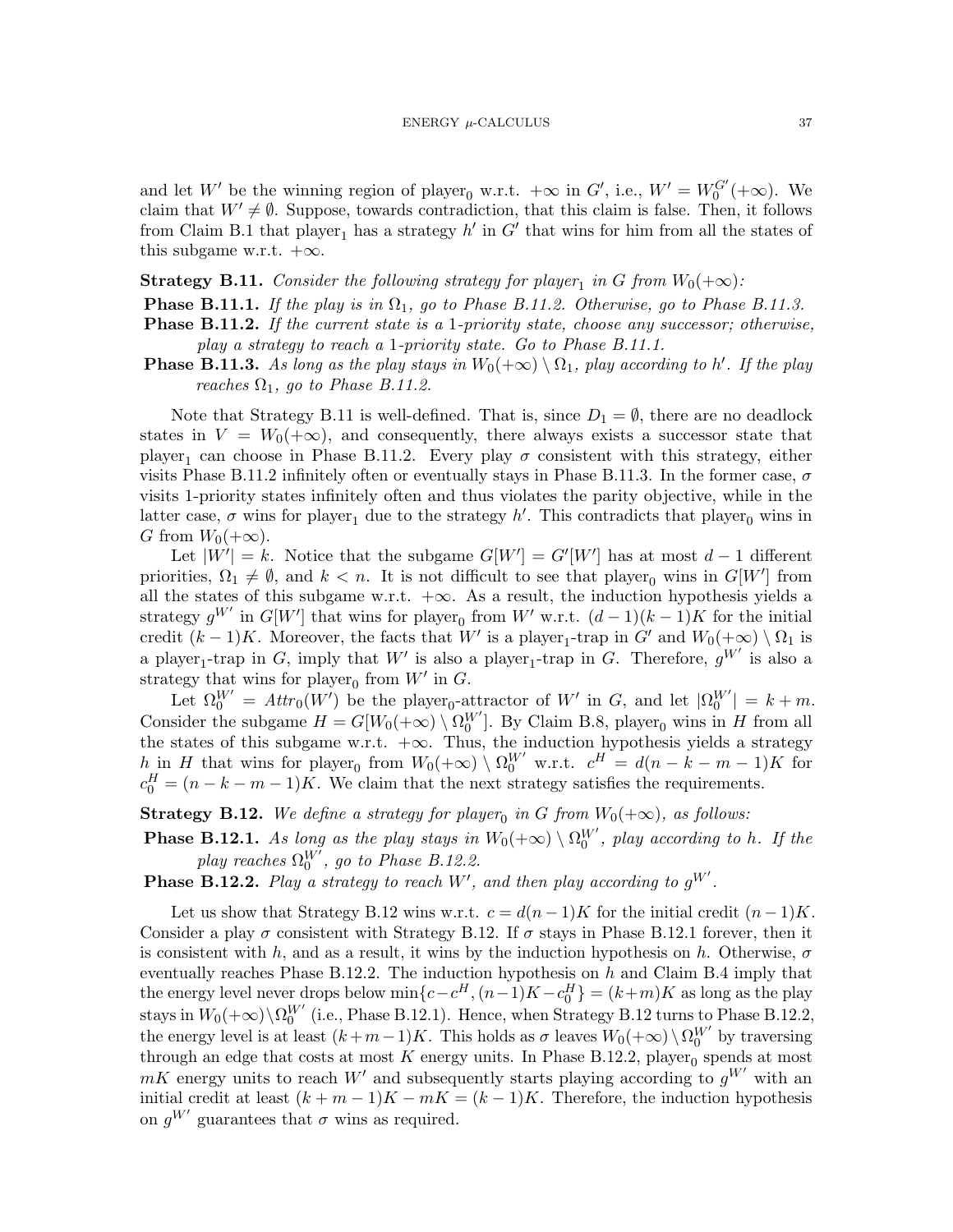and let $W'$ be the winning region of player$_0$ w.r.t. $+\infty$ in $G'$, i.e., $W' = W_0^{G'}(+\infty)$. We claim that $W' \neq \emptyset$. Suppose, towards contradiction, that this claim is false. Then, it follows from Claim B.1 that player$_1$ has a strategy $h'$ in $G'$ that wins for him from all the states of this subgame w.r.t. $+\infty$.

**Strategy B.11.** *Consider the following strategy for player$_1$ in $G$ from $W_0(+\infty)$:*

**Phase B.11.1.** *If the play is in $\Omega_1$, go to Phase B.11.2. Otherwise, go to Phase B.11.3.*

**Phase B.11.2.** *If the current state is a 1-priority state, choose any successor; otherwise, play a strategy to reach a 1-priority state. Go to Phase B.11.1.*

**Phase B.11.3.** *As long as the play stays in $W_0(+\infty) \setminus \Omega_1$, play according to $h'$. If the play reaches $\Omega_1$, go to Phase B.11.2.*

Note that Strategy B.11 is well-defined. That is, since $D_1 = \emptyset$, there are no deadlock states in $V = W_0(+\infty)$, and consequently, there always exists a successor state that player$_1$ can choose in Phase B.11.2. Every play $\sigma$ consistent with this strategy, either visits Phase B.11.2 infinitely often or eventually stays in Phase B.11.3. In the former case, $\sigma$ visits 1-priority states infinitely often and thus violates the parity objective, while in the latter case, $\sigma$ wins for player$_1$ due to the strategy $h'$. This contradicts that player$_0$ wins in $G$ from $W_0(+\infty)$.

Let $|W'| = k$. Notice that the subgame $G[W'] = G'[W']$ has at most $d-1$ different priorities, $\Omega_1 \neq \emptyset$, and $k < n$. It is not difficult to see that player$_0$ wins in $G[W']$ from all the states of this subgame w.r.t. $+\infty$. As a result, the induction hypothesis yields a strategy $g^{W'}$ in $G[W']$ that wins for player$_0$ from $W'$ w.r.t. $(d-1)(k-1)K$ for the initial credit $(k-1)K$. Moreover, the facts that $W'$ is a player$_1$-trap in $G'$ and $W_0(+\infty) \setminus \Omega_1$ is a player$_1$-trap in $G$, imply that $W'$ is also a player$_1$-trap in $G$. Therefore, $g^{W'}$ is also a strategy that wins for player$_0$ from $W'$ in $G$.

Let $\Omega_0^{W'} = Attr_0(W')$ be the player$_0$-attractor of $W'$ in $G$, and let $|\Omega_0^{W'}| = k + m$. Consider the subgame $H = G[W_0(+\infty) \setminus \Omega_0^{W'}]$. By Claim B.8, player$_0$ wins in $H$ from all the states of this subgame w.r.t. $+\infty$. Thus, the induction hypothesis yields a strategy $h$ in $H$ that wins for player$_0$ from $W_0(+\infty) \setminus \Omega_0^{W'}$ w.r.t. $c^H = d(n-k-m-1)K$ for $c_0^H = (n-k-m-1)K$. We claim that the next strategy satisfies the requirements.

**Strategy B.12.** *We define a strategy for player$_0$ in $G$ from $W_0(+\infty)$, as follows:*

**Phase B.12.1.** *As long as the play stays in $W_0(+\infty) \setminus \Omega_0^{W'}$, play according to $h$. If the play reaches $\Omega_0^{W'}$, go to Phase B.12.2.*

**Phase B.12.2.** *Play a strategy to reach $W'$, and then play according to $g^{W'}$.*

Let us show that Strategy B.12 wins w.r.t. $c = d(n-1)K$ for the initial credit $(n-1)K$. Consider a play $\sigma$ consistent with Strategy B.12. If $\sigma$ stays in Phase B.12.1 forever, then it is consistent with $h$, and as a result, it wins by the induction hypothesis on $h$. Otherwise, $\sigma$ eventually reaches Phase B.12.2. The induction hypothesis on $h$ and Claim B.4 imply that the energy level never drops below $\min\{c - c^H, (n-1)K - c_0^H\} = (k+m)K$ as long as the play stays in $W_0(+\infty) \setminus \Omega_0^{W'}$ (i.e., Phase B.12.1). Hence, when Strategy B.12 turns to Phase B.12.2, the energy level is at least $(k+m-1)K$. This holds as $\sigma$ leaves $W_0(+\infty) \setminus \Omega_0^{W'}$ by traversing through an edge that costs at most $K$ energy units. In Phase B.12.2, player$_0$ spends at most $mK$ energy units to reach $W'$ and subsequently starts playing according to $g^{W'}$ with an initial credit at least $(k+m-1)K - mK = (k-1)K$. Therefore, the induction hypothesis on $g^{W'}$ guarantees that $\sigma$ wins as required.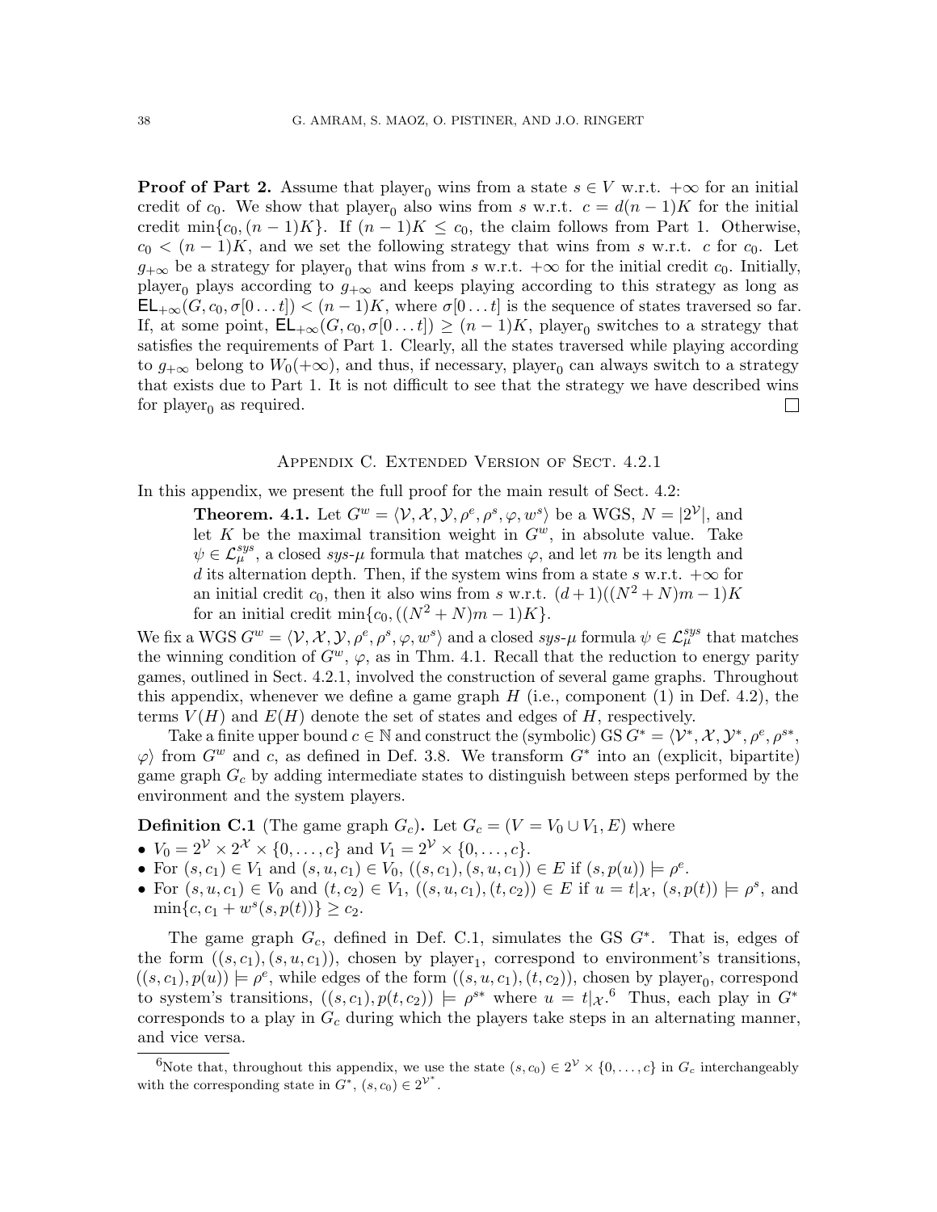**Proof of Part 2.** Assume that $\text{player}_0$ wins from a state $s \in V$ w.r.t. $+\infty$ for an initial credit of $c_0$. We show that $\text{player}_0$ also wins from $s$ w.r.t. $c = d(n-1)K$ for the initial credit $\min\{c_0, (n-1)K\}$. If $(n-1)K \leq c_0$, the claim follows from Part 1. Otherwise, $c_0 < (n-1)K$, and we set the following strategy that wins from $s$ w.r.t. $c$ for $c_0$. Let $g_{+\infty}$ be a strategy for $\text{player}_0$ that wins from $s$ w.r.t. $+\infty$ for the initial credit $c_0$. Initially, $\text{player}_0$ plays according to $g_{+\infty}$ and keeps playing according to this strategy as long as $\mathsf{EL}_{+\infty}(G, c_0, \sigma[0 \dots t]) < (n-1)K$, where $\sigma[0 \dots t]$ is the sequence of states traversed so far. If, at some point, $\mathsf{EL}_{+\infty}(G, c_0, \sigma[0 \dots t]) \geq (n-1)K$, $\text{player}_0$ switches to a strategy that satisfies the requirements of Part 1. Clearly, all the states traversed while playing according to $g_{+\infty}$ belong to $W_0(+\infty)$, and thus, if necessary, $\text{player}_0$ can always switch to a strategy that exists due to Part 1. It is not difficult to see that the strategy we have described wins for $\text{player}_0$ as required. □

## Appendix C. Extended Version of Sect. 4.2.1

In this appendix, we present the full proof for the main result of Sect. 4.2:

> **Theorem. 4.1.** Let $G^w = \langle \mathcal{V}, \mathcal{X}, \mathcal{Y}, \rho^e, \rho^s, \varphi, w^s \rangle$ be a WGS, $N = |2^{\mathcal{V}}|$, and let $K$ be the maximal transition weight in $G^w$, in absolute value. Take $\psi \in \mathcal{L}_{\mu}^{sys}$, a closed *sys-$\mu$* formula that matches $\varphi$, and let $m$ be its length and $d$ its alternation depth. Then, if the system wins from a state $s$ w.r.t. $+\infty$ for an initial credit $c_0$, then it also wins from $s$ w.r.t. $(d+1)((N^2+N)m-1)K$ for an initial credit $\min\{c_0, ((N^2+N)m-1)K\}$.

We fix a WGS $G^w = \langle \mathcal{V}, \mathcal{X}, \mathcal{Y}, \rho^e, \rho^s, \varphi, w^s \rangle$ and a closed *sys-$\mu$* formula $\psi \in \mathcal{L}_{\mu}^{sys}$ that matches the winning condition of $G^w$, $\varphi$, as in Thm. 4.1. Recall that the reduction to energy parity games, outlined in Sect. 4.2.1, involved the construction of several game graphs. Throughout this appendix, whenever we define a game graph $H$ (i.e., component (1) in Def. 4.2), the terms $V(H)$ and $E(H)$ denote the set of states and edges of $H$, respectively.

Take a finite upper bound $c \in \mathbb{N}$ and construct the (symbolic) GS $G^* = \langle \mathcal{V}^*, \mathcal{X}, \mathcal{Y}^*, \rho^e, \rho^{s*}, \varphi \rangle$ from $G^w$ and $c$, as defined in Def. 3.8. We transform $G^*$ into an (explicit, bipartite) game graph $G_c$ by adding intermediate states to distinguish between steps performed by the environment and the system players.

**Definition C.1** (The game graph $G_c$). Let $G_c = (V = V_0 \cup V_1, E)$ where

- $V_0 = 2^{\mathcal{V}} \times 2^{\mathcal{X}} \times \{0, \dots, c\}$ and $V_1 = 2^{\mathcal{V}} \times \{0, \dots, c\}$.
- For $(s, c_1) \in V_1$ and $(s, u, c_1) \in V_0$, $((s, c_1), (s, u, c_1)) \in E$ if $(s, p(u)) \models \rho^e$.
- For $(s, u, c_1) \in V_0$ and $(t, c_2) \in V_1$, $((s, u, c_1), (t, c_2)) \in E$ if $u = t|_{\mathcal{X}}$, $(s, p(t)) \models \rho^s$, and $\min\{c, c_1 + w^s(s, p(t))\} \geq c_2$.

The game graph $G_c$, defined in Def. C.1, simulates the GS $G^*$. That is, edges of the form $((s, c_1), (s, u, c_1))$, chosen by $\text{player}_1$, correspond to environment's transitions, $((s, c_1), p(u)) \models \rho^e$, while edges of the form $((s, u, c_1), (t, c_2))$, chosen by $\text{player}_0$, correspond to system's transitions, $((s, c_1), p(t, c_2)) \models \rho^{s*}$ where $u = t|_{\mathcal{X}}$.[6] Thus, each play in $G^*$ corresponds to a play in $G_c$ during which the players take steps in an alternating manner, and vice versa.

[6] Note that, throughout this appendix, we use the state $(s, c_0) \in 2^{\mathcal{V}} \times \{0, \dots, c\}$ in $G_c$ interchangeably with the corresponding state in $G^*$, $(s, c_0) \in 2^{\mathcal{V}^*}$.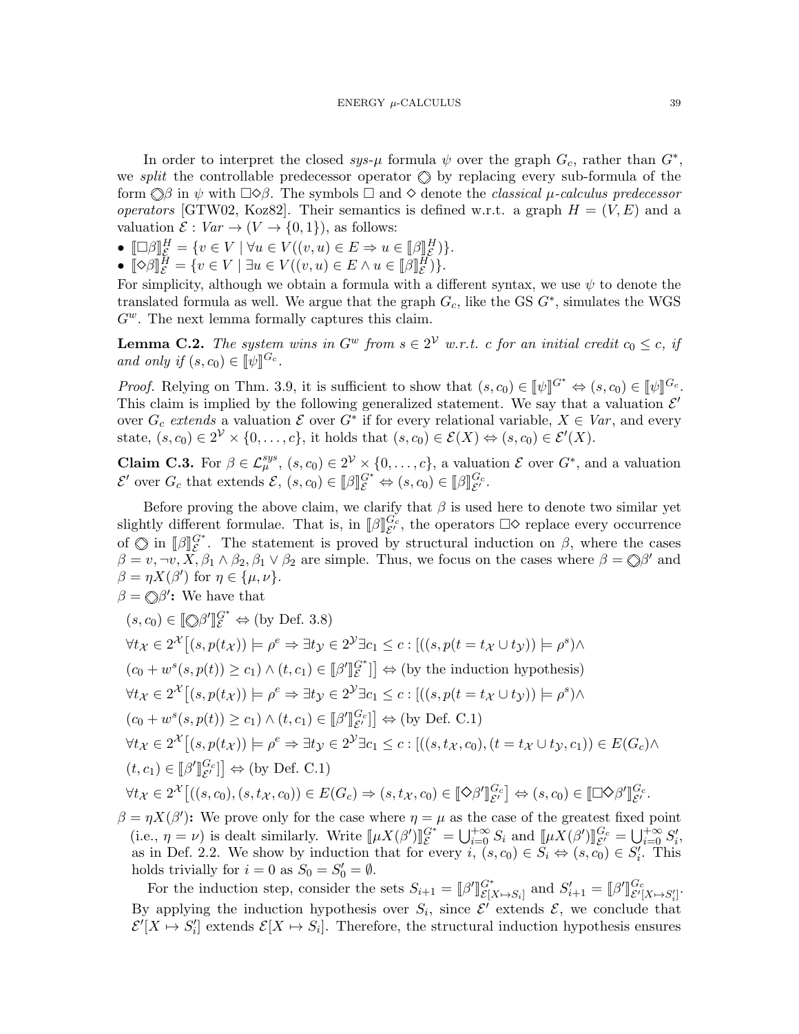In order to interpret the closed *sys-μ* formula $\psi$ over the graph $G_c$, rather than $G^*$, we *split* the controllable predecessor operator $\circledcirc$ by replacing every sub-formula of the form $\circledcirc\beta$ in $\psi$ with $\Box\Diamond\beta$. The symbols $\Box$ and $\Diamond$ denote the *classical μ-calculus predecessor operators* [GTW02, Koz82]. Their semantics is defined w.r.t. a graph $H = (V, E)$ and a valuation $\mathcal{E} : Var \to (V \to \{0,1\})$, as follows:

- $[\![\Box\beta]\!]^H_{\mathcal{E}} = \{v \in V \mid \forall u \in V((v,u) \in E \Rightarrow u \in [\![\beta]\!]^H_{\mathcal{E}})\}$.
- $[\![\Diamond\beta]\!]^H_{\mathcal{E}} = \{v \in V \mid \exists u \in V((v,u) \in E \wedge u \in [\![\beta]\!]^H_{\mathcal{E}})\}$.

For simplicity, although we obtain a formula with a different syntax, we use $\psi$ to denote the translated formula as well. We argue that the graph $G_c$, like the GS $G^*$, simulates the WGS $G^w$. The next lemma formally captures this claim.

**Lemma C.2.** *The system wins in $G^w$ from $s \in 2^{\mathcal{V}}$ w.r.t. $c$ for an initial credit $c_0 \leq c$, if and only if $(s, c_0) \in [\![\psi]\!]^{G_c}$.*

*Proof.* Relying on Thm. 3.9, it is sufficient to show that $(s, c_0) \in [\![\psi]\!]^{G^*} \Leftrightarrow (s, c_0) \in [\![\psi]\!]^{G_c}$. This claim is implied by the following generalized statement. We say that a valuation $\mathcal{E}'$ over $G_c$ *extends* a valuation $\mathcal{E}$ over $G^*$ if for every relational variable, $X \in Var$, and every state, $(s, c_0) \in 2^{\mathcal{V}} \times \{0, \ldots, c\}$, it holds that $(s, c_0) \in \mathcal{E}(X) \Leftrightarrow (s, c_0) \in \mathcal{E}'(X)$.

**Claim C.3.** For $\beta \in \mathcal{L}^{sys}_{\mu}$, $(s, c_0) \in 2^{\mathcal{V}} \times \{0, \ldots, c\}$, a valuation $\mathcal{E}$ over $G^*$, and a valuation $\mathcal{E}'$ over $G_c$ that extends $\mathcal{E}$, $(s, c_0) \in [\![\beta]\!]^{G^*}_{\mathcal{E}} \Leftrightarrow (s, c_0) \in [\![\beta]\!]^{G_c}_{\mathcal{E}'}$.

Before proving the above claim, we clarify that $\beta$ is used here to denote two similar yet slightly different formulae. That is, in $[\![\beta]\!]^{G_c}_{\mathcal{E}'}$, the operators $\Box\Diamond$ replace every occurrence of $\circledcirc$ in $[\![\beta]\!]^{G^*}_{\mathcal{E}}$. The statement is proved by structural induction on $\beta$, where the cases $\beta = v, \neg v, X, \beta_1 \wedge \beta_2, \beta_1 \vee \beta_2$ are simple. Thus, we focus on the cases where $\beta = \circledcirc\beta'$ and $\beta = \eta X(\beta')$ for $\eta \in \{\mu, \nu\}$.

$\beta = \circledcirc\beta'$**:** We have that

$(s, c_0) \in [\![\circledcirc\beta']\!]^{G^*}_{\mathcal{E}} \Leftrightarrow$ (by Def. 3.8)

$\forall t_{\mathcal{X}} \in 2^{\mathcal{X}}\big[(s, p(t_{\mathcal{X}})) \models \rho^e \Rightarrow \exists t_{\mathcal{Y}} \in 2^{\mathcal{Y}} \exists c_1 \leq c : [((s, p(t = t_{\mathcal{X}} \cup t_{\mathcal{Y}})) \models \rho^s) \wedge$

$(c_0 + w^s(s, p(t)) \geq c_1) \wedge (t, c_1) \in [\![\beta']\!]^{G^*}_{\mathcal{E}}]\big] \Leftrightarrow$ (by the induction hypothesis)

$\forall t_{\mathcal{X}} \in 2^{\mathcal{X}}\big[(s, p(t_{\mathcal{X}})) \models \rho^e \Rightarrow \exists t_{\mathcal{Y}} \in 2^{\mathcal{Y}} \exists c_1 \leq c : [((s, p(t = t_{\mathcal{X}} \cup t_{\mathcal{Y}})) \models \rho^s) \wedge$

$(c_0 + w^s(s, p(t)) \geq c_1) \wedge (t, c_1) \in [\![\beta']\!]^{G_c}_{\mathcal{E}'}]\big] \Leftrightarrow$ (by Def. C.1)

$\forall t_{\mathcal{X}} \in 2^{\mathcal{X}}\big[(s, p(t_{\mathcal{X}})) \models \rho^e \Rightarrow \exists t_{\mathcal{Y}} \in 2^{\mathcal{Y}} \exists c_1 \leq c : [((s, t_{\mathcal{X}}, c_0), (t = t_{\mathcal{X}} \cup t_{\mathcal{Y}}, c_1)) \in E(G_c) \wedge$

$(t, c_1) \in [\![\beta']\!]^{G_c}_{\mathcal{E}'}]\big] \Leftrightarrow$ (by Def. C.1)

$\forall t_{\mathcal{X}} \in 2^{\mathcal{X}}\big[((s, c_0), (s, t_{\mathcal{X}}, c_0)) \in E(G_c) \Rightarrow (s, t_{\mathcal{X}}, c_0) \in [\![\Diamond\beta']\!]^{G_c}_{\mathcal{E}'}\big] \Leftrightarrow (s, c_0) \in [\![\Box\Diamond\beta']\!]^{G_c}_{\mathcal{E}'}$.

$\beta = \eta X(\beta')$**:** We prove only for the case where $\eta = \mu$ as the case of the greatest fixed point (i.e., $\eta = \nu$) is dealt similarly. Write $[\![\mu X(\beta')]\!]^{G^*}_{\mathcal{E}} = \bigcup_{i=0}^{+\infty} S_i$ and $[\![\mu X(\beta')]\!]^{G_c}_{\mathcal{E}'} = \bigcup_{i=0}^{+\infty} S'_i$, as in Def. 2.2. We show by induction that for every $i$, $(s, c_0) \in S_i \Leftrightarrow (s, c_0) \in S'_i$. This holds trivially for $i = 0$ as $S_0 = S'_0 = \emptyset$.

For the induction step, consider the sets $S_{i+1} = [\![\beta']\!]^{G^*}_{\mathcal{E}[X \mapsto S_i]}$ and $S'_{i+1} = [\![\beta']\!]^{G_c}_{\mathcal{E}'[X \mapsto S'_i]}$. By applying the induction hypothesis over $S_i$, since $\mathcal{E}'$ extends $\mathcal{E}$, we conclude that $\mathcal{E}'[X \mapsto S'_i]$ extends $\mathcal{E}[X \mapsto S_i]$. Therefore, the structural induction hypothesis ensures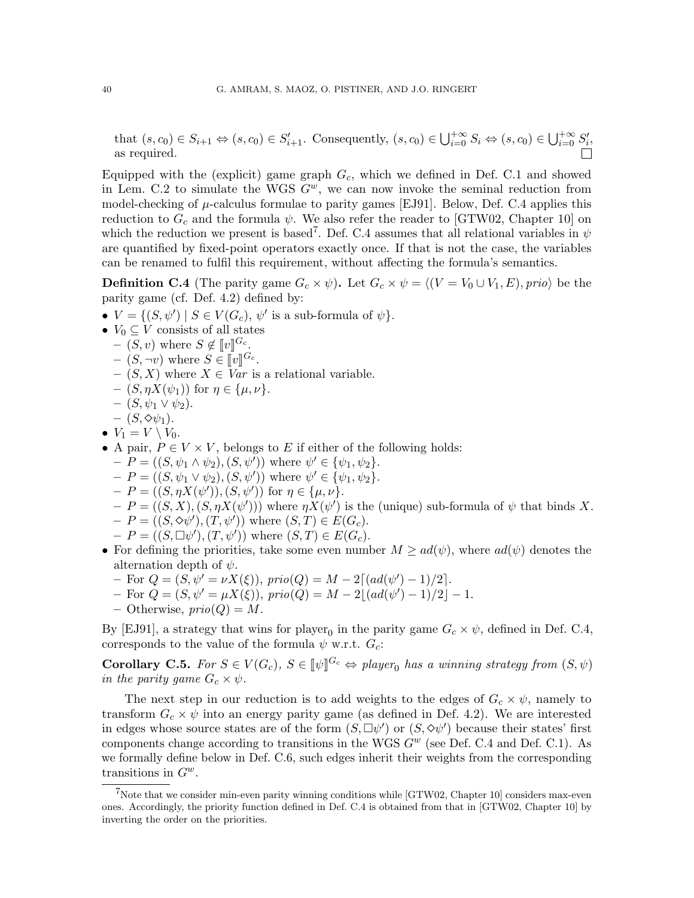that $(s, c_0) \in S_{i+1} \Leftrightarrow (s, c_0) \in S'_{i+1}$. Consequently, $(s, c_0) \in \bigcup_{i=0}^{+\infty} S_i \Leftrightarrow (s, c_0) \in \bigcup_{i=0}^{+\infty} S'_i$, as required. $\square$

Equipped with the (explicit) game graph $G_c$, which we defined in Def. C.1 and showed in Lem. C.2 to simulate the WGS $G^w$, we can now invoke the seminal reduction from model-checking of $\mu$-calculus formulae to parity games [EJ91]. Below, Def. C.4 applies this reduction to $G_c$ and the formula $\psi$. We also refer the reader to [GTW02, Chapter 10] on which the reduction we present is based[7]. Def. C.4 assumes that all relational variables in $\psi$ are quantified by fixed-point operators exactly once. If that is not the case, the variables can be renamed to fulfil this requirement, without affecting the formula's semantics.

**Definition C.4** (The parity game $G_c \times \psi$)**.** Let $G_c \times \psi = \langle (V = V_0 \cup V_1, E), prio\rangle$ be the parity game (cf. Def. 4.2) defined by:

- $V = \{(S, \psi') \mid S \in V(G_c),\ \psi' \text{ is a sub-formula of } \psi\}$.
- $V_0 \subseteq V$ consists of all states
  - $(S, v)$ where $S \notin [\![v]\!]^{G_c}$.
  - $(S, \neg v)$ where $S \in [\![v]\!]^{G_c}$.
  - $(S, X)$ where $X \in Var$ is a relational variable.
  - $(S, \eta X(\psi_1))$ for $\eta \in \{\mu, \nu\}$.
  - $(S, \psi_1 \vee \psi_2)$.
  - $(S, \Diamond\psi_1)$.
- $V_1 = V \setminus V_0$.
- A pair, $P \in V \times V$, belongs to $E$ if either of the following holds:
  - $P = ((S, \psi_1 \wedge \psi_2), (S, \psi'))$ where $\psi' \in \{\psi_1, \psi_2\}$.
  - $P = ((S, \psi_1 \vee \psi_2), (S, \psi'))$ where $\psi' \in \{\psi_1, \psi_2\}$.
  - $P = ((S, \eta X(\psi')), (S, \psi'))$ for $\eta \in \{\mu, \nu\}$.
  - $P = ((S, X), (S, \eta X(\psi')))$ where $\eta X(\psi')$ is the (unique) sub-formula of $\psi$ that binds $X$.
  - $P = ((S, \Diamond\psi'), (T, \psi'))$ where $(S, T) \in E(G_c)$.
  - $P = ((S, \Box\psi'), (T, \psi'))$ where $(S, T) \in E(G_c)$.
- For defining the priorities, take some even number $M \geq ad(\psi)$, where $ad(\psi)$ denotes the alternation depth of $\psi$.
  - For $Q = (S, \psi' = \nu X(\xi))$, $prio(Q) = M - 2\lceil (ad(\psi') - 1)/2 \rceil$.
  - For $Q = (S, \psi' = \mu X(\xi))$, $prio(Q) = M - 2\lfloor (ad(\psi') - 1)/2 \rfloor - 1$.
  - Otherwise, $prio(Q) = M$.

By [EJ91], a strategy that wins for player$_0$ in the parity game $G_c \times \psi$, defined in Def. C.4, corresponds to the value of the formula $\psi$ w.r.t. $G_c$:

**Corollary C.5.** *For $S \in V(G_c)$, $S \in [\![\psi]\!]^{G_c} \Leftrightarrow$ player$_0$ has a winning strategy from $(S, \psi)$ in the parity game $G_c \times \psi$.*

The next step in our reduction is to add weights to the edges of $G_c \times \psi$, namely to transform $G_c \times \psi$ into an energy parity game (as defined in Def. 4.2). We are interested in edges whose source states are of the form $(S, \Box\psi')$ or $(S, \Diamond\psi')$ because their states' first components change according to transitions in the WGS $G^w$ (see Def. C.4 and Def. C.1). As we formally define below in Def. C.6, such edges inherit their weights from the corresponding transitions in $G^w$.

---

[7] Note that we consider min-even parity winning conditions while [GTW02, Chapter 10] considers max-even ones. Accordingly, the priority function defined in Def. C.4 is obtained from that in [GTW02, Chapter 10] by inverting the order on the priorities.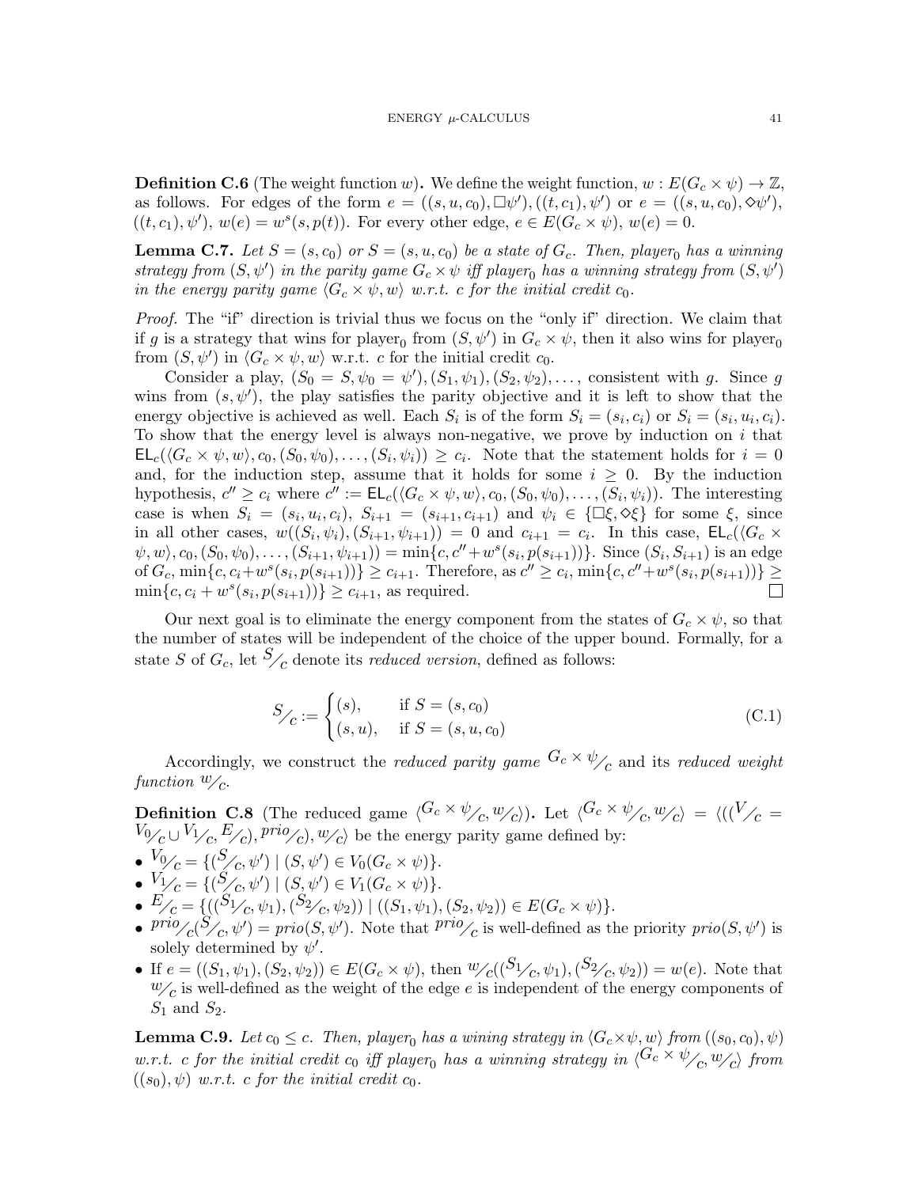**Definition C.6** (The weight function $w$)**.** We define the weight function, $w : E(G_c \times \psi) \to \mathbb{Z}$, as follows. For edges of the form $e = ((s, u, c_0), \Box\psi'), ((t, c_1), \psi')$ or $e = ((s, u, c_0), \Diamond\psi'), ((t, c_1), \psi')$, $w(e) = w^s(s, p(t))$. For every other edge, $e \in E(G_c \times \psi)$, $w(e) = 0$.

**Lemma C.7.** *Let $S = (s, c_0)$ or $S = (s, u, c_0)$ be a state of $G_c$. Then, player$_0$ has a winning strategy from $(S, \psi')$ in the parity game $G_c \times \psi$ iff player$_0$ has a winning strategy from $(S, \psi')$ in the energy parity game $\langle G_c \times \psi, w\rangle$ w.r.t. $c$ for the initial credit $c_0$.*

*Proof.* The "if" direction is trivial thus we focus on the "only if" direction. We claim that if $g$ is a strategy that wins for player$_0$ from $(S, \psi')$ in $G_c \times \psi$, then it also wins for player$_0$ from $(S, \psi')$ in $\langle G_c \times \psi, w\rangle$ w.r.t. $c$ for the initial credit $c_0$.

Consider a play, $(S_0 = S, \psi_0 = \psi'), (S_1, \psi_1), (S_2, \psi_2), \ldots$, consistent with $g$. Since $g$ wins from $(s, \psi')$, the play satisfies the parity objective and it is left to show that the energy objective is achieved as well. Each $S_i$ is of the form $S_i = (s_i, c_i)$ or $S_i = (s_i, u_i, c_i)$. To show that the energy level is always non-negative, we prove by induction on $i$ that $\mathsf{EL}_c(\langle G_c \times \psi, w\rangle, c_0, (S_0, \psi_0), \ldots, (S_i, \psi_i)) \geq c_i$. Note that the statement holds for $i = 0$ and, for the induction step, assume that it holds for some $i \geq 0$. By the induction hypothesis, $c'' \geq c_i$ where $c'' := \mathsf{EL}_c(\langle G_c \times \psi, w\rangle, c_0, (S_0, \psi_0), \ldots, (S_i, \psi_i))$. The interesting case is when $S_i = (s_i, u_i, c_i)$, $S_{i+1} = (s_{i+1}, c_{i+1})$ and $\psi_i \in \{\Box\xi, \Diamond\xi\}$ for some $\xi$, since in all other cases, $w((S_i, \psi_i), (S_{i+1}, \psi_{i+1})) = 0$ and $c_{i+1} = c_i$. In this case, $\mathsf{EL}_c(\langle G_c \times \psi, w\rangle, c_0, (S_0, \psi_0), \ldots, (S_{i+1}, \psi_{i+1})) = \min\{c, c'' + w^s(s_i, p(s_{i+1}))\}$. Since $(S_i, S_{i+1})$ is an edge of $G_c$, $\min\{c, c_i + w^s(s_i, p(s_{i+1}))\} \geq c_{i+1}$. Therefore, as $c'' \geq c_i$, $\min\{c, c'' + w^s(s_i, p(s_{i+1}))\} \geq \min\{c, c_i + w^s(s_i, p(s_{i+1}))\} \geq c_{i+1}$, as required. $\square$

Our next goal is to eliminate the energy component from the states of $G_c \times \psi$, so that the number of states will be independent of the choice of the upper bound. Formally, for a state $S$ of $G_c$, let ${}^{S}\!/_{c}$ denote its *reduced version*, defined as follows:

$$
{}^{S}\!/_{c} := \begin{cases} (s), & \text{if } S = (s, c_0) \\ (s, u), & \text{if } S = (s, u, c_0) \end{cases} \tag{C.1}
$$

Accordingly, we construct the *reduced parity game* ${}^{G_c \times \psi}\!/_{c}$ and its *reduced weight function* ${}^{w}\!/_{c}$.

**Definition C.8** (The reduced game $\langle {}^{G_c \times \psi}\!/_{c}, {}^{w}\!/_{c}\rangle$)**.** Let $\langle {}^{G_c \times \psi}\!/_{c}, {}^{w}\!/_{c}\rangle = \langle ((^{V}\!/_{c} = {}^{V_0}\!/_{c} \cup {}^{V_1}\!/_{c}, {}^{E}\!/_{c}), {}^{prio}\!/_{c}), {}^{w}\!/_{c}\rangle$ be the energy parity game defined by:

- ${}^{V_0}\!/_{c} = \{({}^{S}\!/_{c}, \psi') \mid (S, \psi') \in V_0(G_c \times \psi)\}$.
- ${}^{V_1}\!/_{c} = \{({}^{S}\!/_{c}, \psi') \mid (S, \psi') \in V_1(G_c \times \psi)\}$.
- ${}^{E}\!/_{c} = \{(({}^{S_1}\!/_{c}, \psi_1), ({}^{S_2}\!/_{c}, \psi_2)) \mid ((S_1, \psi_1), (S_2, \psi_2)) \in E(G_c \times \psi)\}$.
- ${}^{prio}\!/_{c}({}^{S}\!/_{c}, \psi') = prio(S, \psi')$. Note that ${}^{prio}\!/_{c}$ is well-defined as the priority $prio(S, \psi')$ is solely determined by $\psi'$.
- If $e = ((S_1, \psi_1), (S_2, \psi_2)) \in E(G_c \times \psi)$, then ${}^{w}\!/_{c}(({}^{S_1}\!/_{c}, \psi_1), ({}^{S_2}\!/_{c}, \psi_2)) = w(e)$. Note that ${}^{w}\!/_{c}$ is well-defined as the weight of the edge $e$ is independent of the energy components of $S_1$ and $S_2$.

**Lemma C.9.** *Let $c_0 \leq c$. Then, player$_0$ has a wining strategy in $\langle G_c \times \psi, w\rangle$ from $((s_0, c_0), \psi)$ w.r.t. $c$ for the initial credit $c_0$ iff player$_0$ has a winning strategy in $\langle {}^{G_c \times \psi}\!/_{c}, {}^{w}\!/_{c}\rangle$ from $((s_0), \psi)$ w.r.t. $c$ for the initial credit $c_0$.*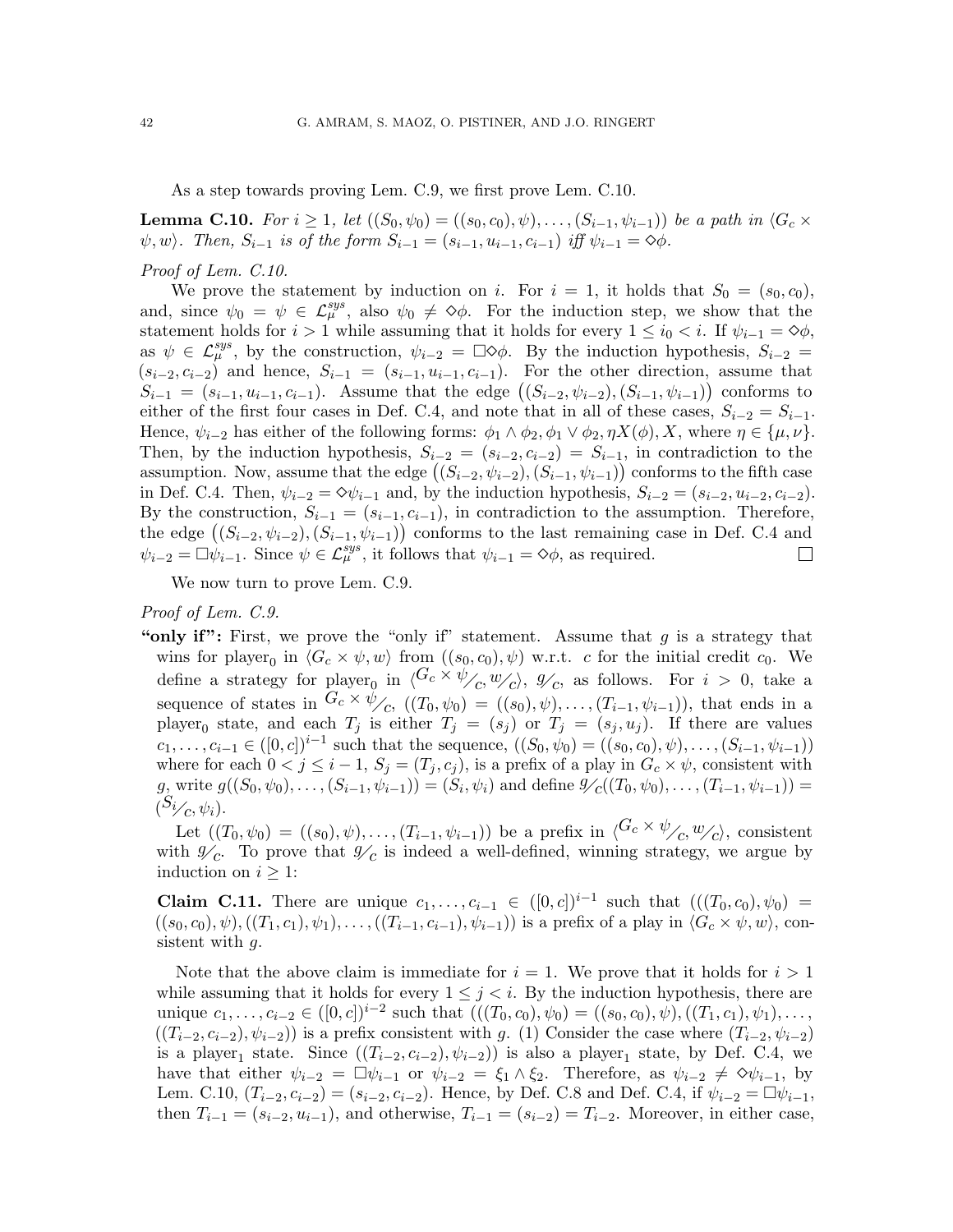As a step towards proving Lem. C.9, we first prove Lem. C.10.

**Lemma C.10.** *For $i \geq 1$, let $((S_0, \psi_0) = ((s_0, c_0), \psi), \ldots, (S_{i-1}, \psi_{i-1}))$ be a path in $\langle G_c \times \psi, w\rangle$. Then, $S_{i-1}$ is of the form $S_{i-1} = (s_{i-1}, u_{i-1}, c_{i-1})$ iff $\psi_{i-1} = \Diamond\phi$.*

*Proof of Lem. C.10.*

We prove the statement by induction on $i$. For $i = 1$, it holds that $S_0 = (s_0, c_0)$, and, since $\psi_0 = \psi \in \mathcal{L}_\mu^{sys}$, also $\psi_0 \neq \Diamond\phi$. For the induction step, we show that the statement holds for $i > 1$ while assuming that it holds for every $1 \leq i_0 < i$. If $\psi_{i-1} = \Diamond\phi$, as $\psi \in \mathcal{L}_\mu^{sys}$, by the construction, $\psi_{i-2} = \Box\Diamond\phi$. By the induction hypothesis, $S_{i-2} = (s_{i-2}, c_{i-2})$ and hence, $S_{i-1} = (s_{i-1}, u_{i-1}, c_{i-1})$. For the other direction, assume that $S_{i-1} = (s_{i-1}, u_{i-1}, c_{i-1})$. Assume that the edge $\big((S_{i-2}, \psi_{i-2}), (S_{i-1}, \psi_{i-1})\big)$ conforms to either of the first four cases in Def. C.4, and note that in all of these cases, $S_{i-2} = S_{i-1}$. Hence, $\psi_{i-2}$ has either of the following forms: $\phi_1 \wedge \phi_2, \phi_1 \vee \phi_2, \eta X(\phi), X$, where $\eta \in \{\mu, \nu\}$. Then, by the induction hypothesis, $S_{i-2} = (s_{i-2}, c_{i-2}) = S_{i-1}$, in contradiction to the assumption. Now, assume that the edge $\big((S_{i-2}, \psi_{i-2}), (S_{i-1}, \psi_{i-1})\big)$ conforms to the fifth case in Def. C.4. Then, $\psi_{i-2} = \Diamond\psi_{i-1}$ and, by the induction hypothesis, $S_{i-2} = (s_{i-2}, u_{i-2}, c_{i-2})$. By the construction, $S_{i-1} = (s_{i-1}, c_{i-1})$, in contradiction to the assumption. Therefore, the edge $\big((S_{i-2}, \psi_{i-2}), (S_{i-1}, \psi_{i-1})\big)$ conforms to the last remaining case in Def. C.4 and $\psi_{i-2} = \Box\psi_{i-1}$. Since $\psi \in \mathcal{L}_\mu^{sys}$, it follows that $\psi_{i-1} = \Diamond\phi$, as required. ☐

We now turn to prove Lem. C.9.

*Proof of Lem. C.9.*

**"only if":** First, we prove the "only if" statement. Assume that $g$ is a strategy that wins for player$_0$ in $\langle G_c \times \psi, w\rangle$ from $((s_0, c_0), \psi)$ w.r.t. $c$ for the initial credit $c_0$. We define a strategy for player$_0$ in $\langle {}^{G_c \times \psi}\!/_c, {}^{w}\!/_c\rangle$, ${}^{g}\!/_c$, as follows. For $i > 0$, take a sequence of states in ${}^{G_c \times \psi}\!/_c$, $((T_0, \psi_0) = ((s_0), \psi), \ldots, (T_{i-1}, \psi_{i-1}))$, that ends in a player$_0$ state, and each $T_j$ is either $T_j = (s_j)$ or $T_j = (s_j, u_j)$. If there are values $c_1, \ldots, c_{i-1} \in ([0, c])^{i-1}$ such that the sequence, $((S_0, \psi_0) = ((s_0, c_0), \psi), \ldots, (S_{i-1}, \psi_{i-1}))$ where for each $0 < j \leq i-1$, $S_j = (T_j, c_j)$, is a prefix of a play in $G_c \times \psi$, consistent with $g$, write $g((S_0, \psi_0), \ldots, (S_{i-1}, \psi_{i-1})) = (S_i, \psi_i)$ and define ${}^{g}\!/_c((T_0, \psi_0), \ldots, (T_{i-1}, \psi_{i-1})) = ({}^{S_i}\!/_c, \psi_i)$.

Let $((T_0, \psi_0) = ((s_0), \psi), \ldots, (T_{i-1}, \psi_{i-1}))$ be a prefix in $\langle {}^{G_c \times \psi}\!/_c, {}^{w}\!/_c\rangle$, consistent with ${}^{g}\!/_c$. To prove that ${}^{g}\!/_c$ is indeed a well-defined, winning strategy, we argue by induction on $i \geq 1$:

**Claim C.11.** There are unique $c_1, \ldots, c_{i-1} \in ([0, c])^{i-1}$ such that $(((T_0, c_0), \psi_0) = ((s_0, c_0), \psi), ((T_1, c_1), \psi_1), \ldots, ((T_{i-1}, c_{i-1}), \psi_{i-1}))$ is a prefix of a play in $\langle G_c \times \psi, w\rangle$, consistent with $g$.

Note that the above claim is immediate for $i = 1$. We prove that it holds for $i > 1$ while assuming that it holds for every $1 \leq j < i$. By the induction hypothesis, there are unique $c_1, \ldots, c_{i-2} \in ([0, c])^{i-2}$ such that $(((T_0, c_0), \psi_0) = ((s_0, c_0), \psi), ((T_1, c_1), \psi_1), \ldots, ((T_{i-2}, c_{i-2}), \psi_{i-2}))$ is a prefix consistent with $g$. (1) Consider the case where $(T_{i-2}, \psi_{i-2})$ is a player$_1$ state. Since $((T_{i-2}, c_{i-2}), \psi_{i-2}))$ is also a player$_1$ state, by Def. C.4, we have that either $\psi_{i-2} = \Box\psi_{i-1}$ or $\psi_{i-2} = \xi_1 \wedge \xi_2$. Therefore, as $\psi_{i-2} \neq \Diamond\psi_{i-1}$, by Lem. C.10, $(T_{i-2}, c_{i-2}) = (s_{i-2}, c_{i-2})$. Hence, by Def. C.8 and Def. C.4, if $\psi_{i-2} = \Box\psi_{i-1}$, then $T_{i-1} = (s_{i-2}, u_{i-1})$, and otherwise, $T_{i-1} = (s_{i-2}) = T_{i-2}$. Moreover, in either case,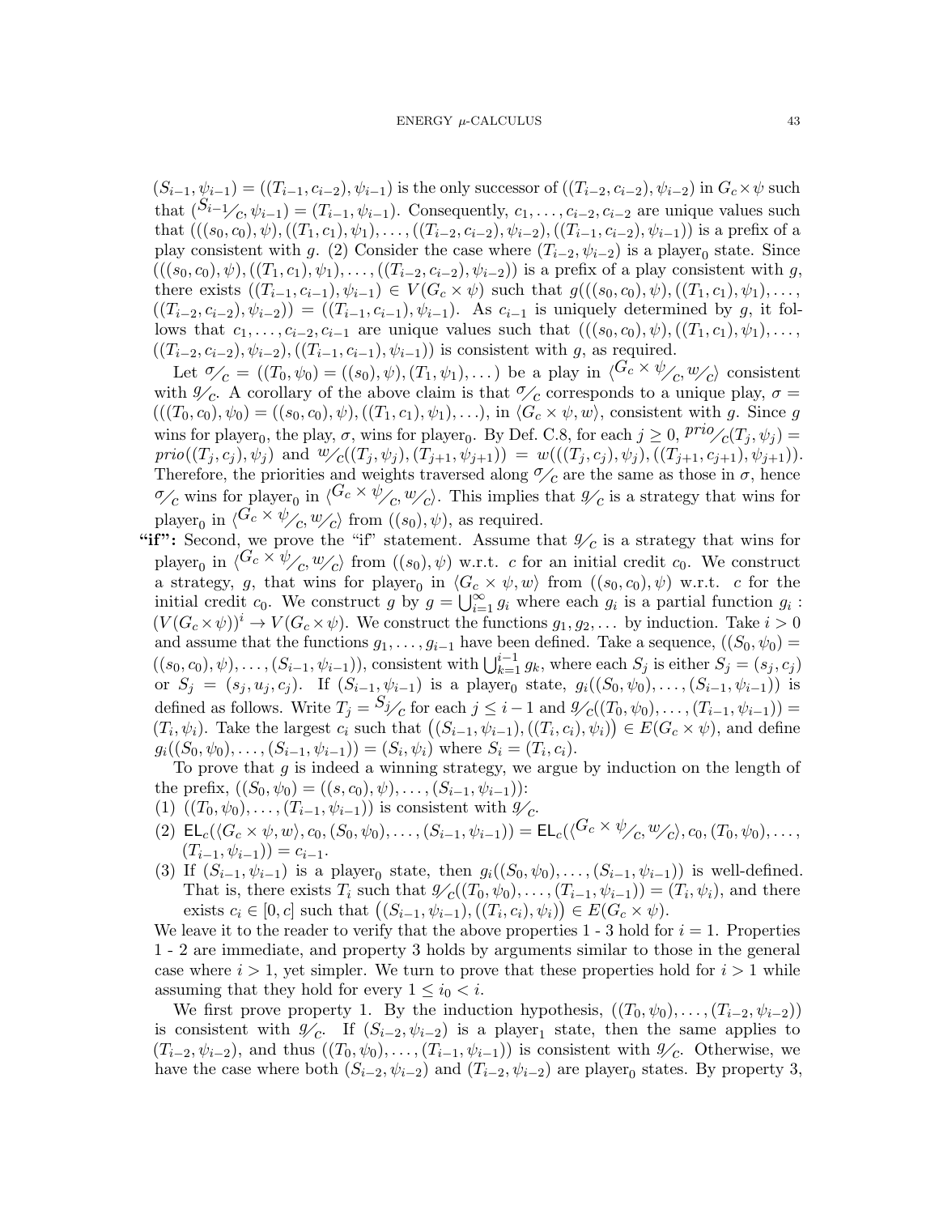$(S_{i-1}, \psi_{i-1}) = ((T_{i-1}, c_{i-2}), \psi_{i-1})$ is the only successor of $((T_{i-2}, c_{i-2}), \psi_{i-2})$ in $G_c \times \psi$ such that $({}^{S_{i-1}}\!/_c, \psi_{i-1}) = (T_{i-1}, \psi_{i-1})$. Consequently, $c_1, \ldots, c_{i-2}, c_{i-2}$ are unique values such that $(((s_0, c_0), \psi), ((T_1, c_1), \psi_1), \ldots, ((T_{i-2}, c_{i-2}), \psi_{i-2}), ((T_{i-1}, c_{i-2}), \psi_{i-1}))$ is a prefix of a play consistent with $g$. (2) Consider the case where $(T_{i-2}, \psi_{i-2})$ is a player$_0$ state. Since $(((s_0, c_0), \psi), ((T_1, c_1), \psi_1), \ldots, ((T_{i-2}, c_{i-2}), \psi_{i-2}))$ is a prefix of a play consistent with $g$, there exists $((T_{i-1}, c_{i-1}), \psi_{i-1}) \in V(G_c \times \psi)$ such that $g(((s_0, c_0), \psi), ((T_1, c_1), \psi_1), \ldots, ((T_{i-2}, c_{i-2}), \psi_{i-2})) = ((T_{i-1}, c_{i-1}), \psi_{i-1})$. As $c_{i-1}$ is uniquely determined by $g$, it follows that $c_1, \ldots, c_{i-2}, c_{i-1}$ are unique values such that $(((s_0, c_0), \psi), ((T_1, c_1), \psi_1), \ldots, ((T_{i-2}, c_{i-2}), \psi_{i-2}), ((T_{i-1}, c_{i-1}), \psi_{i-1}))$ is consistent with $g$, as required.

Let ${}^{\sigma}\!/_c = ((T_0, \psi_0) = ((s_0), \psi), (T_1, \psi_1), \ldots)$ be a play in $\langle {}^{G_c \times \psi}\!/_c, {}^{w}\!/_c \rangle$ consistent with ${}^{g}\!/_c$. A corollary of the above claim is that ${}^{\sigma}\!/_c$ corresponds to a unique play, $\sigma = (((T_0, c_0), \psi_0) = ((s_0, c_0), \psi), ((T_1, c_1), \psi_1), \ldots)$, in $\langle G_c \times \psi, w \rangle$, consistent with $g$. Since $g$ wins for player$_0$, the play, $\sigma$, wins for player$_0$. By Def. C.8, for each $j \geq 0$, ${}^{prio}\!/_c(T_j, \psi_j) = prio((T_j, c_j), \psi_j)$ and ${}^{w}\!/_c((T_j, \psi_j), (T_{j+1}, \psi_{j+1})) = w(((T_j, c_j), \psi_j), ((T_{j+1}, c_{j+1}), \psi_{j+1}))$. Therefore, the priorities and weights traversed along ${}^{\sigma}\!/_c$ are the same as those in $\sigma$, hence ${}^{\sigma}\!/_c$ wins for player$_0$ in $\langle {}^{G_c \times \psi}\!/_c, {}^{w}\!/_c \rangle$. This implies that ${}^{g}\!/_c$ is a strategy that wins for player$_0$ in $\langle {}^{G_c \times \psi}\!/_c, {}^{w}\!/_c \rangle$ from $((s_0), \psi)$, as required.

**"if":** Second, we prove the "if" statement. Assume that ${}^{g}\!/_c$ is a strategy that wins for player$_0$ in $\langle {}^{G_c \times \psi}\!/_c, {}^{w}\!/_c \rangle$ from $((s_0), \psi)$ w.r.t. $c$ for an initial credit $c_0$. We construct a strategy, $g$, that wins for player$_0$ in $\langle G_c \times \psi, w \rangle$ from $((s_0, c_0), \psi)$ w.r.t. $c$ for the initial credit $c_0$. We construct $g$ by $g = \bigcup_{i=1}^{\infty} g_i$ where each $g_i$ is a partial function $g_i : (V(G_c \times \psi))^i \to V(G_c \times \psi)$. We construct the functions $g_1, g_2, \ldots$ by induction. Take $i > 0$ and assume that the functions $g_1, \ldots, g_{i-1}$ have been defined. Take a sequence, $((S_0, \psi_0) = ((s_0, c_0), \psi), \ldots, (S_{i-1}, \psi_{i-1}))$, consistent with $\bigcup_{k=1}^{i-1} g_k$, where each $S_j$ is either $S_j = (s_j, c_j)$ or $S_j = (s_j, u_j, c_j)$. If $(S_{i-1}, \psi_{i-1})$ is a player$_0$ state, $g_i((S_0, \psi_0), \ldots, (S_{i-1}, \psi_{i-1}))$ is defined as follows. Write $T_j = {}^{S_j}\!/_c$ for each $j \leq i-1$ and ${}^{g}\!/_c((T_0, \psi_0), \ldots, (T_{i-1}, \psi_{i-1})) = (T_i, \psi_i)$. Take the largest $c_i$ such that $\big((S_{i-1}, \psi_{i-1}), ((T_i, c_i), \psi_i)\big) \in E(G_c \times \psi)$, and define $g_i((S_0, \psi_0), \ldots, (S_{i-1}, \psi_{i-1})) = (S_i, \psi_i)$ where $S_i = (T_i, c_i)$.

To prove that $g$ is indeed a winning strategy, we argue by induction on the length of the prefix, $((S_0, \psi_0) = ((s, c_0), \psi), \ldots, (S_{i-1}, \psi_{i-1}))$:

(1) $((T_0, \psi_0), \ldots, (T_{i-1}, \psi_{i-1}))$ is consistent with ${}^{g}\!/_c$.

(2) $\mathsf{EL}_c(\langle G_c \times \psi, w \rangle, c_0, (S_0, \psi_0), \ldots, (S_{i-1}, \psi_{i-1})) = \mathsf{EL}_c(\langle {}^{G_c \times \psi}\!/_c, {}^{w}\!/_c \rangle, c_0, (T_0, \psi_0), \ldots, (T_{i-1}, \psi_{i-1})) = c_{i-1}$.

(3) If $(S_{i-1}, \psi_{i-1})$ is a player$_0$ state, then $g_i((S_0, \psi_0), \ldots, (S_{i-1}, \psi_{i-1}))$ is well-defined. That is, there exists $T_i$ such that ${}^{g}\!/_c((T_0, \psi_0), \ldots, (T_{i-1}, \psi_{i-1})) = (T_i, \psi_i)$, and there exists $c_i \in [0, c]$ such that $\big((S_{i-1}, \psi_{i-1}), ((T_i, c_i), \psi_i)\big) \in E(G_c \times \psi)$.

We leave it to the reader to verify that the above properties 1 - 3 hold for $i = 1$. Properties 1 - 2 are immediate, and property 3 holds by arguments similar to those in the general case where $i > 1$, yet simpler. We turn to prove that these properties hold for $i > 1$ while assuming that they hold for every $1 \leq i_0 < i$.

We first prove property 1. By the induction hypothesis, $((T_0, \psi_0), \ldots, (T_{i-2}, \psi_{i-2}))$ is consistent with ${}^{g}\!/_c$. If $(S_{i-2}, \psi_{i-2})$ is a player$_1$ state, then the same applies to $(T_{i-2}, \psi_{i-2})$, and thus $((T_0, \psi_0), \ldots, (T_{i-1}, \psi_{i-1}))$ is consistent with ${}^{g}\!/_c$. Otherwise, we have the case where both $(S_{i-2}, \psi_{i-2})$ and $(T_{i-2}, \psi_{i-2})$ are player$_0$ states. By property 3,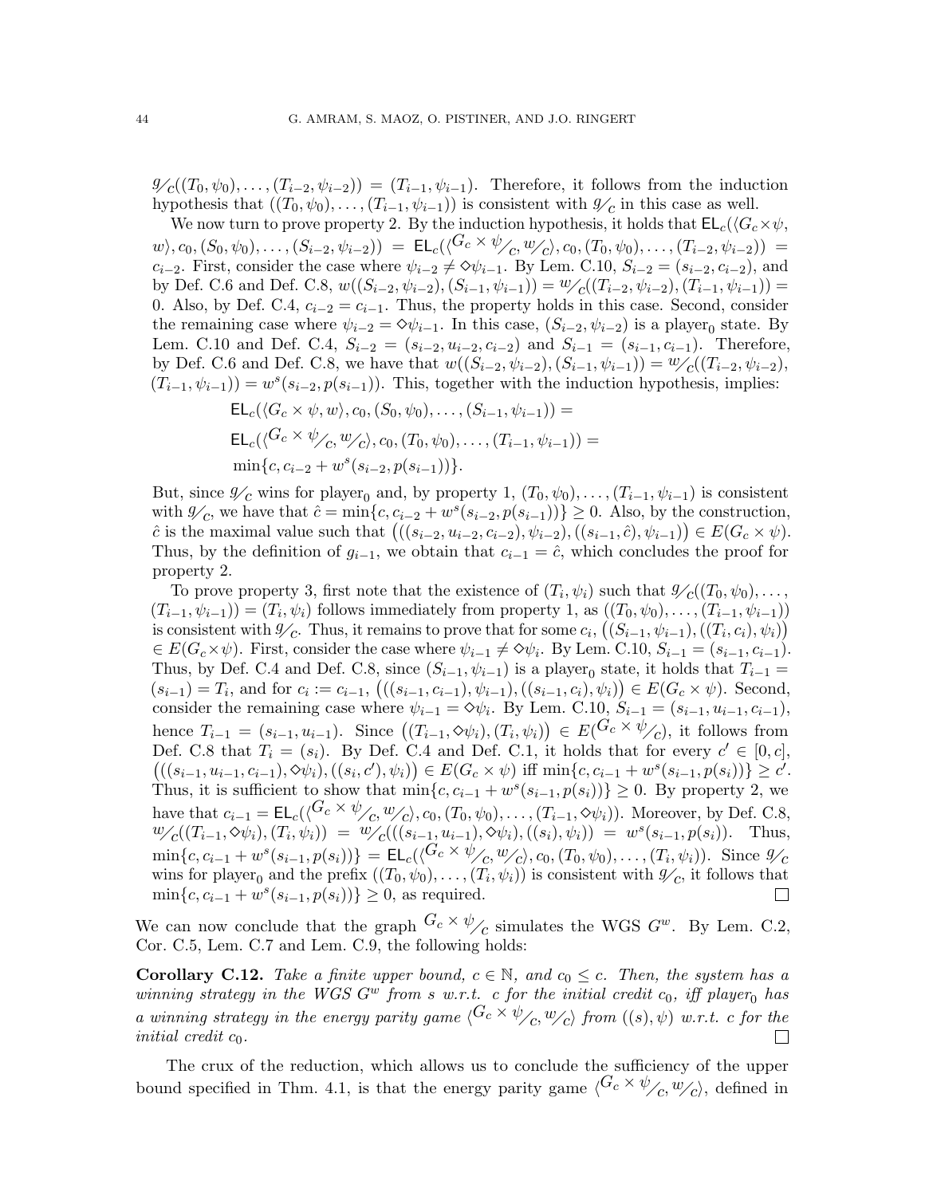$g_{/c}((T_0, \psi_0), \ldots, (T_{i-2}, \psi_{i-2})) = (T_{i-1}, \psi_{i-1})$. Therefore, it follows from the induction hypothesis that $((T_0, \psi_0), \ldots, (T_{i-1}, \psi_{i-1}))$ is consistent with $g_{/c}$ in this case as well.

We now turn to prove property 2. By the induction hypothesis, it holds that $\mathsf{EL}_c(\langle G_c \times \psi, w\rangle, c_0, (S_0, \psi_0), \ldots, (S_{i-2}, \psi_{i-2})) = \mathsf{EL}_c(\langle G_c \times \psi_{/c}, w_{/c}\rangle, c_0, (T_0, \psi_0), \ldots, (T_{i-2}, \psi_{i-2})) = c_{i-2}$. First, consider the case where $\psi_{i-2} \neq \diamond\psi_{i-1}$. By Lem. C.10, $S_{i-2} = (s_{i-2}, c_{i-2})$, and by Def. C.6 and Def. C.8, $w((S_{i-2}, \psi_{i-2}), (S_{i-1}, \psi_{i-1})) = w_{/c}((T_{i-2}, \psi_{i-2}), (T_{i-1}, \psi_{i-1})) = 0$. Also, by Def. C.4, $c_{i-2} = c_{i-1}$. Thus, the property holds in this case. Second, consider the remaining case where $\psi_{i-2} = \diamond\psi_{i-1}$. In this case, $(S_{i-2}, \psi_{i-2})$ is a player$_0$ state. By Lem. C.10 and Def. C.4, $S_{i-2} = (s_{i-2}, u_{i-2}, c_{i-2})$ and $S_{i-1} = (s_{i-1}, c_{i-1})$. Therefore, by Def. C.6 and Def. C.8, we have that $w((S_{i-2}, \psi_{i-2}), (S_{i-1}, \psi_{i-1})) = w_{/c}((T_{i-2}, \psi_{i-2}), (T_{i-1}, \psi_{i-1})) = w^s(s_{i-2}, p(s_{i-1}))$. This, together with the induction hypothesis, implies:

$$
\begin{aligned}
&\mathsf{EL}_c(\langle G_c \times \psi, w\rangle, c_0, (S_0, \psi_0), \ldots, (S_{i-1}, \psi_{i-1})) = \\
&\mathsf{EL}_c(\langle G_c \times \psi_{/c}, w_{/c}\rangle, c_0, (T_0, \psi_0), \ldots, (T_{i-1}, \psi_{i-1})) = \\
&\min\{c, c_{i-2} + w^s(s_{i-2}, p(s_{i-1}))\}.
\end{aligned}
$$

But, since $g_{/c}$ wins for player$_0$ and, by property 1, $(T_0, \psi_0), \ldots, (T_{i-1}, \psi_{i-1})$ is consistent with $g_{/c}$, we have that $\hat{c} = \min\{c, c_{i-2} + w^s(s_{i-2}, p(s_{i-1}))\} \geq 0$. Also, by the construction, $\hat{c}$ is the maximal value such that $\big(((s_{i-2}, u_{i-2}, c_{i-2}), \psi_{i-2}), ((s_{i-1}, \hat{c}), \psi_{i-1})\big) \in E(G_c \times \psi)$. Thus, by the definition of $g_{i-1}$, we obtain that $c_{i-1} = \hat{c}$, which concludes the proof for property 2.

To prove property 3, first note that the existence of $(T_i, \psi_i)$ such that $g_{/c}((T_0, \psi_0), \ldots, (T_{i-1}, \psi_{i-1})) = (T_i, \psi_i)$ follows immediately from property 1, as $((T_0, \psi_0), \ldots, (T_{i-1}, \psi_{i-1}))$ is consistent with $g_{/c}$. Thus, it remains to prove that for some $c_i$, $\big((S_{i-1}, \psi_{i-1}), ((T_i, c_i), \psi_i)\big) \in E(G_c \times \psi)$. First, consider the case where $\psi_{i-1} \neq \diamond\psi_i$. By Lem. C.10, $S_{i-1} = (s_{i-1}, c_{i-1})$. Thus, by Def. C.4 and Def. C.8, since $(S_{i-1}, \psi_{i-1})$ is a player$_0$ state, it holds that $T_{i-1} = (s_{i-1}) = T_i$, and for $c_i := c_{i-1}$, $\big(((s_{i-1}, c_{i-1}), \psi_{i-1}), ((s_i, c_i), \psi_i)\big) \in E(G_c \times \psi)$. Second, consider the remaining case where $\psi_{i-1} = \diamond\psi_i$. By Lem. C.10, $S_{i-1} = (s_{i-1}, u_{i-1}, c_{i-1})$, hence $T_{i-1} = (s_{i-1}, u_{i-1})$. Since $\big((T_{i-1}, \diamond\psi_i), (T_i, \psi_i)\big) \in E(G_c \times \psi_{/c})$, it follows from Def. C.8 that $T_i = (s_i)$. By Def. C.4 and Def. C.1, it holds that for every $c' \in [0, c]$, $\big(((s_{i-1}, u_{i-1}, c_{i-1}), \diamond\psi_i), ((s_i, c'), \psi_i)\big) \in E(G_c \times \psi)$ iff $\min\{c, c_{i-1} + w^s(s_{i-1}, p(s_i))\} \geq c'$. Thus, it is sufficient to show that $\min\{c, c_{i-1} + w^s(s_{i-1}, p(s_i))\} \geq 0$. By property 2, we have that $c_{i-1} = \mathsf{EL}_c(\langle G_c \times \psi_{/c}, w_{/c}\rangle, c_0, (T_0, \psi_0), \ldots, (T_{i-1}, \diamond\psi_i))$. Moreover, by Def. C.8, $w_{/c}((T_{i-1}, \diamond\psi_i), (T_i, \psi_i)) = w_{/c}(((s_{i-1}, u_{i-1}), \diamond\psi_i), ((s_i), \psi_i)) = w^s(s_{i-1}, p(s_i))$. Thus, $\min\{c, c_{i-1} + w^s(s_{i-1}, p(s_i))\} = \mathsf{EL}_c(\langle G_c \times \psi_{/c}, w_{/c}\rangle, c_0, (T_0, \psi_0), \ldots, (T_i, \psi_i))$. Since $g_{/c}$ wins for player$_0$ and the prefix $((T_0, \psi_0), \ldots, (T_i, \psi_i))$ is consistent with $g_{/c}$, it follows that $\min\{c, c_{i-1} + w^s(s_{i-1}, p(s_i))\} \geq 0$, as required. □

We can now conclude that the graph $G_c \times \psi_{/c}$ simulates the WGS $G^w$. By Lem. C.2, Cor. C.5, Lem. C.7 and Lem. C.9, the following holds:

**Corollary C.12.** *Take a finite upper bound, $c \in \mathbb{N}$, and $c_0 \leq c$. Then, the system has a winning strategy in the WGS $G^w$ from $s$ w.r.t. $c$ for the initial credit $c_0$, iff player$_0$ has a winning strategy in the energy parity game $\langle G_c \times \psi_{/c}, w_{/c}\rangle$ from $((s), \psi)$ w.r.t. $c$ for the initial credit $c_0$.* □

The crux of the reduction, which allows us to conclude the sufficiency of the upper bound specified in Thm. 4.1, is that the energy parity game $\langle G_c \times \psi_{/c}, w_{/c}\rangle$, defined in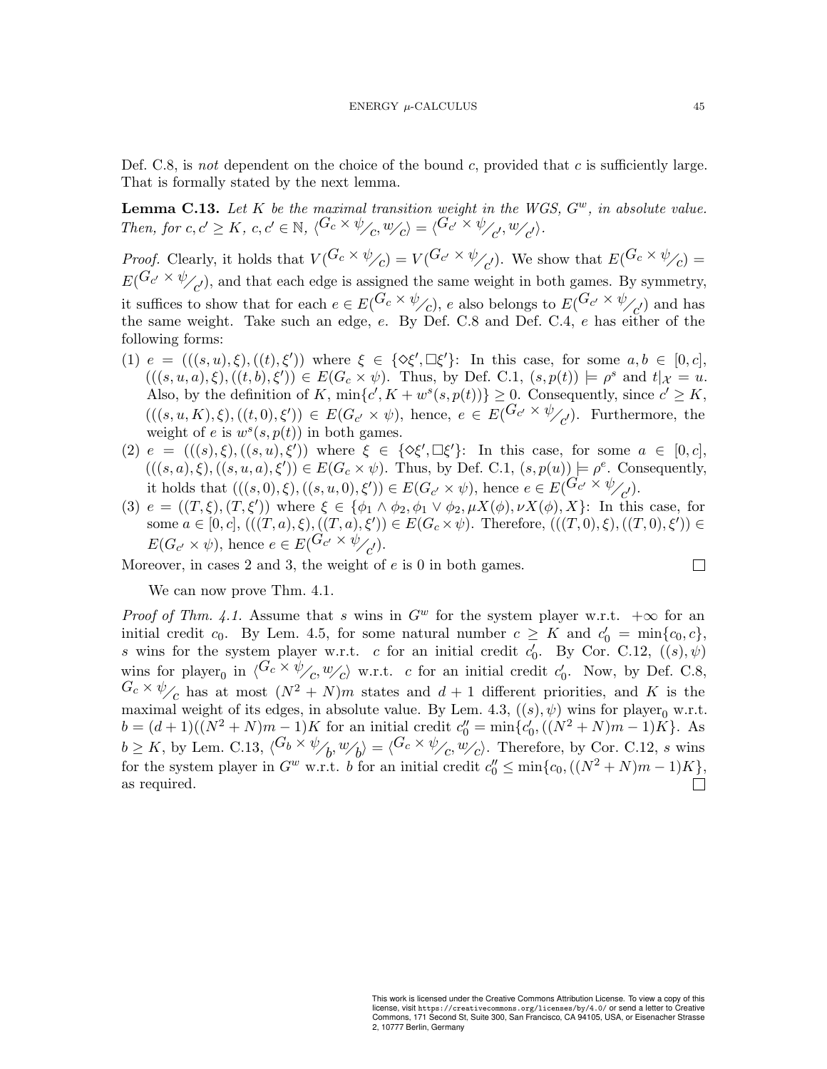Def. C.8, is *not* dependent on the choice of the bound $c$, provided that $c$ is sufficiently large. That is formally stated by the next lemma.

**Lemma C.13.** *Let $K$ be the maximal transition weight in the WGS, $G^w$, in absolute value. Then, for $c, c' \geq K$, $c, c' \in \mathbb{N}$, $\langle {}^{G_c \times \psi}\!/_{c}, {}^{w}\!/_{c} \rangle = \langle {}^{G_{c'} \times \psi}\!/_{c'}, {}^{w}\!/_{c'} \rangle$.*

*Proof.* Clearly, it holds that $V({}^{G_c \times \psi}\!/_{c}) = V({}^{G_{c'} \times \psi}\!/_{c'})$. We show that $E({}^{G_c \times \psi}\!/_{c}) = E({}^{G_{c'} \times \psi}\!/_{c'})$, and that each edge is assigned the same weight in both games. By symmetry, it suffices to show that for each $e \in E({}^{G_c \times \psi}\!/_{c})$, $e$ also belongs to $E({}^{G_{c'} \times \psi}\!/_{c'})$ and has the same weight. Take such an edge, $e$. By Def. C.8 and Def. C.4, $e$ has either of the following forms:

(1) $e = (((s,u),\xi),((t),\xi'))$ where $\xi \in \{\Diamond\xi', \Box\xi'\}$: In this case, for some $a, b \in [0,c]$, $(((s,u,a),\xi),((t,b),\xi')) \in E(G_c \times \psi)$. Thus, by Def. C.1, $(s,p(t)) \models \rho^s$ and $t|_{\mathcal{X}} = u$. Also, by the definition of $K$, $\min\{c', K + w^s(s,p(t))\} \geq 0$. Consequently, since $c' \geq K$, $(((s,u,K),\xi),((t,0),\xi')) \in E(G_{c'} \times \psi)$, hence, $e \in E({}^{G_{c'} \times \psi}\!/_{c'})$. Furthermore, the weight of $e$ is $w^s(s,p(t))$ in both games.

(2) $e = (((s),\xi),((s,u),\xi'))$ where $\xi \in \{\Diamond\xi', \Box\xi'\}$: In this case, for some $a \in [0,c]$, $(((s,a),\xi),((s,u,a),\xi')) \in E(G_c \times \psi)$. Thus, by Def. C.1, $(s,p(u)) \models \rho^e$. Consequently, it holds that $(((s,0),\xi),((s,u,0),\xi')) \in E(G_{c'} \times \psi)$, hence $e \in E({}^{G_{c'} \times \psi}\!/_{c'})$.

(3) $e = ((T,\xi),(T,\xi'))$ where $\xi \in \{\phi_1 \wedge \phi_2, \phi_1 \vee \phi_2, \mu X(\phi), \nu X(\phi), X\}$: In this case, for some $a \in [0,c]$, $(((T,a),\xi),((T,a),\xi')) \in E(G_c \times \psi)$. Therefore, $(((T,0),\xi),((T,0),\xi')) \in E(G_{c'} \times \psi)$, hence $e \in E({}^{G_{c'} \times \psi}\!/_{c'})$.

Moreover, in cases 2 and 3, the weight of $e$ is 0 in both games. □

We can now prove Thm. 4.1.

*Proof of Thm. 4.1.* Assume that $s$ wins in $G^w$ for the system player w.r.t. $+\infty$ for an initial credit $c_0$. By Lem. 4.5, for some natural number $c \geq K$ and $c'_0 = \min\{c_0, c\}$, $s$ wins for the system player w.r.t. $c$ for an initial credit $c'_0$. By Cor. C.12, $((s),\psi)$ wins for player$_0$ in $\langle {}^{G_c \times \psi}\!/_{c}, {}^{w}\!/_{c} \rangle$ w.r.t. $c$ for an initial credit $c'_0$. Now, by Def. C.8, ${}^{G_c \times \psi}\!/_{c}$ has at most $(N^2+N)m$ states and $d+1$ different priorities, and $K$ is the maximal weight of its edges, in absolute value. By Lem. 4.3, $((s),\psi)$ wins for player$_0$ w.r.t. $b = (d+1)((N^2+N)m-1)K$ for an initial credit $c''_0 = \min\{c'_0, ((N^2+N)m-1)K\}$. As $b \geq K$, by Lem. C.13, $\langle {}^{G_b \times \psi}\!/_{b}, {}^{w}\!/_{b} \rangle = \langle {}^{G_c \times \psi}\!/_{c}, {}^{w}\!/_{c} \rangle$. Therefore, by Cor. C.12, $s$ wins for the system player in $G^w$ w.r.t. $b$ for an initial credit $c''_0 \leq \min\{c_0, ((N^2+N)m-1)K\}$, as required. □

This work is licensed under the Creative Commons Attribution License. To view a copy of this license, visit https://creativecommons.org/licenses/by/4.0/ or send a letter to Creative Commons, 171 Second St, Suite 300, San Francisco, CA 94105, USA, or Eisenacher Strasse 2, 10777 Berlin, Germany